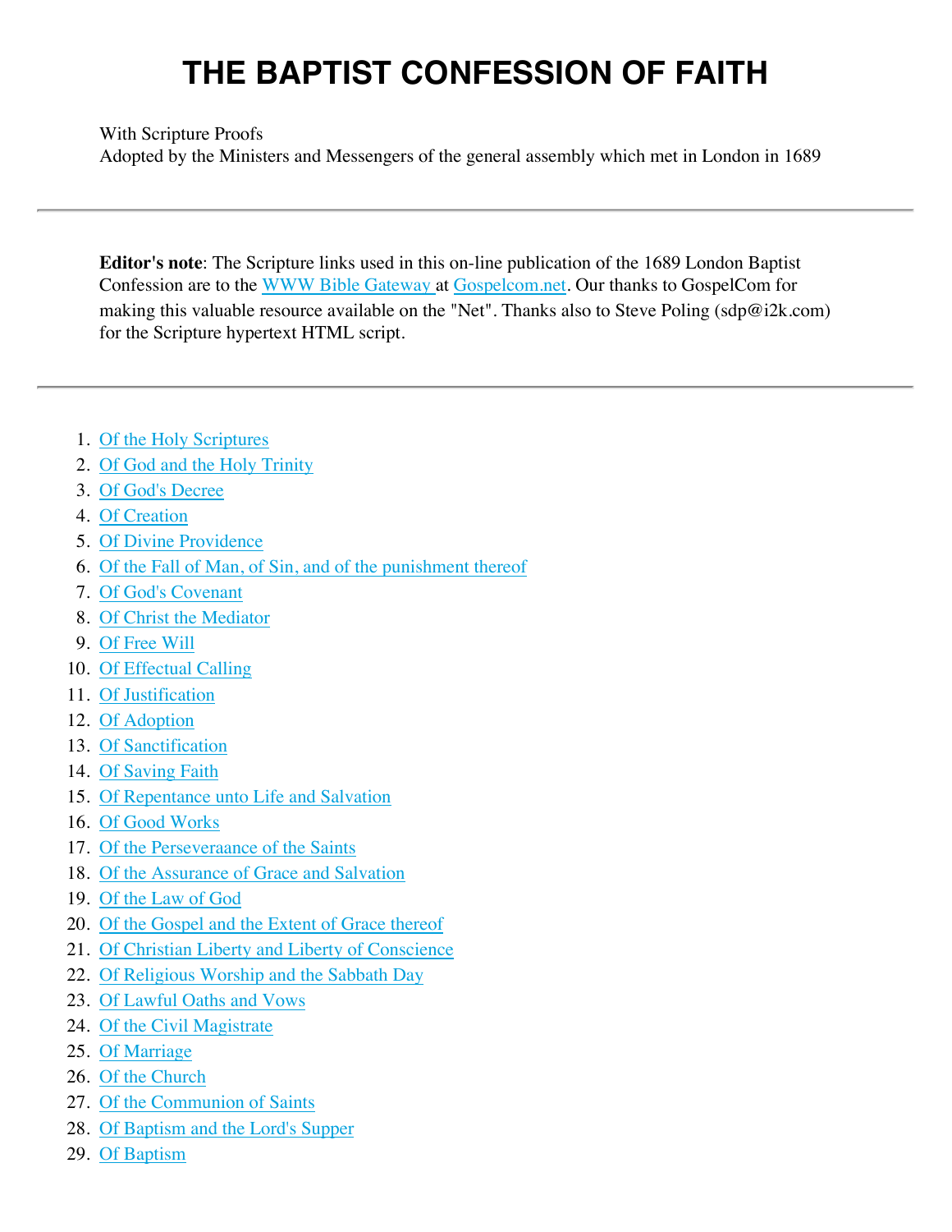# THE BAPTIST CONFESSION OF FAITH

With Scripture Proofs
Adopted by the Ministers and Messengers of the general assembly which met in London in 1689

---

**Editor's note**: The Scripture links used in this on-line publication of the 1689 London Baptist Confession are to the WWW Bible Gateway at Gospelcom.net. Our thanks to GospelCom for making this valuable resource available on the "Net". Thanks also to Steve Poling (sdp@i2k.com) for the Scripture hypertext HTML script.

---

1. Of the Holy Scriptures
2. Of God and the Holy Trinity
3. Of God's Decree
4. Of Creation
5. Of Divine Providence
6. Of the Fall of Man, of Sin, and of the punishment thereof
7. Of God's Covenant
8. Of Christ the Mediator
9. Of Free Will
10. Of Effectual Calling
11. Of Justification
12. Of Adoption
13. Of Sanctification
14. Of Saving Faith
15. Of Repentance unto Life and Salvation
16. Of Good Works
17. Of the Perseveraance of the Saints
18. Of the Assurance of Grace and Salvation
19. Of the Law of God
20. Of the Gospel and the Extent of Grace thereof
21. Of Christian Liberty and Liberty of Conscience
22. Of Religious Worship and the Sabbath Day
23. Of Lawful Oaths and Vows
24. Of the Civil Magistrate
25. Of Marriage
26. Of the Church
27. Of the Communion of Saints
28. Of Baptism and the Lord's Supper
29. Of Baptism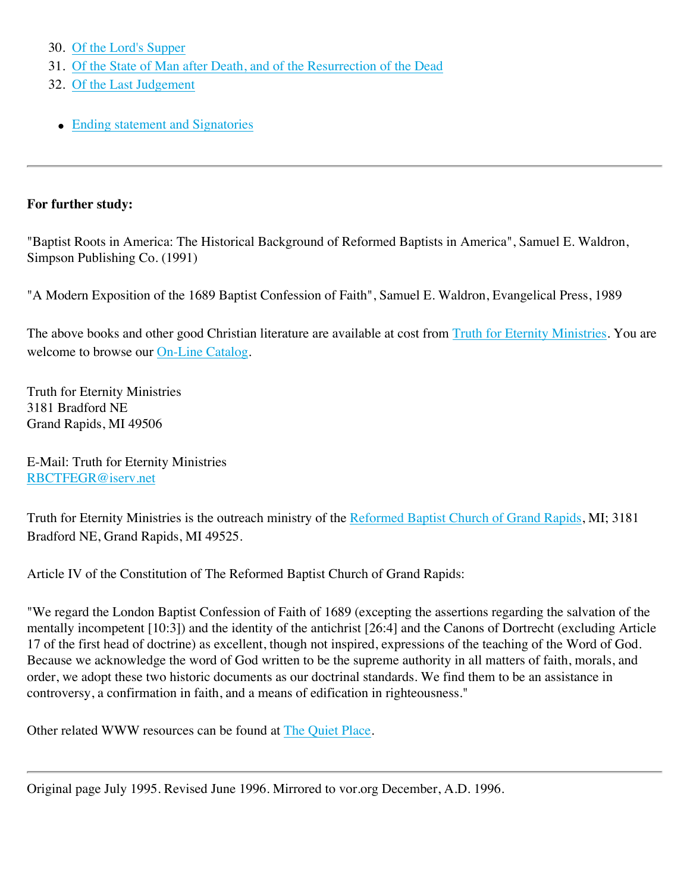30. Of the Lord's Supper
31. Of the State of Man after Death, and of the Resurrection of the Dead
32. Of the Last Judgement

- Ending statement and Signatories

---

**For further study:**

"Baptist Roots in America: The Historical Background of Reformed Baptists in America", Samuel E. Waldron, Simpson Publishing Co. (1991)

"A Modern Exposition of the 1689 Baptist Confession of Faith", Samuel E. Waldron, Evangelical Press, 1989

The above books and other good Christian literature are available at cost from Truth for Eternity Ministries. You are welcome to browse our On-Line Catalog.

Truth for Eternity Ministries  
3181 Bradford NE  
Grand Rapids, MI 49506

E-Mail: Truth for Eternity Ministries  
RBCTFEGR@iserv.net

Truth for Eternity Ministries is the outreach ministry of the Reformed Baptist Church of Grand Rapids, MI; 3181 Bradford NE, Grand Rapids, MI 49525.

Article IV of the Constitution of The Reformed Baptist Church of Grand Rapids:

"We regard the London Baptist Confession of Faith of 1689 (excepting the assertions regarding the salvation of the mentally incompetent [10:3]) and the identity of the antichrist [26:4] and the Canons of Dortrecht (excluding Article 17 of the first head of doctrine) as excellent, though not inspired, expressions of the teaching of the Word of God. Because we acknowledge the word of God written to be the supreme authority in all matters of faith, morals, and order, we adopt these two historic documents as our doctrinal standards. We find them to be an assistance in controversy, a confirmation in faith, and a means of edification in righteousness."

Other related WWW resources can be found at The Quiet Place.

---

Original page July 1995. Revised June 1996. Mirrored to vor.org December, A.D. 1996.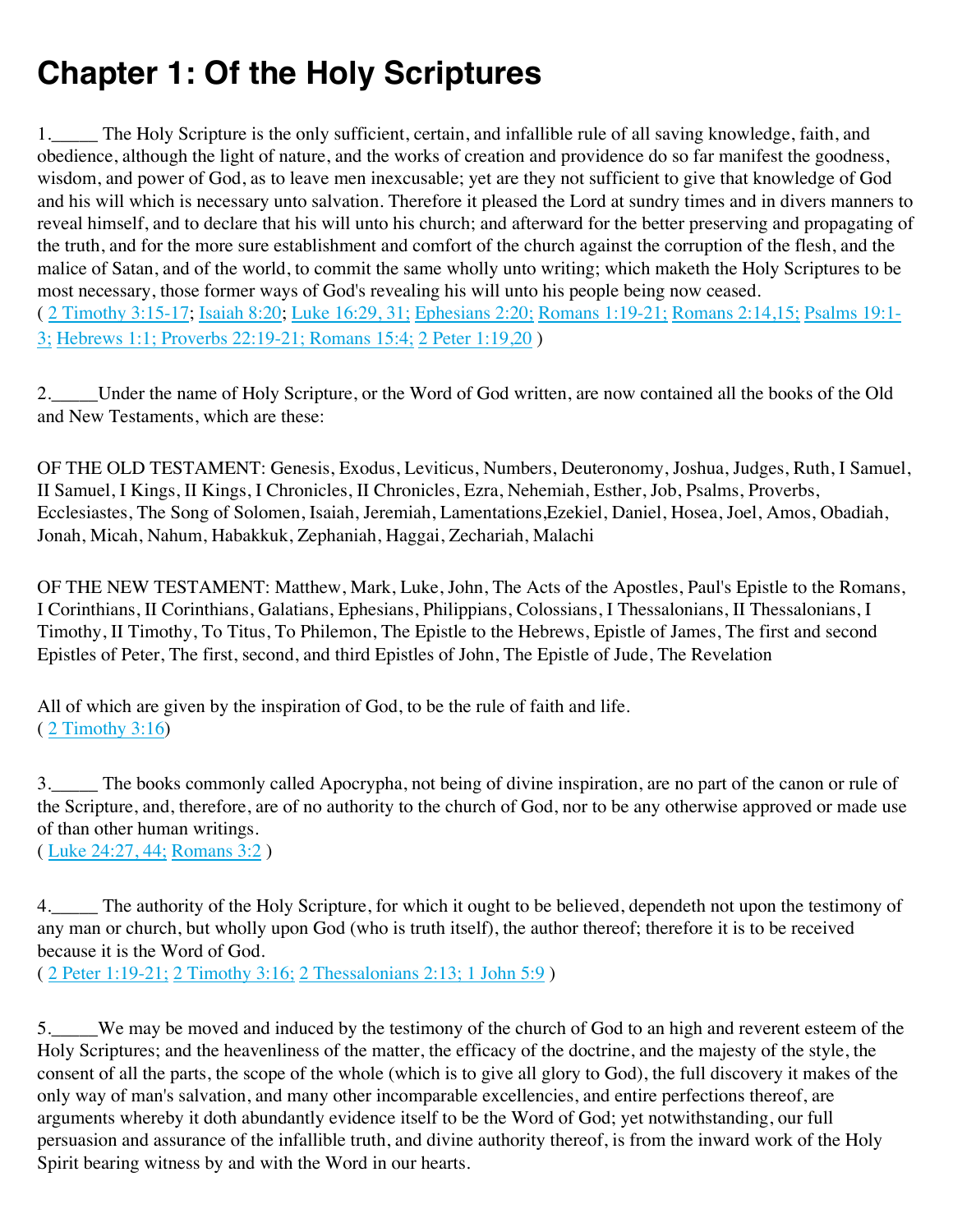# Chapter 1: Of the Holy Scriptures

1.\_\_\_\_\_ The Holy Scripture is the only sufficient, certain, and infallible rule of all saving knowledge, faith, and obedience, although the light of nature, and the works of creation and providence do so far manifest the goodness, wisdom, and power of God, as to leave men inexcusable; yet are they not sufficient to give that knowledge of God and his will which is necessary unto salvation. Therefore it pleased the Lord at sundry times and in divers manners to reveal himself, and to declare that his will unto his church; and afterward for the better preserving and propagating of the truth, and for the more sure establishment and comfort of the church against the corruption of the flesh, and the malice of Satan, and of the world, to commit the same wholly unto writing; which maketh the Holy Scriptures to be most necessary, those former ways of God's revealing his will unto his people being now ceased.
( 2 Timothy 3:15-17; Isaiah 8:20; Luke 16:29, 31; Ephesians 2:20; Romans 1:19-21; Romans 2:14,15; Psalms 19:1-3; Hebrews 1:1; Proverbs 22:19-21; Romans 15:4; 2 Peter 1:19,20 )

2.\_\_\_\_\_Under the name of Holy Scripture, or the Word of God written, are now contained all the books of the Old and New Testaments, which are these:

OF THE OLD TESTAMENT: Genesis, Exodus, Leviticus, Numbers, Deuteronomy, Joshua, Judges, Ruth, I Samuel, II Samuel, I Kings, II Kings, I Chronicles, II Chronicles, Ezra, Nehemiah, Esther, Job, Psalms, Proverbs, Ecclesiastes, The Song of Solomen, Isaiah, Jeremiah, Lamentations,Ezekiel, Daniel, Hosea, Joel, Amos, Obadiah, Jonah, Micah, Nahum, Habakkuk, Zephaniah, Haggai, Zechariah, Malachi

OF THE NEW TESTAMENT: Matthew, Mark, Luke, John, The Acts of the Apostles, Paul's Epistle to the Romans, I Corinthians, II Corinthians, Galatians, Ephesians, Philippians, Colossians, I Thessalonians, II Thessalonians, I Timothy, II Timothy, To Titus, To Philemon, The Epistle to the Hebrews, Epistle of James, The first and second Epistles of Peter, The first, second, and third Epistles of John, The Epistle of Jude, The Revelation

All of which are given by the inspiration of God, to be the rule of faith and life.
( 2 Timothy 3:16)

3.\_\_\_\_\_ The books commonly called Apocrypha, not being of divine inspiration, are no part of the canon or rule of the Scripture, and, therefore, are of no authority to the church of God, nor to be any otherwise approved or made use of than other human writings.
( Luke 24:27, 44; Romans 3:2 )

4.\_\_\_\_\_ The authority of the Holy Scripture, for which it ought to be believed, dependeth not upon the testimony of any man or church, but wholly upon God (who is truth itself), the author thereof; therefore it is to be received because it is the Word of God.
( 2 Peter 1:19-21; 2 Timothy 3:16; 2 Thessalonians 2:13; 1 John 5:9 )

5.\_\_\_\_\_We may be moved and induced by the testimony of the church of God to an high and reverent esteem of the Holy Scriptures; and the heavenliness of the matter, the efficacy of the doctrine, and the majesty of the style, the consent of all the parts, the scope of the whole (which is to give all glory to God), the full discovery it makes of the only way of man's salvation, and many other incomparable excellencies, and entire perfections thereof, are arguments whereby it doth abundantly evidence itself to be the Word of God; yet notwithstanding, our full persuasion and assurance of the infallible truth, and divine authority thereof, is from the inward work of the Holy Spirit bearing witness by and with the Word in our hearts.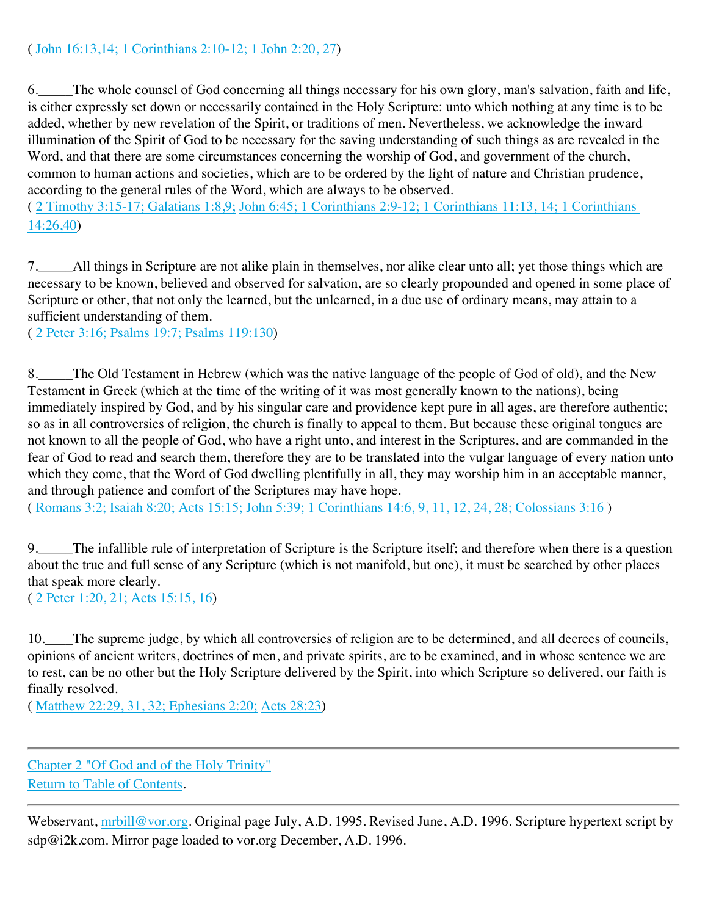( John 16:13,14; 1 Corinthians 2:10-12; 1 John 2:20, 27)

6.\_\_\_\_\_The whole counsel of God concerning all things necessary for his own glory, man's salvation, faith and life, is either expressly set down or necessarily contained in the Holy Scripture: unto which nothing at any time is to be added, whether by new revelation of the Spirit, or traditions of men. Nevertheless, we acknowledge the inward illumination of the Spirit of God to be necessary for the saving understanding of such things as are revealed in the Word, and that there are some circumstances concerning the worship of God, and government of the church, common to human actions and societies, which are to be ordered by the light of nature and Christian prudence, according to the general rules of the Word, which are always to be observed.
( 2 Timothy 3:15-17; Galatians 1:8,9; John 6:45; 1 Corinthians 2:9-12; 1 Corinthians 11:13, 14; 1 Corinthians 14:26,40)

7.\_\_\_\_\_All things in Scripture are not alike plain in themselves, nor alike clear unto all; yet those things which are necessary to be known, believed and observed for salvation, are so clearly propounded and opened in some place of Scripture or other, that not only the learned, but the unlearned, in a due use of ordinary means, may attain to a sufficient understanding of them.
( 2 Peter 3:16; Psalms 19:7; Psalms 119:130)

8.\_\_\_\_\_The Old Testament in Hebrew (which was the native language of the people of God of old), and the New Testament in Greek (which at the time of the writing of it was most generally known to the nations), being immediately inspired by God, and by his singular care and providence kept pure in all ages, are therefore authentic; so as in all controversies of religion, the church is finally to appeal to them. But because these original tongues are not known to all the people of God, who have a right unto, and interest in the Scriptures, and are commanded in the fear of God to read and search them, therefore they are to be translated into the vulgar language of every nation unto which they come, that the Word of God dwelling plentifully in all, they may worship him in an acceptable manner, and through patience and comfort of the Scriptures may have hope.
( Romans 3:2; Isaiah 8:20; Acts 15:15; John 5:39; 1 Corinthians 14:6, 9, 11, 12, 24, 28; Colossians 3:16 )

9.\_\_\_\_\_The infallible rule of interpretation of Scripture is the Scripture itself; and therefore when there is a question about the true and full sense of any Scripture (which is not manifold, but one), it must be searched by other places that speak more clearly.
( 2 Peter 1:20, 21; Acts 15:15, 16)

10.\_\_\_\_The supreme judge, by which all controversies of religion are to be determined, and all decrees of councils, opinions of ancient writers, doctrines of men, and private spirits, are to be examined, and in whose sentence we are to rest, can be no other but the Holy Scripture delivered by the Spirit, into which Scripture so delivered, our faith is finally resolved.
( Matthew 22:29, 31, 32; Ephesians 2:20; Acts 28:23)

---

Chapter 2 "Of God and of the Holy Trinity"
Return to Table of Contents.

---

Webservant, mrbill@vor.org. Original page July, A.D. 1995. Revised June, A.D. 1996. Scripture hypertext script by sdp@i2k.com. Mirror page loaded to vor.org December, A.D. 1996.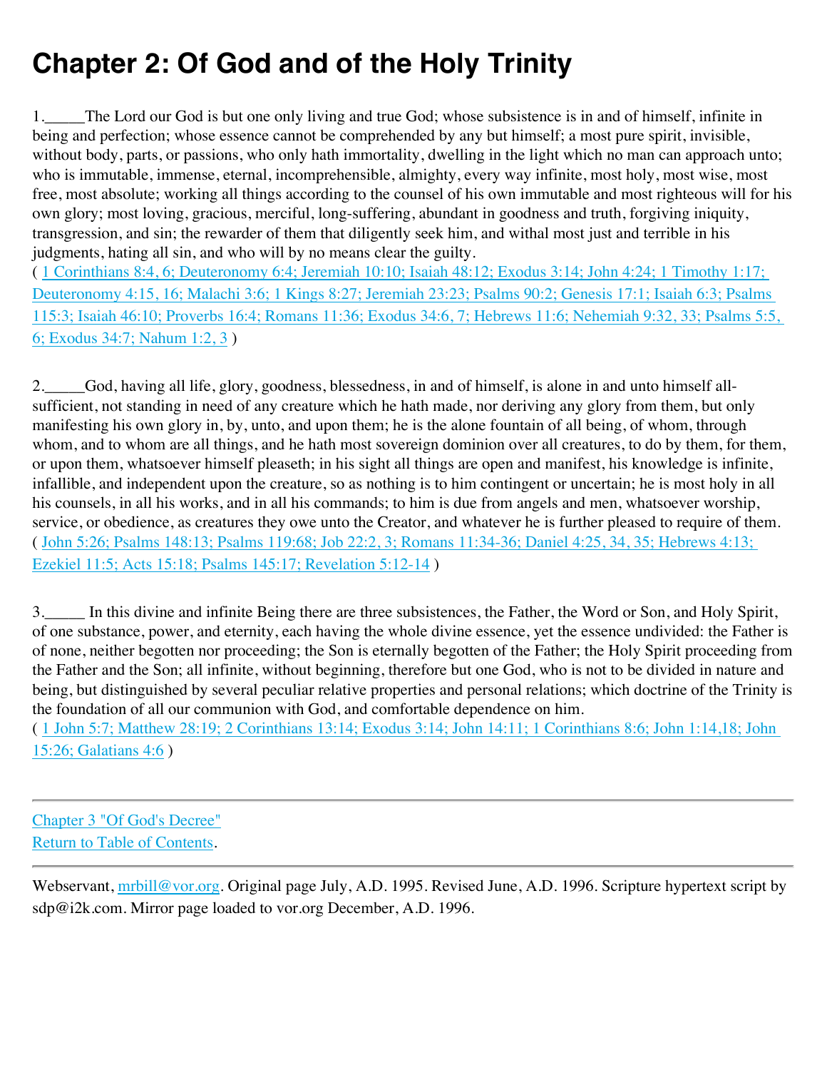# Chapter 2: Of God and of the Holy Trinity

1.\_\_\_\_\_The Lord our God is but one only living and true God; whose subsistence is in and of himself, infinite in being and perfection; whose essence cannot be comprehended by any but himself; a most pure spirit, invisible, without body, parts, or passions, who only hath immortality, dwelling in the light which no man can approach unto; who is immutable, immense, eternal, incomprehensible, almighty, every way infinite, most holy, most wise, most free, most absolute; working all things according to the counsel of his own immutable and most righteous will for his own glory; most loving, gracious, merciful, long-suffering, abundant in goodness and truth, forgiving iniquity, transgression, and sin; the rewarder of them that diligently seek him, and withal most just and terrible in his judgments, hating all sin, and who will by no means clear the guilty.
( 1 Corinthians 8:4, 6; Deuteronomy 6:4; Jeremiah 10:10; Isaiah 48:12; Exodus 3:14; John 4:24; 1 Timothy 1:17; Deuteronomy 4:15, 16; Malachi 3:6; 1 Kings 8:27; Jeremiah 23:23; Psalms 90:2; Genesis 17:1; Isaiah 6:3; Psalms 115:3; Isaiah 46:10; Proverbs 16:4; Romans 11:36; Exodus 34:6, 7; Hebrews 11:6; Nehemiah 9:32, 33; Psalms 5:5, 6; Exodus 34:7; Nahum 1:2, 3 )

2.\_\_\_\_\_God, having all life, glory, goodness, blessedness, in and of himself, is alone in and unto himself all-sufficient, not standing in need of any creature which he hath made, nor deriving any glory from them, but only manifesting his own glory in, by, unto, and upon them; he is the alone fountain of all being, of whom, through whom, and to whom are all things, and he hath most sovereign dominion over all creatures, to do by them, for them, or upon them, whatsoever himself pleaseth; in his sight all things are open and manifest, his knowledge is infinite, infallible, and independent upon the creature, so as nothing is to him contingent or uncertain; he is most holy in all his counsels, in all his works, and in all his commands; to him is due from angels and men, whatsoever worship, service, or obedience, as creatures they owe unto the Creator, and whatever he is further pleased to require of them.
( John 5:26; Psalms 148:13; Psalms 119:68; Job 22:2, 3; Romans 11:34-36; Daniel 4:25, 34, 35; Hebrews 4:13; Ezekiel 11:5; Acts 15:18; Psalms 145:17; Revelation 5:12-14 )

3.\_\_\_\_\_ In this divine and infinite Being there are three subsistences, the Father, the Word or Son, and Holy Spirit, of one substance, power, and eternity, each having the whole divine essence, yet the essence undivided: the Father is of none, neither begotten nor proceeding; the Son is eternally begotten of the Father; the Holy Spirit proceeding from the Father and the Son; all infinite, without beginning, therefore but one God, who is not to be divided in nature and being, but distinguished by several peculiar relative properties and personal relations; which doctrine of the Trinity is the foundation of all our communion with God, and comfortable dependence on him.
( 1 John 5:7; Matthew 28:19; 2 Corinthians 13:14; Exodus 3:14; John 14:11; 1 Corinthians 8:6; John 1:14,18; John 15:26; Galatians 4:6 )

---

Chapter 3 "Of God's Decree"
Return to Table of Contents.

---

Webservant, mrbill@vor.org. Original page July, A.D. 1995. Revised June, A.D. 1996. Scripture hypertext script by sdp@i2k.com. Mirror page loaded to vor.org December, A.D. 1996.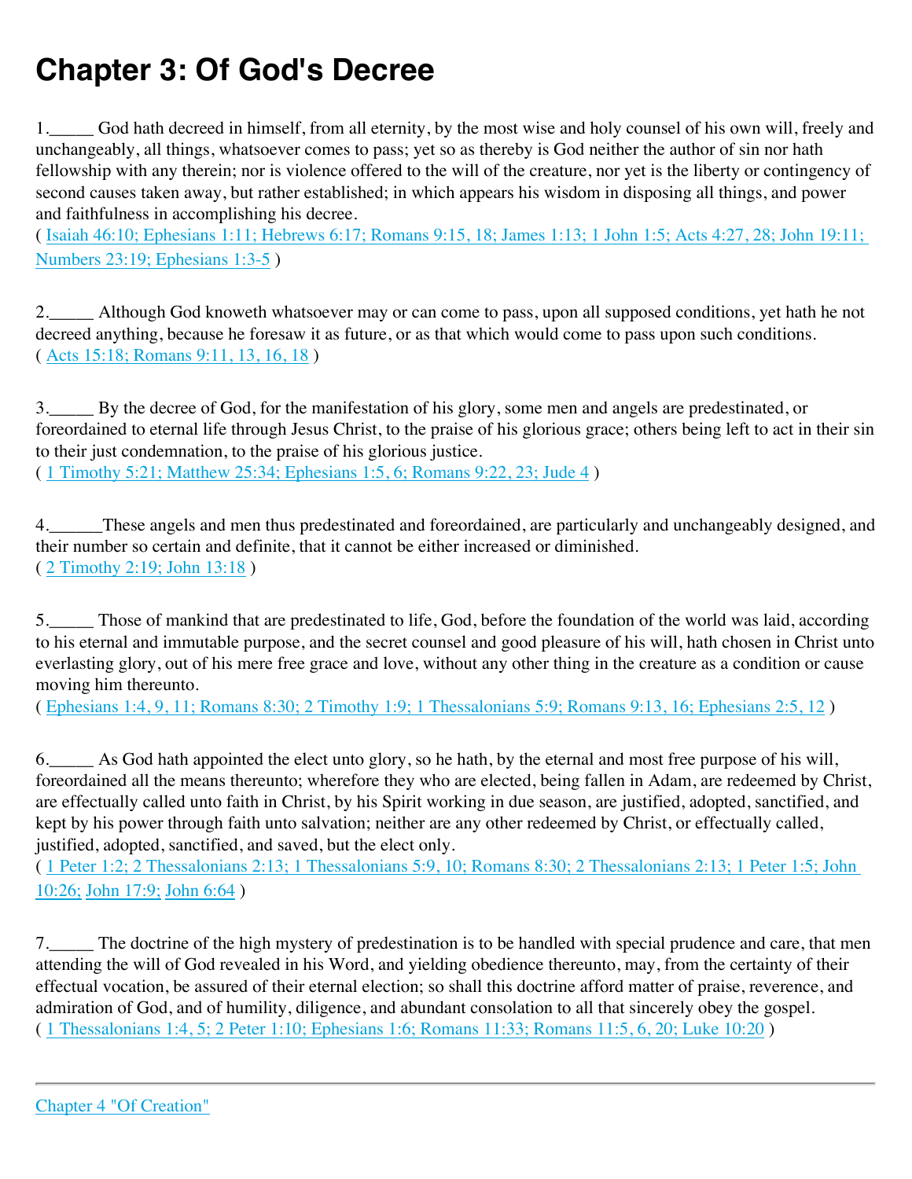# Chapter 3: Of God's Decree

1._____ God hath decreed in himself, from all eternity, by the most wise and holy counsel of his own will, freely and unchangeably, all things, whatsoever comes to pass; yet so as thereby is God neither the author of sin nor hath fellowship with any therein; nor is violence offered to the will of the creature, nor yet is the liberty or contingency of second causes taken away, but rather established; in which appears his wisdom in disposing all things, and power and faithfulness in accomplishing his decree.
( Isaiah 46:10; Ephesians 1:11; Hebrews 6:17; Romans 9:15, 18; James 1:13; 1 John 1:5; Acts 4:27, 28; John 19:11; Numbers 23:19; Ephesians 1:3-5 )

2._____ Although God knoweth whatsoever may or can come to pass, upon all supposed conditions, yet hath he not decreed anything, because he foresaw it as future, or as that which would come to pass upon such conditions.
( Acts 15:18; Romans 9:11, 13, 16, 18 )

3._____ By the decree of God, for the manifestation of his glory, some men and angels are predestinated, or foreordained to eternal life through Jesus Christ, to the praise of his glorious grace; others being left to act in their sin to their just condemnation, to the praise of his glorious justice.
( 1 Timothy 5:21; Matthew 25:34; Ephesians 1:5, 6; Romans 9:22, 23; Jude 4 )

4.______These angels and men thus predestinated and foreordained, are particularly and unchangeably designed, and their number so certain and definite, that it cannot be either increased or diminished.
( 2 Timothy 2:19; John 13:18 )

5._____ Those of mankind that are predestinated to life, God, before the foundation of the world was laid, according to his eternal and immutable purpose, and the secret counsel and good pleasure of his will, hath chosen in Christ unto everlasting glory, out of his mere free grace and love, without any other thing in the creature as a condition or cause moving him thereunto.
( Ephesians 1:4, 9, 11; Romans 8:30; 2 Timothy 1:9; 1 Thessalonians 5:9; Romans 9:13, 16; Ephesians 2:5, 12 )

6._____ As God hath appointed the elect unto glory, so he hath, by the eternal and most free purpose of his will, foreordained all the means thereunto; wherefore they who are elected, being fallen in Adam, are redeemed by Christ, are effectually called unto faith in Christ, by his Spirit working in due season, are justified, adopted, sanctified, and kept by his power through faith unto salvation; neither are any other redeemed by Christ, or effectually called, justified, adopted, sanctified, and saved, but the elect only.
( 1 Peter 1:2; 2 Thessalonians 2:13; 1 Thessalonians 5:9, 10; Romans 8:30; 2 Thessalonians 2:13; 1 Peter 1:5; John 10:26; John 17:9; John 6:64 )

7._____ The doctrine of the high mystery of predestination is to be handled with special prudence and care, that men attending the will of God revealed in his Word, and yielding obedience thereunto, may, from the certainty of their effectual vocation, be assured of their eternal election; so shall this doctrine afford matter of praise, reverence, and admiration of God, and of humility, diligence, and abundant consolation to all that sincerely obey the gospel.
( 1 Thessalonians 1:4, 5; 2 Peter 1:10; Ephesians 1:6; Romans 11:33; Romans 11:5, 6, 20; Luke 10:20 )

---

Chapter 4 "Of Creation"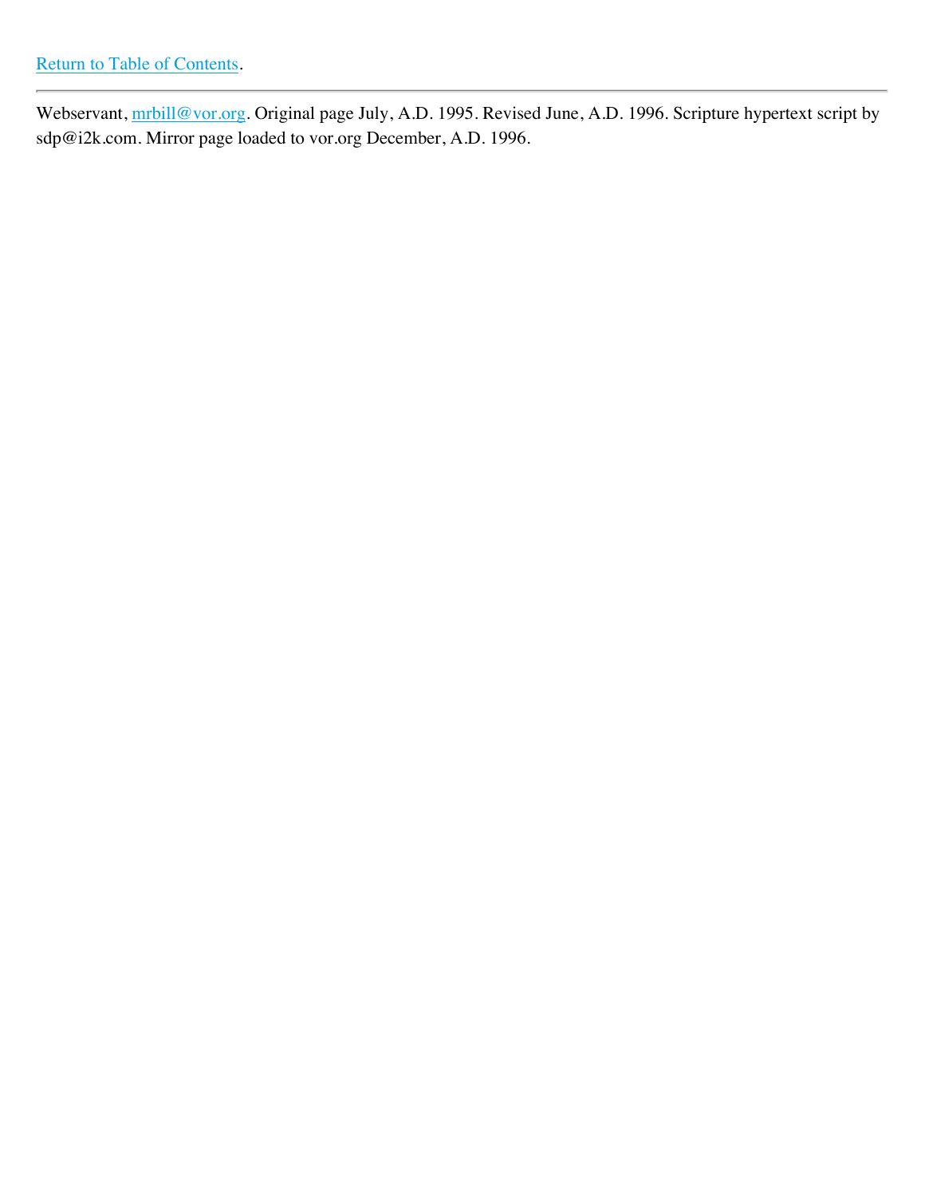Return to Table of Contents.

---

Webservant, mrbill@vor.org. Original page July, A.D. 1995. Revised June, A.D. 1996. Scripture hypertext script by sdp@i2k.com. Mirror page loaded to vor.org December, A.D. 1996.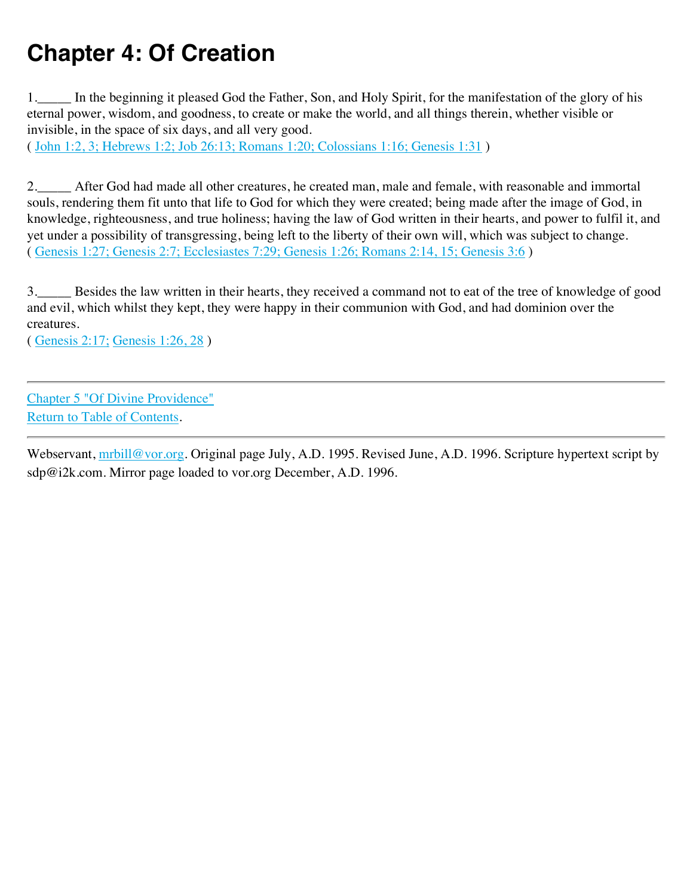# Chapter 4: Of Creation

1._____ In the beginning it pleased God the Father, Son, and Holy Spirit, for the manifestation of the glory of his eternal power, wisdom, and goodness, to create or make the world, and all things therein, whether visible or invisible, in the space of six days, and all very good.
( John 1:2, 3; Hebrews 1:2; Job 26:13; Romans 1:20; Colossians 1:16; Genesis 1:31 )

2._____ After God had made all other creatures, he created man, male and female, with reasonable and immortal souls, rendering them fit unto that life to God for which they were created; being made after the image of God, in knowledge, righteousness, and true holiness; having the law of God written in their hearts, and power to fulfil it, and yet under a possibility of transgressing, being left to the liberty of their own will, which was subject to change.
( Genesis 1:27; Genesis 2:7; Ecclesiastes 7:29; Genesis 1:26; Romans 2:14, 15; Genesis 3:6 )

3._____ Besides the law written in their hearts, they received a command not to eat of the tree of knowledge of good and evil, which whilst they kept, they were happy in their communion with God, and had dominion over the creatures.
( Genesis 2:17; Genesis 1:26, 28 )

---

Chapter 5 "Of Divine Providence"
Return to Table of Contents.

---

Webservant, mrbill@vor.org. Original page July, A.D. 1995. Revised June, A.D. 1996. Scripture hypertext script by sdp@i2k.com. Mirror page loaded to vor.org December, A.D. 1996.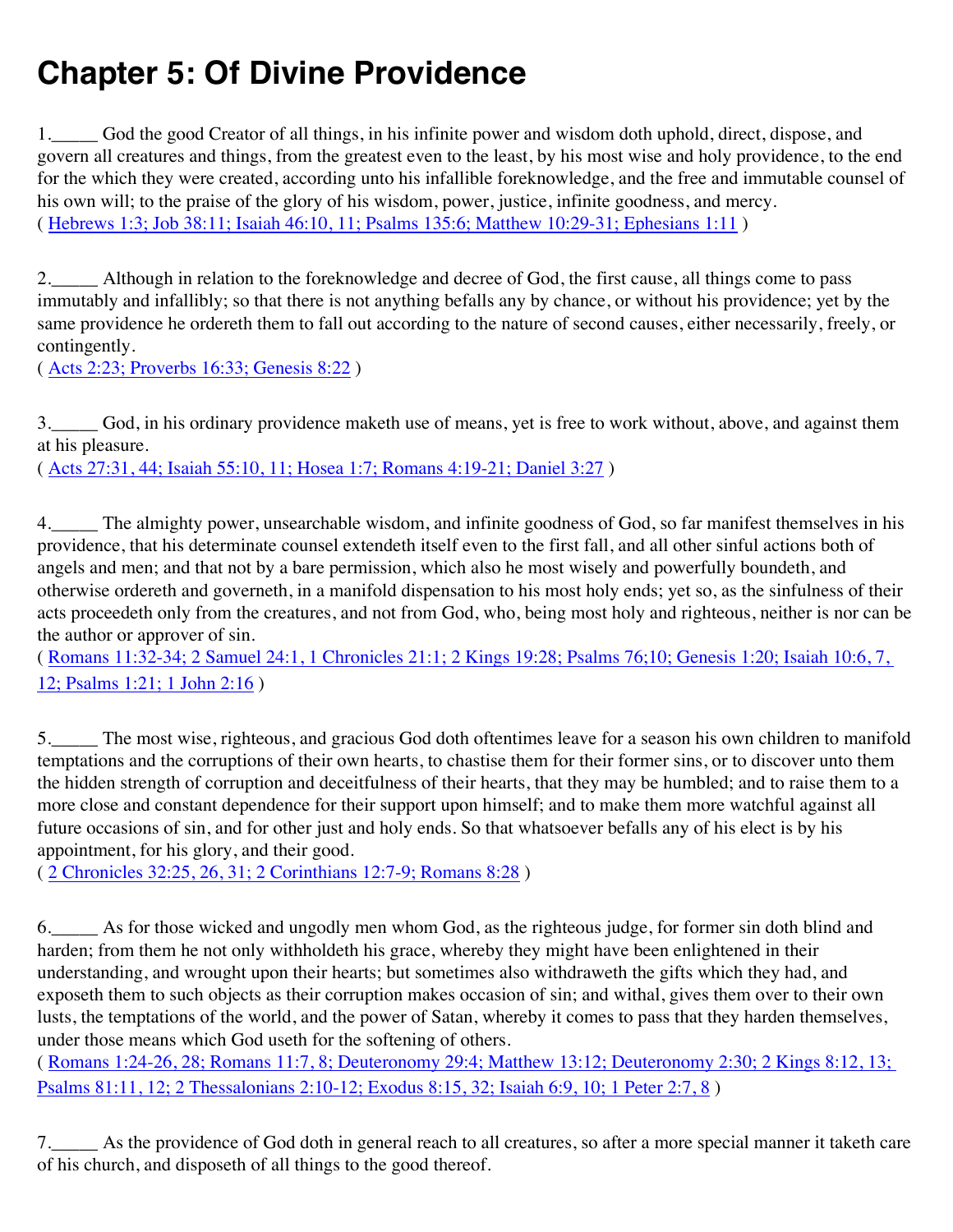# Chapter 5: Of Divine Providence

1._____ God the good Creator of all things, in his infinite power and wisdom doth uphold, direct, dispose, and govern all creatures and things, from the greatest even to the least, by his most wise and holy providence, to the end for the which they were created, according unto his infallible foreknowledge, and the free and immutable counsel of his own will; to the praise of the glory of his wisdom, power, justice, infinite goodness, and mercy.
( Hebrews 1:3; Job 38:11; Isaiah 46:10, 11; Psalms 135:6; Matthew 10:29-31; Ephesians 1:11 )

2._____ Although in relation to the foreknowledge and decree of God, the first cause, all things come to pass immutably and infallibly; so that there is not anything befalls any by chance, or without his providence; yet by the same providence he ordereth them to fall out according to the nature of second causes, either necessarily, freely, or contingently.
( Acts 2:23; Proverbs 16:33; Genesis 8:22 )

3._____ God, in his ordinary providence maketh use of means, yet is free to work without, above, and against them at his pleasure.
( Acts 27:31, 44; Isaiah 55:10, 11; Hosea 1:7; Romans 4:19-21; Daniel 3:27 )

4._____ The almighty power, unsearchable wisdom, and infinite goodness of God, so far manifest themselves in his providence, that his determinate counsel extendeth itself even to the first fall, and all other sinful actions both of angels and men; and that not by a bare permission, which also he most wisely and powerfully boundeth, and otherwise ordereth and governeth, in a manifold dispensation to his most holy ends; yet so, as the sinfulness of their acts proceedeth only from the creatures, and not from God, who, being most holy and righteous, neither is nor can be the author or approver of sin.
( Romans 11:32-34; 2 Samuel 24:1, 1 Chronicles 21:1; 2 Kings 19:28; Psalms 76;10; Genesis 1:20; Isaiah 10:6, 7, 12; Psalms 1:21; 1 John 2:16 )

5._____ The most wise, righteous, and gracious God doth oftentimes leave for a season his own children to manifold temptations and the corruptions of their own hearts, to chastise them for their former sins, or to discover unto them the hidden strength of corruption and deceitfulness of their hearts, that they may be humbled; and to raise them to a more close and constant dependence for their support upon himself; and to make them more watchful against all future occasions of sin, and for other just and holy ends. So that whatsoever befalls any of his elect is by his appointment, for his glory, and their good.
( 2 Chronicles 32:25, 26, 31; 2 Corinthians 12:7-9; Romans 8:28 )

6._____ As for those wicked and ungodly men whom God, as the righteous judge, for former sin doth blind and harden; from them he not only withholdeth his grace, whereby they might have been enlightened in their understanding, and wrought upon their hearts; but sometimes also withdraweth the gifts which they had, and exposeth them to such objects as their corruption makes occasion of sin; and withal, gives them over to their own lusts, the temptations of the world, and the power of Satan, whereby it comes to pass that they harden themselves, under those means which God useth for the softening of others.
( Romans 1:24-26, 28; Romans 11:7, 8; Deuteronomy 29:4; Matthew 13:12; Deuteronomy 2:30; 2 Kings 8:12, 13; Psalms 81:11, 12; 2 Thessalonians 2:10-12; Exodus 8:15, 32; Isaiah 6:9, 10; 1 Peter 2:7, 8 )

7._____ As the providence of God doth in general reach to all creatures, so after a more special manner it taketh care of his church, and disposeth of all things to the good thereof.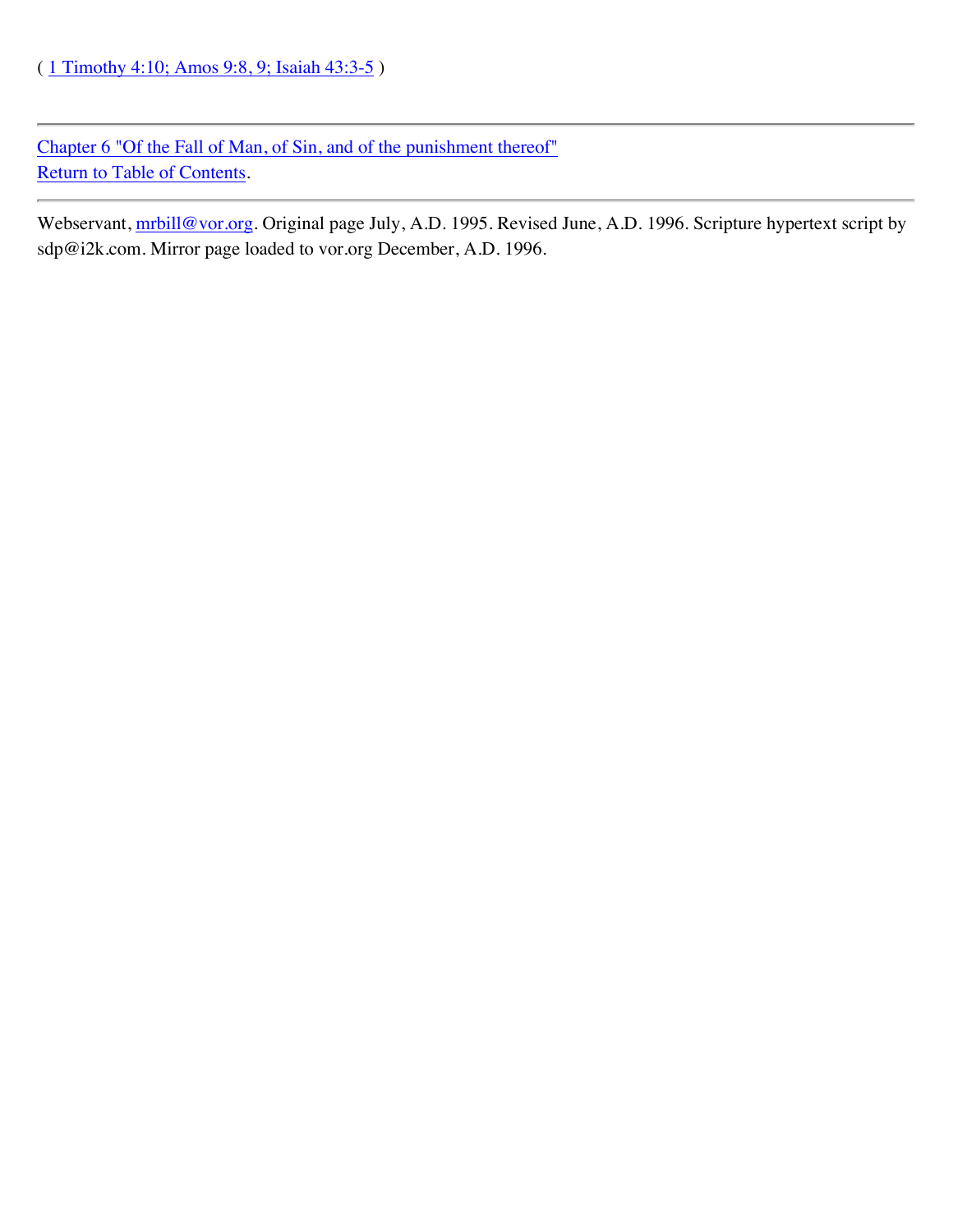( 1 Timothy 4:10; Amos 9:8, 9; Isaiah 43:3-5 )

---

Chapter 6 "Of the Fall of Man, of Sin, and of the punishment thereof"
Return to Table of Contents.

---

Webservant, mrbill@vor.org. Original page July, A.D. 1995. Revised June, A.D. 1996. Scripture hypertext script by sdp@i2k.com. Mirror page loaded to vor.org December, A.D. 1996.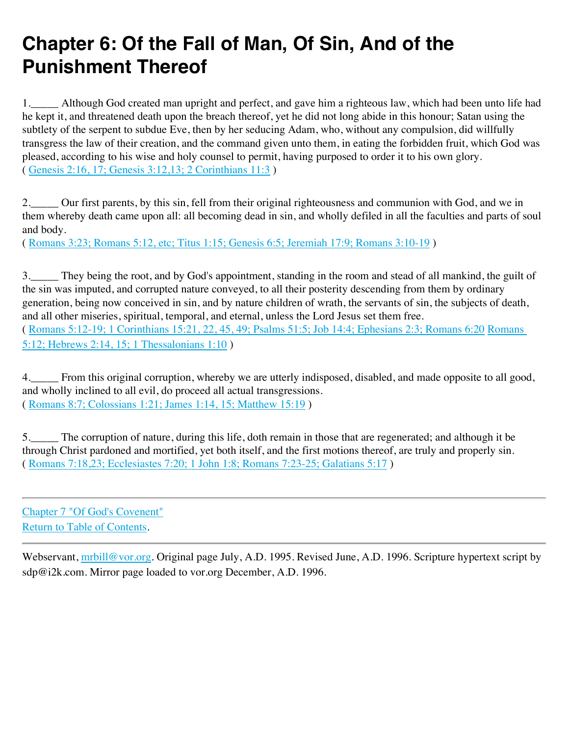# Chapter 6: Of the Fall of Man, Of Sin, And of the Punishment Thereof

1._____ Although God created man upright and perfect, and gave him a righteous law, which had been unto life had he kept it, and threatened death upon the breach thereof, yet he did not long abide in this honour; Satan using the subtlety of the serpent to subdue Eve, then by her seducing Adam, who, without any compulsion, did willfully transgress the law of their creation, and the command given unto them, in eating the forbidden fruit, which God was pleased, according to his wise and holy counsel to permit, having purposed to order it to his own glory.
( Genesis 2:16, 17; Genesis 3:12,13; 2 Corinthians 11:3 )

2._____ Our first parents, by this sin, fell from their original righteousness and communion with God, and we in them whereby death came upon all: all becoming dead in sin, and wholly defiled in all the faculties and parts of soul and body.
( Romans 3:23; Romans 5:12, etc; Titus 1:15; Genesis 6:5; Jeremiah 17:9; Romans 3:10-19 )

3._____ They being the root, and by God's appointment, standing in the room and stead of all mankind, the guilt of the sin was imputed, and corrupted nature conveyed, to all their posterity descending from them by ordinary generation, being now conceived in sin, and by nature children of wrath, the servants of sin, the subjects of death, and all other miseries, spiritual, temporal, and eternal, unless the Lord Jesus set them free.
( Romans 5:12-19; 1 Corinthians 15:21, 22, 45, 49; Psalms 51:5; Job 14:4; Ephesians 2:3; Romans 6:20 Romans 5:12; Hebrews 2:14, 15; 1 Thessalonians 1:10 )

4._____ From this original corruption, whereby we are utterly indisposed, disabled, and made opposite to all good, and wholly inclined to all evil, do proceed all actual transgressions.
( Romans 8:7; Colossians 1:21; James 1:14, 15; Matthew 15:19 )

5._____ The corruption of nature, during this life, doth remain in those that are regenerated; and although it be through Christ pardoned and mortified, yet both itself, and the first motions thereof, are truly and properly sin.
( Romans 7:18,23; Ecclesiastes 7:20; 1 John 1:8; Romans 7:23-25; Galatians 5:17 )

---

Chapter 7 "Of God's Covenent"
Return to Table of Contents.

---

Webservant, mrbill@vor.org. Original page July, A.D. 1995. Revised June, A.D. 1996. Scripture hypertext script by sdp@i2k.com. Mirror page loaded to vor.org December, A.D. 1996.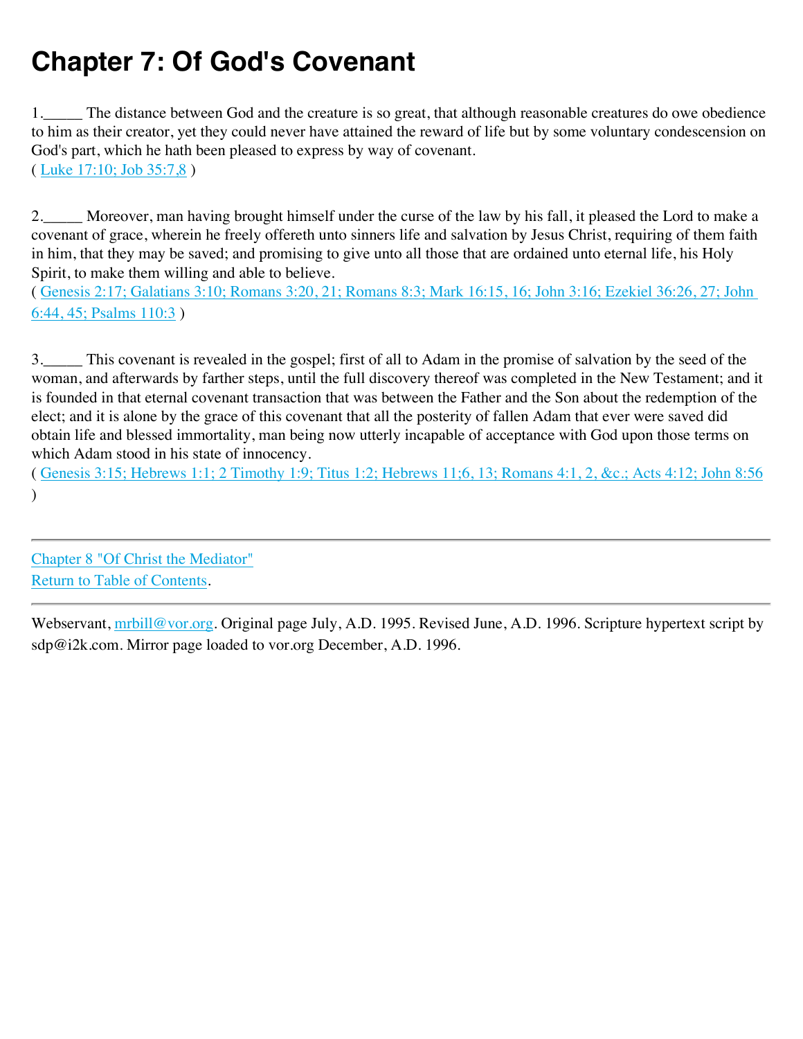# Chapter 7: Of God's Covenant

1._____ The distance between God and the creature is so great, that although reasonable creatures do owe obedience to him as their creator, yet they could never have attained the reward of life but by some voluntary condescension on God's part, which he hath been pleased to express by way of covenant.
( Luke 17:10; Job 35:7,8 )

2._____ Moreover, man having brought himself under the curse of the law by his fall, it pleased the Lord to make a covenant of grace, wherein he freely offereth unto sinners life and salvation by Jesus Christ, requiring of them faith in him, that they may be saved; and promising to give unto all those that are ordained unto eternal life, his Holy Spirit, to make them willing and able to believe.
( Genesis 2:17; Galatians 3:10; Romans 3:20, 21; Romans 8:3; Mark 16:15, 16; John 3:16; Ezekiel 36:26, 27; John 6:44, 45; Psalms 110:3 )

3._____ This covenant is revealed in the gospel; first of all to Adam in the promise of salvation by the seed of the woman, and afterwards by farther steps, until the full discovery thereof was completed in the New Testament; and it is founded in that eternal covenant transaction that was between the Father and the Son about the redemption of the elect; and it is alone by the grace of this covenant that all the posterity of fallen Adam that ever were saved did obtain life and blessed immortality, man being now utterly incapable of acceptance with God upon those terms on which Adam stood in his state of innocency.
( Genesis 3:15; Hebrews 1:1; 2 Timothy 1:9; Titus 1:2; Hebrews 11;6, 13; Romans 4:1, 2, &c.; Acts 4:12; John 8:56 )

---

Chapter 8 "Of Christ the Mediator"
Return to Table of Contents.

---

Webservant, mrbill@vor.org. Original page July, A.D. 1995. Revised June, A.D. 1996. Scripture hypertext script by sdp@i2k.com. Mirror page loaded to vor.org December, A.D. 1996.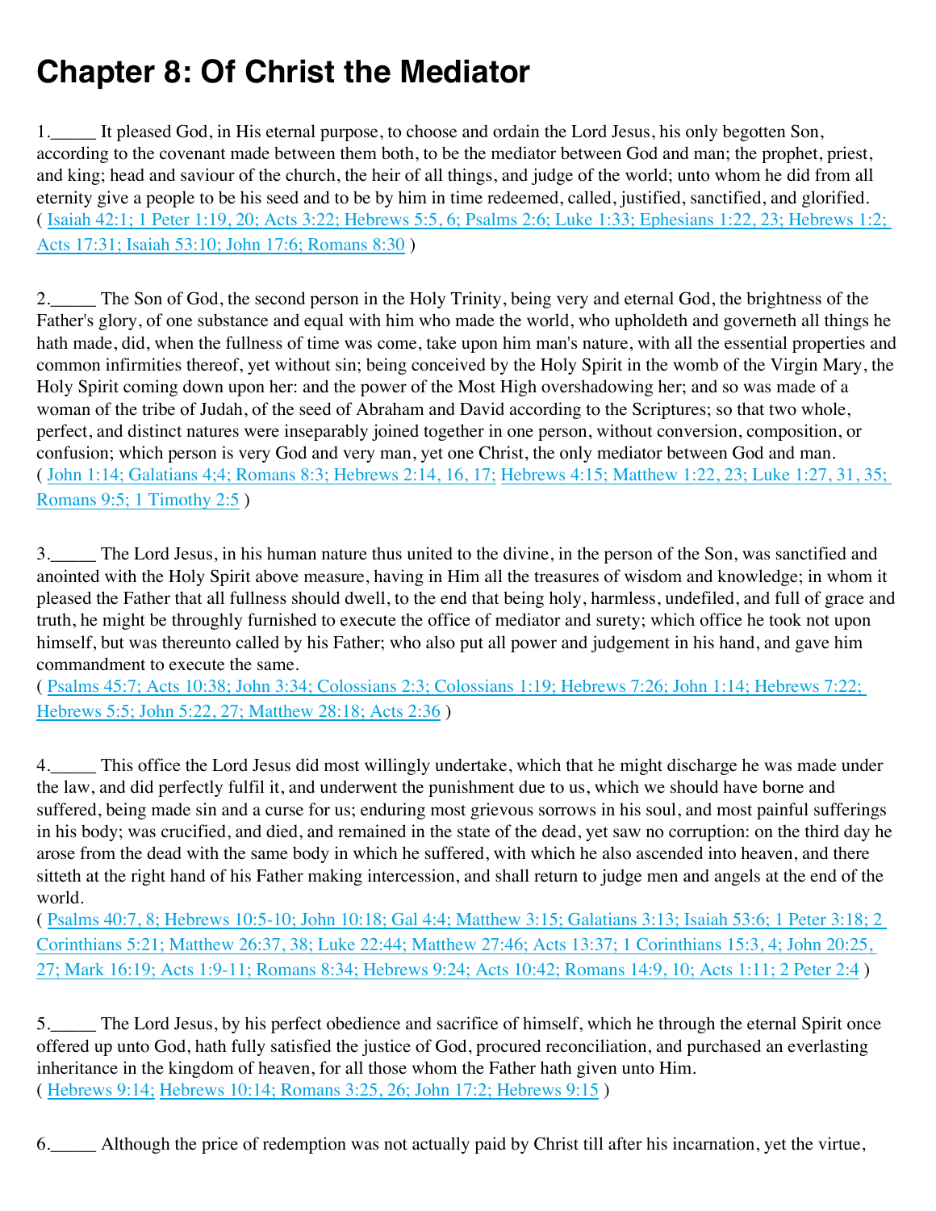# Chapter 8: Of Christ the Mediator

1.\_\_\_\_\_ It pleased God, in His eternal purpose, to choose and ordain the Lord Jesus, his only begotten Son, according to the covenant made between them both, to be the mediator between God and man; the prophet, priest, and king; head and saviour of the church, the heir of all things, and judge of the world; unto whom he did from all eternity give a people to be his seed and to be by him in time redeemed, called, justified, sanctified, and glorified.
( Isaiah 42:1; 1 Peter 1:19, 20; Acts 3:22; Hebrews 5:5, 6; Psalms 2:6; Luke 1:33; Ephesians 1:22, 23; Hebrews 1:2; Acts 17:31; Isaiah 53:10; John 17:6; Romans 8:30 )

2.\_\_\_\_\_ The Son of God, the second person in the Holy Trinity, being very and eternal God, the brightness of the Father's glory, of one substance and equal with him who made the world, who upholdeth and governeth all things he hath made, did, when the fullness of time was come, take upon him man's nature, with all the essential properties and common infirmities thereof, yet without sin; being conceived by the Holy Spirit in the womb of the Virgin Mary, the Holy Spirit coming down upon her: and the power of the Most High overshadowing her; and so was made of a woman of the tribe of Judah, of the seed of Abraham and David according to the Scriptures; so that two whole, perfect, and distinct natures were inseparably joined together in one person, without conversion, composition, or confusion; which person is very God and very man, yet one Christ, the only mediator between God and man.
( John 1:14; Galatians 4;4; Romans 8:3; Hebrews 2:14, 16, 17; Hebrews 4:15; Matthew 1:22, 23; Luke 1:27, 31, 35; Romans 9:5; 1 Timothy 2:5 )

3.\_\_\_\_\_ The Lord Jesus, in his human nature thus united to the divine, in the person of the Son, was sanctified and anointed with the Holy Spirit above measure, having in Him all the treasures of wisdom and knowledge; in whom it pleased the Father that all fullness should dwell, to the end that being holy, harmless, undefiled, and full of grace and truth, he might be throughly furnished to execute the office of mediator and surety; which office he took not upon himself, but was thereunto called by his Father; who also put all power and judgement in his hand, and gave him commandment to execute the same.
( Psalms 45:7; Acts 10:38; John 3:34; Colossians 2:3; Colossians 1:19; Hebrews 7:26; John 1:14; Hebrews 7:22; Hebrews 5:5; John 5:22, 27; Matthew 28:18; Acts 2:36 )

4.\_\_\_\_\_ This office the Lord Jesus did most willingly undertake, which that he might discharge he was made under the law, and did perfectly fulfil it, and underwent the punishment due to us, which we should have borne and suffered, being made sin and a curse for us; enduring most grievous sorrows in his soul, and most painful sufferings in his body; was crucified, and died, and remained in the state of the dead, yet saw no corruption: on the third day he arose from the dead with the same body in which he suffered, with which he also ascended into heaven, and there sitteth at the right hand of his Father making intercession, and shall return to judge men and angels at the end of the world.
( Psalms 40:7, 8; Hebrews 10:5-10; John 10:18; Gal 4:4; Matthew 3:15; Galatians 3:13; Isaiah 53:6; 1 Peter 3:18; 2 Corinthians 5:21; Matthew 26:37, 38; Luke 22:44; Matthew 27:46; Acts 13:37; 1 Corinthians 15:3, 4; John 20:25, 27; Mark 16:19; Acts 1:9-11; Romans 8:34; Hebrews 9:24; Acts 10:42; Romans 14:9, 10; Acts 1:11; 2 Peter 2:4 )

5.\_\_\_\_\_ The Lord Jesus, by his perfect obedience and sacrifice of himself, which he through the eternal Spirit once offered up unto God, hath fully satisfied the justice of God, procured reconciliation, and purchased an everlasting inheritance in the kingdom of heaven, for all those whom the Father hath given unto Him.
( Hebrews 9:14; Hebrews 10:14; Romans 3:25, 26; John 17:2; Hebrews 9:15 )

6.\_\_\_\_\_ Although the price of redemption was not actually paid by Christ till after his incarnation, yet the virtue,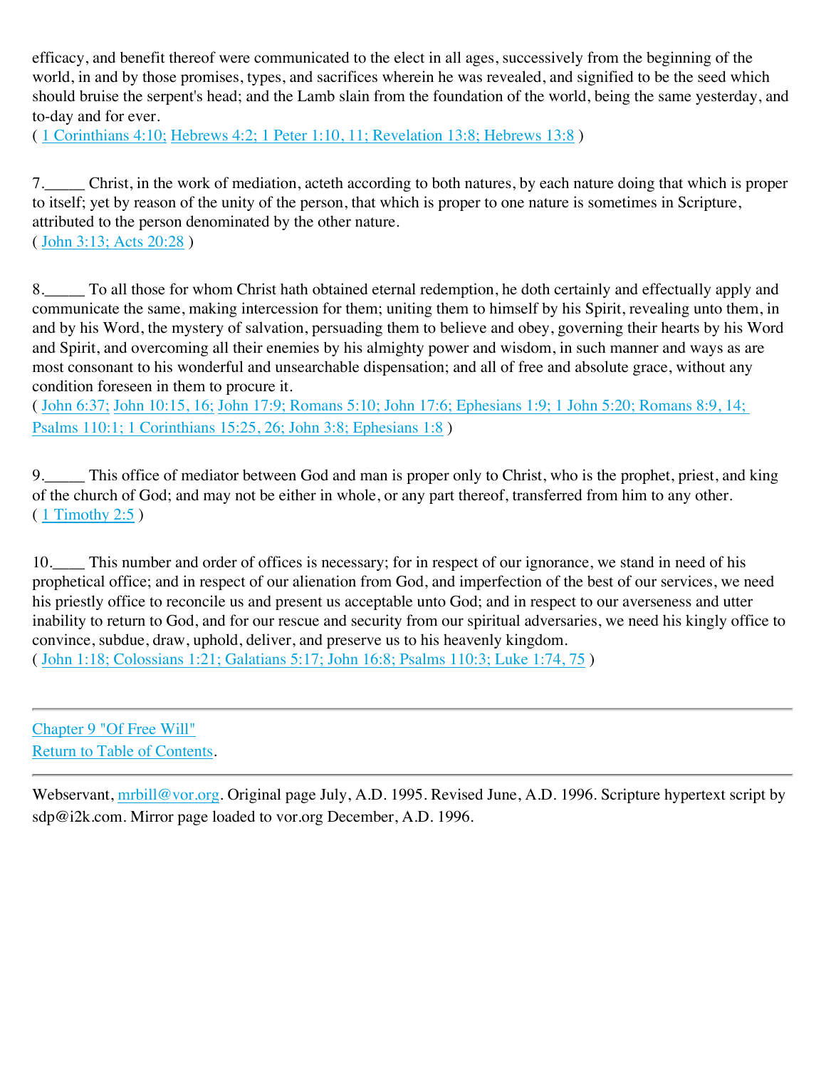efficacy, and benefit thereof were communicated to the elect in all ages, successively from the beginning of the world, in and by those promises, types, and sacrifices wherein he was revealed, and signified to be the seed which should bruise the serpent's head; and the Lamb slain from the foundation of the world, being the same yesterday, and to-day and for ever.
( 1 Corinthians 4:10; Hebrews 4:2; 1 Peter 1:10, 11; Revelation 13:8; Hebrews 13:8 )

7._____ Christ, in the work of mediation, acteth according to both natures, by each nature doing that which is proper to itself; yet by reason of the unity of the person, that which is proper to one nature is sometimes in Scripture, attributed to the person denominated by the other nature.
( John 3:13; Acts 20:28 )

8._____ To all those for whom Christ hath obtained eternal redemption, he doth certainly and effectually apply and communicate the same, making intercession for them; uniting them to himself by his Spirit, revealing unto them, in and by his Word, the mystery of salvation, persuading them to believe and obey, governing their hearts by his Word and Spirit, and overcoming all their enemies by his almighty power and wisdom, in such manner and ways as are most consonant to his wonderful and unsearchable dispensation; and all of free and absolute grace, without any condition foreseen in them to procure it.
( John 6:37; John 10:15, 16; John 17:9; Romans 5:10; John 17:6; Ephesians 1:9; 1 John 5:20; Romans 8:9, 14; Psalms 110:1; 1 Corinthians 15:25, 26; John 3:8; Ephesians 1:8 )

9._____ This office of mediator between God and man is proper only to Christ, who is the prophet, priest, and king of the church of God; and may not be either in whole, or any part thereof, transferred from him to any other.
( 1 Timothy 2:5 )

10.____ This number and order of offices is necessary; for in respect of our ignorance, we stand in need of his prophetical office; and in respect of our alienation from God, and imperfection of the best of our services, we need his priestly office to reconcile us and present us acceptable unto God; and in respect to our averseness and utter inability to return to God, and for our rescue and security from our spiritual adversaries, we need his kingly office to convince, subdue, draw, uphold, deliver, and preserve us to his heavenly kingdom.
( John 1:18; Colossians 1:21; Galatians 5:17; John 16:8; Psalms 110:3; Luke 1:74, 75 )

---

Chapter 9 "Of Free Will"
Return to Table of Contents.

---

Webservant, mrbill@vor.org. Original page July, A.D. 1995. Revised June, A.D. 1996. Scripture hypertext script by sdp@i2k.com. Mirror page loaded to vor.org December, A.D. 1996.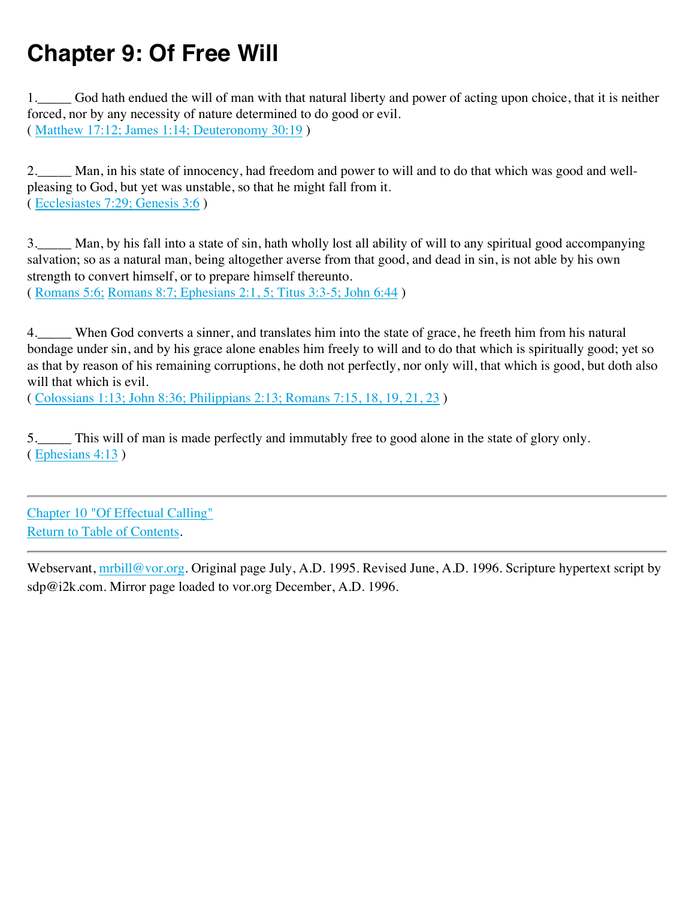# Chapter 9: Of Free Will

1._____ God hath endued the will of man with that natural liberty and power of acting upon choice, that it is neither forced, nor by any necessity of nature determined to do good or evil.
( Matthew 17:12; James 1:14; Deuteronomy 30:19 )

2._____ Man, in his state of innocency, had freedom and power to will and to do that which was good and well-pleasing to God, but yet was unstable, so that he might fall from it.
( Ecclesiastes 7:29; Genesis 3:6 )

3._____ Man, by his fall into a state of sin, hath wholly lost all ability of will to any spiritual good accompanying salvation; so as a natural man, being altogether averse from that good, and dead in sin, is not able by his own strength to convert himself, or to prepare himself thereunto.
( Romans 5:6; Romans 8:7; Ephesians 2:1, 5; Titus 3:3-5; John 6:44 )

4._____ When God converts a sinner, and translates him into the state of grace, he freeth him from his natural bondage under sin, and by his grace alone enables him freely to will and to do that which is spiritually good; yet so as that by reason of his remaining corruptions, he doth not perfectly, nor only will, that which is good, but doth also will that which is evil.
( Colossians 1:13; John 8:36; Philippians 2:13; Romans 7:15, 18, 19, 21, 23 )

5._____ This will of man is made perfectly and immutably free to good alone in the state of glory only.
( Ephesians 4:13 )

---

Chapter 10 "Of Effectual Calling"
Return to Table of Contents.

---

Webservant, mrbill@vor.org. Original page July, A.D. 1995. Revised June, A.D. 1996. Scripture hypertext script by sdp@i2k.com. Mirror page loaded to vor.org December, A.D. 1996.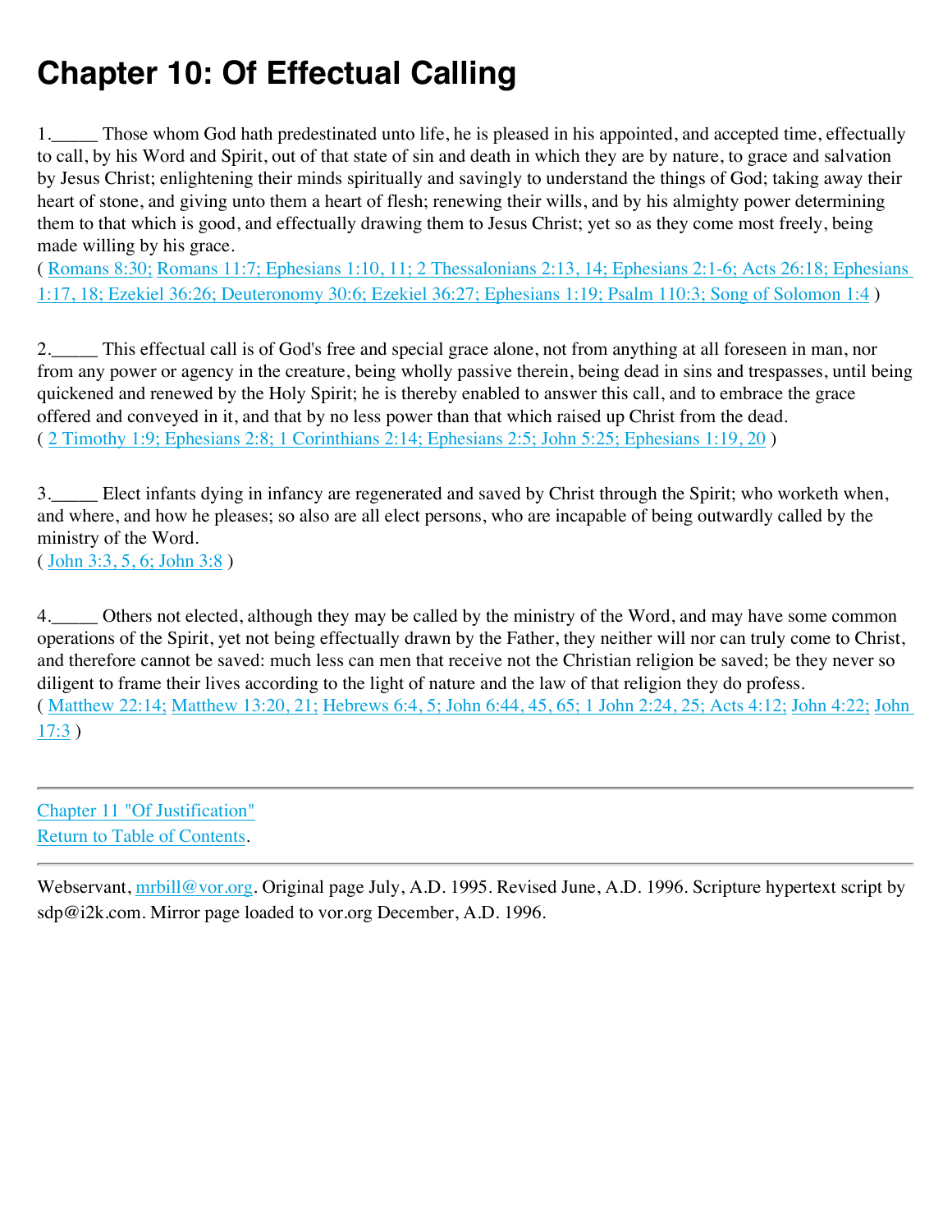# Chapter 10: Of Effectual Calling

1.\_\_\_\_\_ Those whom God hath predestinated unto life, he is pleased in his appointed, and accepted time, effectually to call, by his Word and Spirit, out of that state of sin and death in which they are by nature, to grace and salvation by Jesus Christ; enlightening their minds spiritually and savingly to understand the things of God; taking away their heart of stone, and giving unto them a heart of flesh; renewing their wills, and by his almighty power determining them to that which is good, and effectually drawing them to Jesus Christ; yet so as they come most freely, being made willing by his grace.
( Romans 8:30; Romans 11:7; Ephesians 1:10, 11; 2 Thessalonians 2:13, 14; Ephesians 2:1-6; Acts 26:18; Ephesians 1:17, 18; Ezekiel 36:26; Deuteronomy 30:6; Ezekiel 36:27; Ephesians 1:19; Psalm 110:3; Song of Solomon 1:4 )

2.\_\_\_\_\_ This effectual call is of God's free and special grace alone, not from anything at all foreseen in man, nor from any power or agency in the creature, being wholly passive therein, being dead in sins and trespasses, until being quickened and renewed by the Holy Spirit; he is thereby enabled to answer this call, and to embrace the grace offered and conveyed in it, and that by no less power than that which raised up Christ from the dead.
( 2 Timothy 1:9; Ephesians 2:8; 1 Corinthians 2:14; Ephesians 2:5; John 5:25; Ephesians 1:19, 20 )

3.\_\_\_\_\_ Elect infants dying in infancy are regenerated and saved by Christ through the Spirit; who worketh when, and where, and how he pleases; so also are all elect persons, who are incapable of being outwardly called by the ministry of the Word.
( John 3:3, 5, 6; John 3:8 )

4.\_\_\_\_\_ Others not elected, although they may be called by the ministry of the Word, and may have some common operations of the Spirit, yet not being effectually drawn by the Father, they neither will nor can truly come to Christ, and therefore cannot be saved: much less can men that receive not the Christian religion be saved; be they never so diligent to frame their lives according to the light of nature and the law of that religion they do profess.
( Matthew 22:14; Matthew 13:20, 21; Hebrews 6:4, 5; John 6:44, 45, 65; 1 John 2:24, 25; Acts 4:12; John 4:22; John 17:3 )

---

Chapter 11 "Of Justification"
Return to Table of Contents.

---

Webservant, mrbill@vor.org. Original page July, A.D. 1995. Revised June, A.D. 1996. Scripture hypertext script by sdp@i2k.com. Mirror page loaded to vor.org December, A.D. 1996.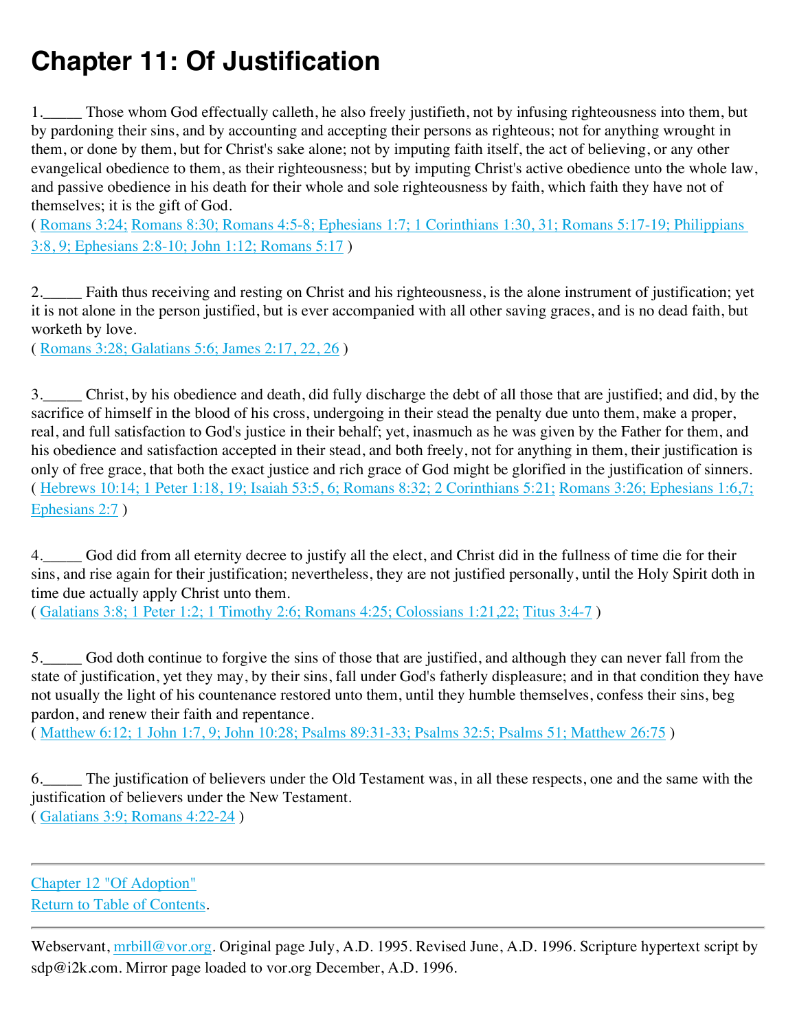# Chapter 11: Of Justification

1._____ Those whom God effectually calleth, he also freely justifieth, not by infusing righteousness into them, but by pardoning their sins, and by accounting and accepting their persons as righteous; not for anything wrought in them, or done by them, but for Christ's sake alone; not by imputing faith itself, the act of believing, or any other evangelical obedience to them, as their righteousness; but by imputing Christ's active obedience unto the whole law, and passive obedience in his death for their whole and sole righteousness by faith, which faith they have not of themselves; it is the gift of God.
( Romans 3:24; Romans 8:30; Romans 4:5-8; Ephesians 1:7; 1 Corinthians 1:30, 31; Romans 5:17-19; Philippians 3:8, 9; Ephesians 2:8-10; John 1:12; Romans 5:17 )

2._____ Faith thus receiving and resting on Christ and his righteousness, is the alone instrument of justification; yet it is not alone in the person justified, but is ever accompanied with all other saving graces, and is no dead faith, but worketh by love.
( Romans 3:28; Galatians 5:6; James 2:17, 22, 26 )

3._____ Christ, by his obedience and death, did fully discharge the debt of all those that are justified; and did, by the sacrifice of himself in the blood of his cross, undergoing in their stead the penalty due unto them, make a proper, real, and full satisfaction to God's justice in their behalf; yet, inasmuch as he was given by the Father for them, and his obedience and satisfaction accepted in their stead, and both freely, not for anything in them, their justification is only of free grace, that both the exact justice and rich grace of God might be glorified in the justification of sinners.
( Hebrews 10:14; 1 Peter 1:18, 19; Isaiah 53:5, 6; Romans 8:32; 2 Corinthians 5:21; Romans 3:26; Ephesians 1:6,7; Ephesians 2:7 )

4._____ God did from all eternity decree to justify all the elect, and Christ did in the fullness of time die for their sins, and rise again for their justification; nevertheless, they are not justified personally, until the Holy Spirit doth in time due actually apply Christ unto them.
( Galatians 3:8; 1 Peter 1:2; 1 Timothy 2:6; Romans 4:25; Colossians 1:21,22; Titus 3:4-7 )

5._____ God doth continue to forgive the sins of those that are justified, and although they can never fall from the state of justification, yet they may, by their sins, fall under God's fatherly displeasure; and in that condition they have not usually the light of his countenance restored unto them, until they humble themselves, confess their sins, beg pardon, and renew their faith and repentance.
( Matthew 6:12; 1 John 1:7, 9; John 10:28; Psalms 89:31-33; Psalms 32:5; Psalms 51; Matthew 26:75 )

6._____ The justification of believers under the Old Testament was, in all these respects, one and the same with the justification of believers under the New Testament.
( Galatians 3:9; Romans 4:22-24 )

---

Chapter 12 "Of Adoption"
Return to Table of Contents.

---

Webservant, mrbill@vor.org. Original page July, A.D. 1995. Revised June, A.D. 1996. Scripture hypertext script by sdp@i2k.com. Mirror page loaded to vor.org December, A.D. 1996.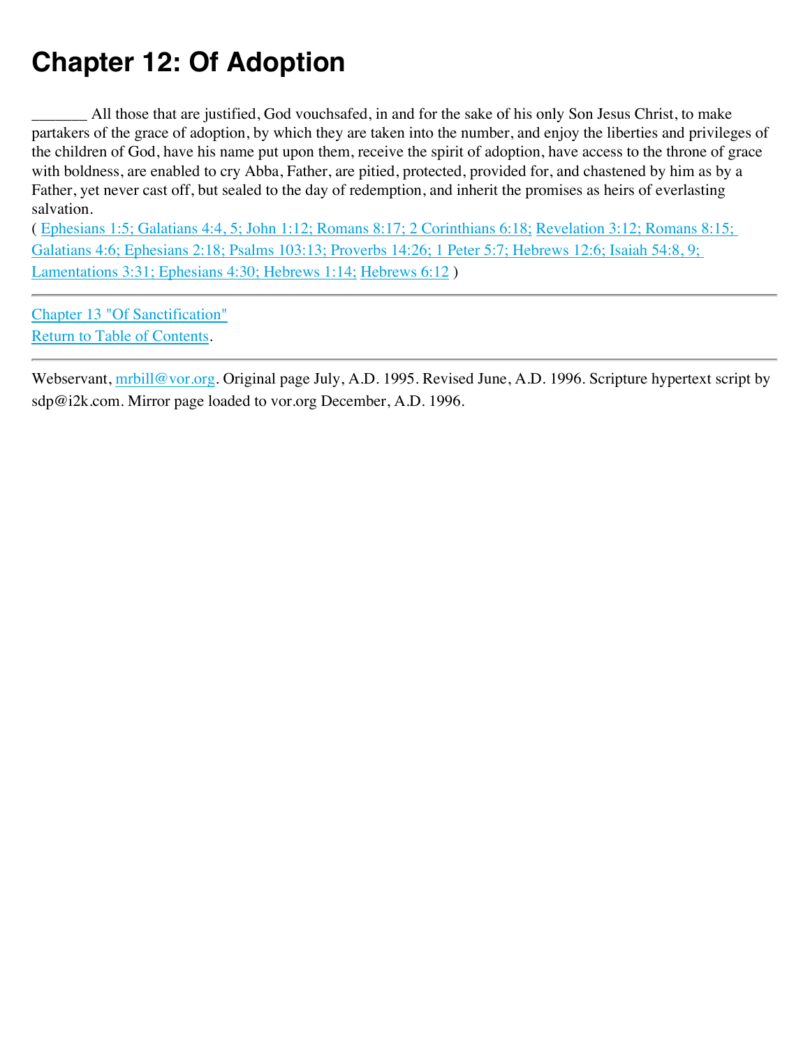# Chapter 12: Of Adoption

_______ All those that are justified, God vouchsafed, in and for the sake of his only Son Jesus Christ, to make partakers of the grace of adoption, by which they are taken into the number, and enjoy the liberties and privileges of the children of God, have his name put upon them, receive the spirit of adoption, have access to the throne of grace with boldness, are enabled to cry Abba, Father, are pitied, protected, provided for, and chastened by him as by a Father, yet never cast off, but sealed to the day of redemption, and inherit the promises as heirs of everlasting salvation.
( Ephesians 1:5; Galatians 4:4, 5; John 1:12; Romans 8:17; 2 Corinthians 6:18; Revelation 3:12; Romans 8:15; Galatians 4:6; Ephesians 2:18; Psalms 103:13; Proverbs 14:26; 1 Peter 5:7; Hebrews 12:6; Isaiah 54:8, 9; Lamentations 3:31; Ephesians 4:30; Hebrews 1:14; Hebrews 6:12 )

---

Chapter 13 "Of Sanctification"
Return to Table of Contents.

---

Webservant, mrbill@vor.org. Original page July, A.D. 1995. Revised June, A.D. 1996. Scripture hypertext script by sdp@i2k.com. Mirror page loaded to vor.org December, A.D. 1996.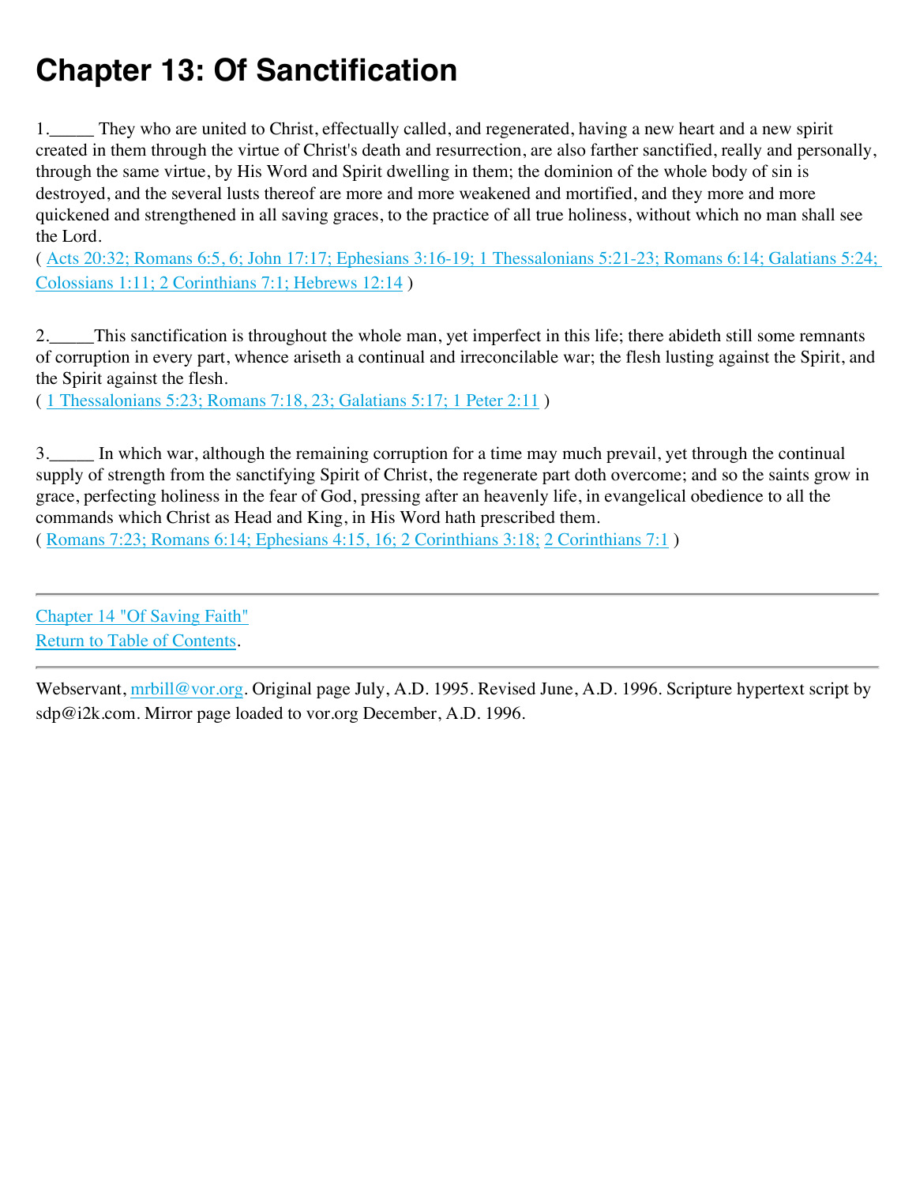# Chapter 13: Of Sanctification

1._____ They who are united to Christ, effectually called, and regenerated, having a new heart and a new spirit created in them through the virtue of Christ's death and resurrection, are also farther sanctified, really and personally, through the same virtue, by His Word and Spirit dwelling in them; the dominion of the whole body of sin is destroyed, and the several lusts thereof are more and more weakened and mortified, and they more and more quickened and strengthened in all saving graces, to the practice of all true holiness, without which no man shall see the Lord.
( Acts 20:32; Romans 6:5, 6; John 17:17; Ephesians 3:16-19; 1 Thessalonians 5:21-23; Romans 6:14; Galatians 5:24; Colossians 1:11; 2 Corinthians 7:1; Hebrews 12:14 )

2._____This sanctification is throughout the whole man, yet imperfect in this life; there abideth still some remnants of corruption in every part, whence ariseth a continual and irreconcilable war; the flesh lusting against the Spirit, and the Spirit against the flesh.
( 1 Thessalonians 5:23; Romans 7:18, 23; Galatians 5:17; 1 Peter 2:11 )

3._____ In which war, although the remaining corruption for a time may much prevail, yet through the continual supply of strength from the sanctifying Spirit of Christ, the regenerate part doth overcome; and so the saints grow in grace, perfecting holiness in the fear of God, pressing after an heavenly life, in evangelical obedience to all the commands which Christ as Head and King, in His Word hath prescribed them.
( Romans 7:23; Romans 6:14; Ephesians 4:15, 16; 2 Corinthians 3:18; 2 Corinthians 7:1 )

---

Chapter 14 "Of Saving Faith"
Return to Table of Contents.

---

Webservant, mrbill@vor.org. Original page July, A.D. 1995. Revised June, A.D. 1996. Scripture hypertext script by sdp@i2k.com. Mirror page loaded to vor.org December, A.D. 1996.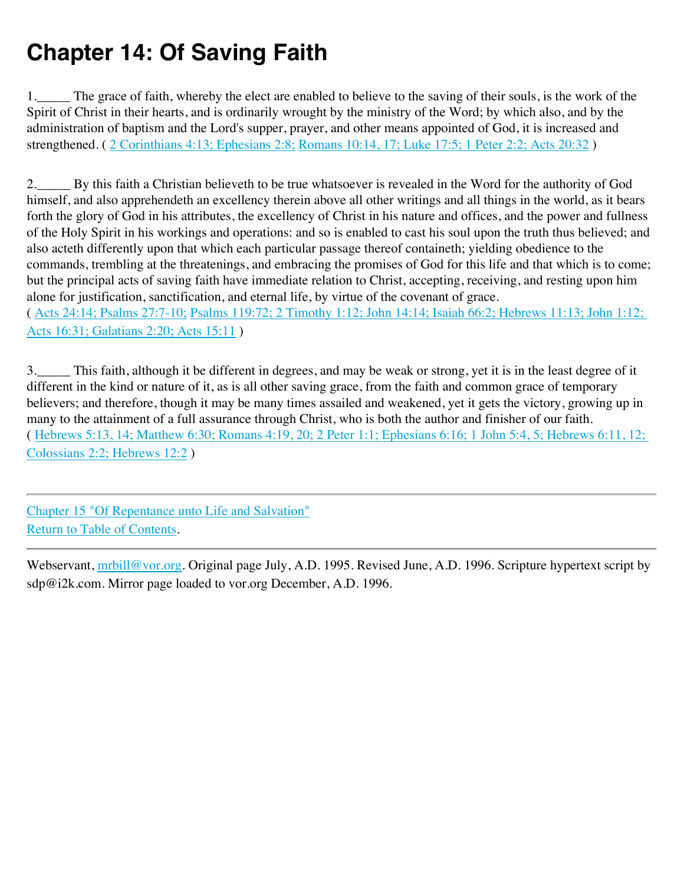# Chapter 14: Of Saving Faith

1._____ The grace of faith, whereby the elect are enabled to believe to the saving of their souls, is the work of the Spirit of Christ in their hearts, and is ordinarily wrought by the ministry of the Word; by which also, and by the administration of baptism and the Lord's supper, prayer, and other means appointed of God, it is increased and strengthened. ( 2 Corinthians 4:13; Ephesians 2:8; Romans 10:14, 17; Luke 17:5; 1 Peter 2:2; Acts 20:32 )

2._____ By this faith a Christian believeth to be true whatsoever is revealed in the Word for the authority of God himself, and also apprehendeth an excellency therein above all other writings and all things in the world, as it bears forth the glory of God in his attributes, the excellency of Christ in his nature and offices, and the power and fullness of the Holy Spirit in his workings and operations: and so is enabled to cast his soul upon the truth thus believed; and also acteth differently upon that which each particular passage thereof containeth; yielding obedience to the commands, trembling at the threatenings, and embracing the promises of God for this life and that which is to come; but the principal acts of saving faith have immediate relation to Christ, accepting, receiving, and resting upon him alone for justification, sanctification, and eternal life, by virtue of the covenant of grace.
( Acts 24:14; Psalms 27:7-10; Psalms 119:72; 2 Timothy 1:12; John 14:14; Isaiah 66:2; Hebrews 11:13; John 1:12; Acts 16:31; Galatians 2:20; Acts 15:11 )

3._____ This faith, although it be different in degrees, and may be weak or strong, yet it is in the least degree of it different in the kind or nature of it, as is all other saving grace, from the faith and common grace of temporary believers; and therefore, though it may be many times assailed and weakened, yet it gets the victory, growing up in many to the attainment of a full assurance through Christ, who is both the author and finisher of our faith.
( Hebrews 5:13, 14; Matthew 6:30; Romans 4:19, 20; 2 Peter 1:1; Ephesians 6:16; 1 John 5:4, 5; Hebrews 6:11, 12; Colossians 2:2; Hebrews 12:2 )

---

Chapter 15 "Of Repentance unto Life and Salvation"
Return to Table of Contents.

---

Webservant, mrbill@vor.org. Original page July, A.D. 1995. Revised June, A.D. 1996. Scripture hypertext script by sdp@i2k.com. Mirror page loaded to vor.org December, A.D. 1996.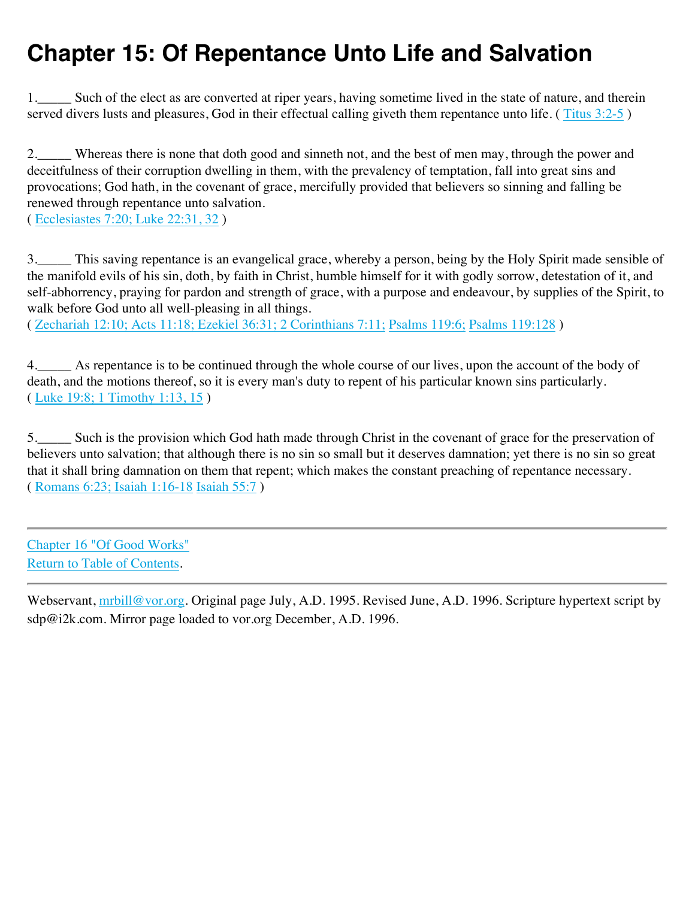# Chapter 15: Of Repentance Unto Life and Salvation

1._____ Such of the elect as are converted at riper years, having sometime lived in the state of nature, and therein served divers lusts and pleasures, God in their effectual calling giveth them repentance unto life. ( Titus 3:2-5 )

2._____ Whereas there is none that doth good and sinneth not, and the best of men may, through the power and deceitfulness of their corruption dwelling in them, with the prevalency of temptation, fall into great sins and provocations; God hath, in the covenant of grace, mercifully provided that believers so sinning and falling be renewed through repentance unto salvation.
( Ecclesiastes 7:20; Luke 22:31, 32 )

3._____ This saving repentance is an evangelical grace, whereby a person, being by the Holy Spirit made sensible of the manifold evils of his sin, doth, by faith in Christ, humble himself for it with godly sorrow, detestation of it, and self-abhorrency, praying for pardon and strength of grace, with a purpose and endeavour, by supplies of the Spirit, to walk before God unto all well-pleasing in all things.
( Zechariah 12:10; Acts 11:18; Ezekiel 36:31; 2 Corinthians 7:11; Psalms 119:6; Psalms 119:128 )

4._____ As repentance is to be continued through the whole course of our lives, upon the account of the body of death, and the motions thereof, so it is every man's duty to repent of his particular known sins particularly.
( Luke 19:8; 1 Timothy 1:13, 15 )

5._____ Such is the provision which God hath made through Christ in the covenant of grace for the preservation of believers unto salvation; that although there is no sin so small but it deserves damnation; yet there is no sin so great that it shall bring damnation on them that repent; which makes the constant preaching of repentance necessary.
( Romans 6:23; Isaiah 1:16-18 Isaiah 55:7 )

---

Chapter 16 "Of Good Works"
Return to Table of Contents.

---

Webservant, mrbill@vor.org. Original page July, A.D. 1995. Revised June, A.D. 1996. Scripture hypertext script by sdp@i2k.com. Mirror page loaded to vor.org December, A.D. 1996.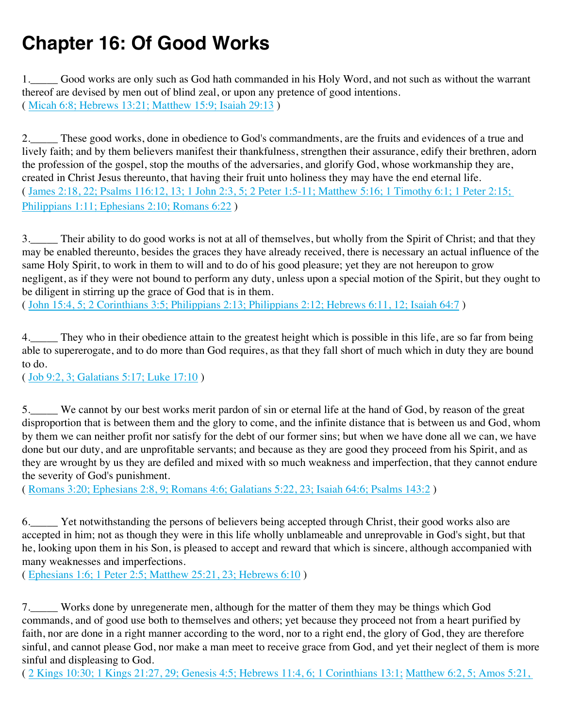# Chapter 16: Of Good Works

1.\_\_\_\_\_ Good works are only such as God hath commanded in his Holy Word, and not such as without the warrant thereof are devised by men out of blind zeal, or upon any pretence of good intentions.
( Micah 6:8; Hebrews 13:21; Matthew 15:9; Isaiah 29:13 )

2.\_\_\_\_\_ These good works, done in obedience to God's commandments, are the fruits and evidences of a true and lively faith; and by them believers manifest their thankfulness, strengthen their assurance, edify their brethren, adorn the profession of the gospel, stop the mouths of the adversaries, and glorify God, whose workmanship they are, created in Christ Jesus thereunto, that having their fruit unto holiness they may have the end eternal life.
( James 2:18, 22; Psalms 116:12, 13; 1 John 2:3, 5; 2 Peter 1:5-11; Matthew 5:16; 1 Timothy 6:1; 1 Peter 2:15; Philippians 1:11; Ephesians 2:10; Romans 6:22 )

3.\_\_\_\_\_ Their ability to do good works is not at all of themselves, but wholly from the Spirit of Christ; and that they may be enabled thereunto, besides the graces they have already received, there is necessary an actual influence of the same Holy Spirit, to work in them to will and to do of his good pleasure; yet they are not hereupon to grow negligent, as if they were not bound to perform any duty, unless upon a special motion of the Spirit, but they ought to be diligent in stirring up the grace of God that is in them.
( John 15:4, 5; 2 Corinthians 3:5; Philippians 2:13; Philippians 2:12; Hebrews 6:11, 12; Isaiah 64:7 )

4.\_\_\_\_\_ They who in their obedience attain to the greatest height which is possible in this life, are so far from being able to supererogate, and to do more than God requires, as that they fall short of much which in duty they are bound to do.
( Job 9:2, 3; Galatians 5:17; Luke 17:10 )

5.\_\_\_\_\_ We cannot by our best works merit pardon of sin or eternal life at the hand of God, by reason of the great disproportion that is between them and the glory to come, and the infinite distance that is between us and God, whom by them we can neither profit nor satisfy for the debt of our former sins; but when we have done all we can, we have done but our duty, and are unprofitable servants; and because as they are good they proceed from his Spirit, and as they are wrought by us they are defiled and mixed with so much weakness and imperfection, that they cannot endure the severity of God's punishment.
( Romans 3:20; Ephesians 2:8, 9; Romans 4:6; Galatians 5:22, 23; Isaiah 64:6; Psalms 143:2 )

6.\_\_\_\_\_ Yet notwithstanding the persons of believers being accepted through Christ, their good works also are accepted in him; not as though they were in this life wholly unblameable and unreprovable in God's sight, but that he, looking upon them in his Son, is pleased to accept and reward that which is sincere, although accompanied with many weaknesses and imperfections.
( Ephesians 1:6; 1 Peter 2:5; Matthew 25:21, 23; Hebrews 6:10 )

7.\_\_\_\_\_ Works done by unregenerate men, although for the matter of them they may be things which God commands, and of good use both to themselves and others; yet because they proceed not from a heart purified by faith, nor are done in a right manner according to the word, nor to a right end, the glory of God, they are therefore sinful, and cannot please God, nor make a man meet to receive grace from God, and yet their neglect of them is more sinful and displeasing to God.
( 2 Kings 10:30; 1 Kings 21:27, 29; Genesis 4:5; Hebrews 11:4, 6; 1 Corinthians 13:1; Matthew 6:2, 5; Amos 5:21,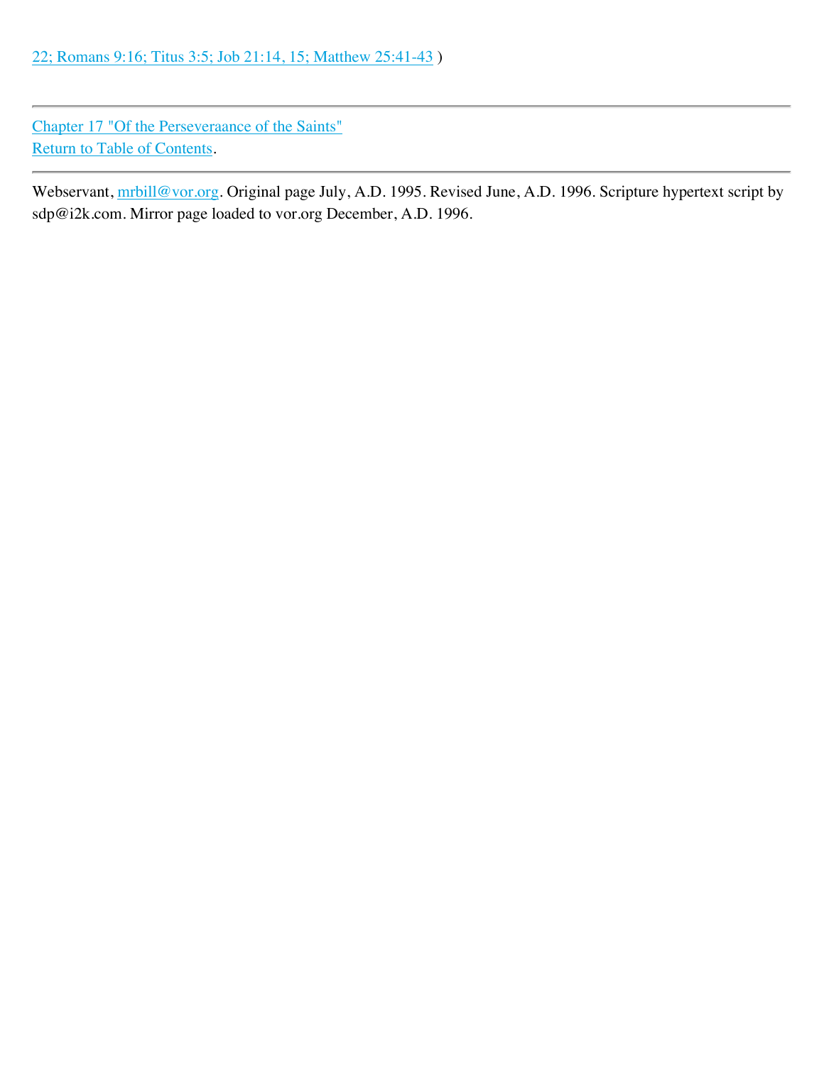22; Romans 9:16; Titus 3:5; Job 21:14, 15; Matthew 25:41-43 )

---

Chapter 17 "Of the Perseveraance of the Saints"
Return to Table of Contents.

---

Webservant, mrbill@vor.org. Original page July, A.D. 1995. Revised June, A.D. 1996. Scripture hypertext script by sdp@i2k.com. Mirror page loaded to vor.org December, A.D. 1996.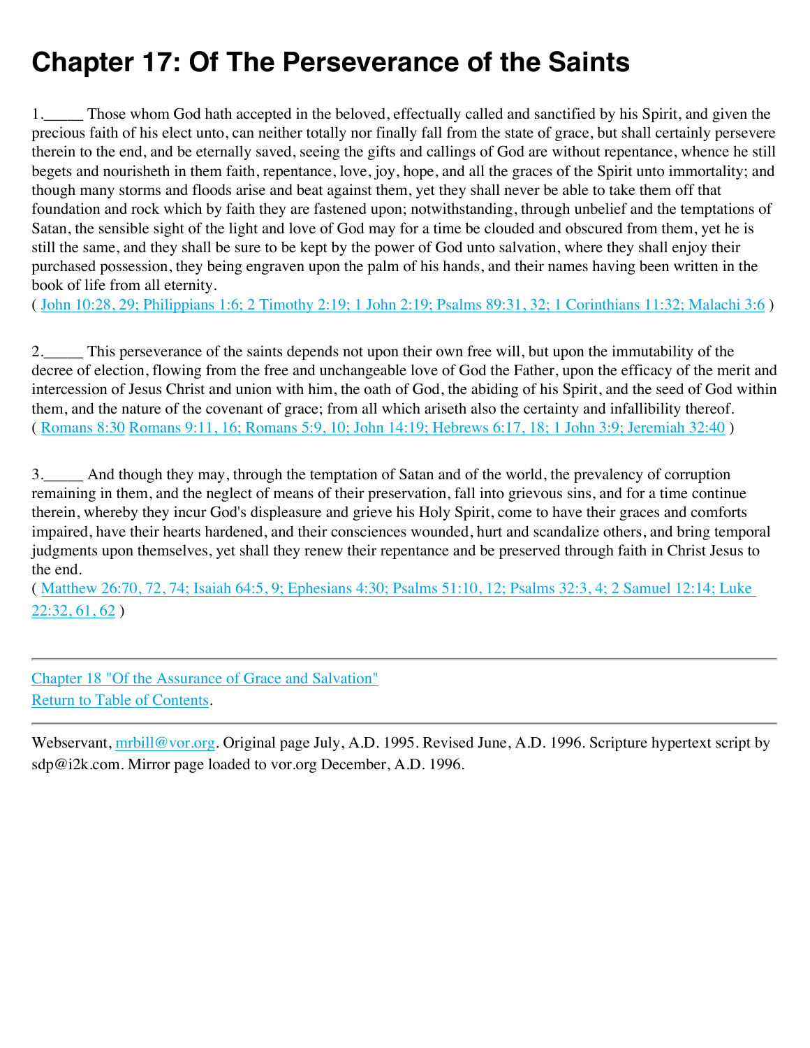# Chapter 17: Of The Perseverance of the Saints

1._____ Those whom God hath accepted in the beloved, effectually called and sanctified by his Spirit, and given the precious faith of his elect unto, can neither totally nor finally fall from the state of grace, but shall certainly persevere therein to the end, and be eternally saved, seeing the gifts and callings of God are without repentance, whence he still begets and nourisheth in them faith, repentance, love, joy, hope, and all the graces of the Spirit unto immortality; and though many storms and floods arise and beat against them, yet they shall never be able to take them off that foundation and rock which by faith they are fastened upon; notwithstanding, through unbelief and the temptations of Satan, the sensible sight of the light and love of God may for a time be clouded and obscured from them, yet he is still the same, and they shall be sure to be kept by the power of God unto salvation, where they shall enjoy their purchased possession, they being engraven upon the palm of his hands, and their names having been written in the book of life from all eternity.
( John 10:28, 29; Philippians 1:6; 2 Timothy 2:19; 1 John 2:19; Psalms 89:31, 32; 1 Corinthians 11:32; Malachi 3:6 )

2._____ This perseverance of the saints depends not upon their own free will, but upon the immutability of the decree of election, flowing from the free and unchangeable love of God the Father, upon the efficacy of the merit and intercession of Jesus Christ and union with him, the oath of God, the abiding of his Spirit, and the seed of God within them, and the nature of the covenant of grace; from all which ariseth also the certainty and infallibility thereof.
( Romans 8:30 Romans 9:11, 16; Romans 5:9, 10; John 14:19; Hebrews 6:17, 18; 1 John 3:9; Jeremiah 32:40 )

3._____ And though they may, through the temptation of Satan and of the world, the prevalency of corruption remaining in them, and the neglect of means of their preservation, fall into grievous sins, and for a time continue therein, whereby they incur God's displeasure and grieve his Holy Spirit, come to have their graces and comforts impaired, have their hearts hardened, and their consciences wounded, hurt and scandalize others, and bring temporal judgments upon themselves, yet shall they renew their repentance and be preserved through faith in Christ Jesus to the end.
( Matthew 26:70, 72, 74; Isaiah 64:5, 9; Ephesians 4:30; Psalms 51:10, 12; Psalms 32:3, 4; 2 Samuel 12:14; Luke 22:32, 61, 62 )

---

Chapter 18 "Of the Assurance of Grace and Salvation"
Return to Table of Contents.

---

Webservant, mrbill@vor.org. Original page July, A.D. 1995. Revised June, A.D. 1996. Scripture hypertext script by sdp@i2k.com. Mirror page loaded to vor.org December, A.D. 1996.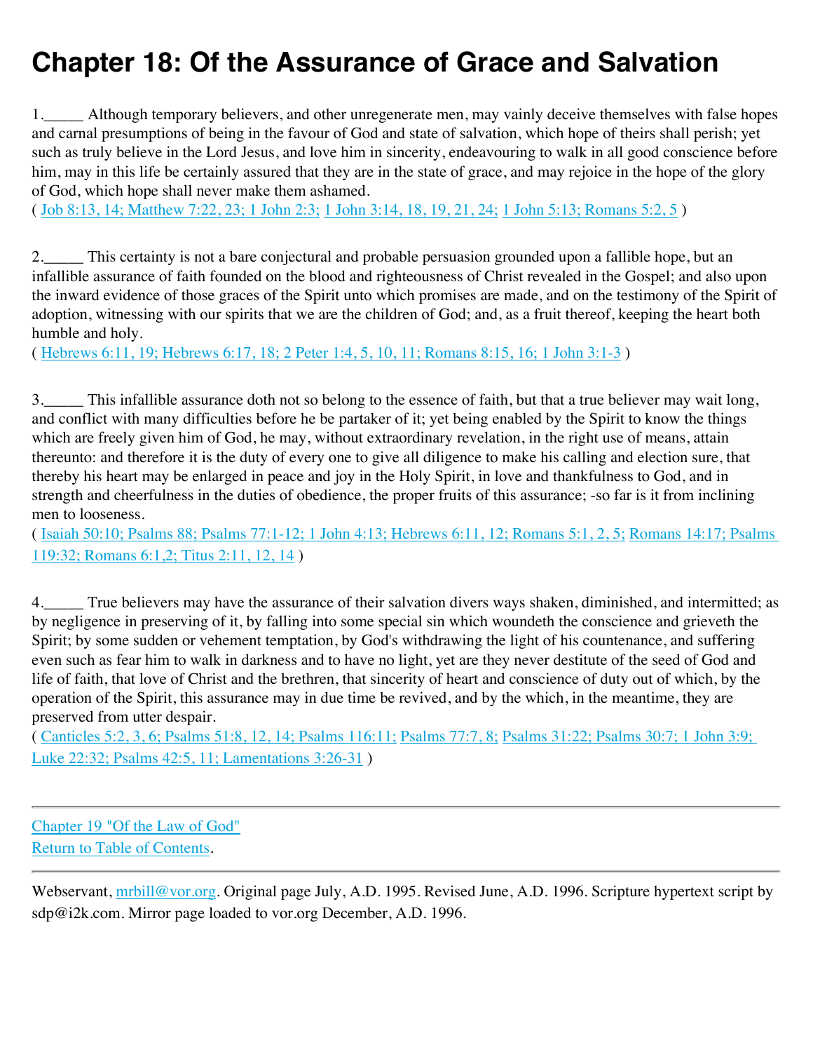# Chapter 18: Of the Assurance of Grace and Salvation

1.\_\_\_\_\_ Although temporary believers, and other unregenerate men, may vainly deceive themselves with false hopes and carnal presumptions of being in the favour of God and state of salvation, which hope of theirs shall perish; yet such as truly believe in the Lord Jesus, and love him in sincerity, endeavouring to walk in all good conscience before him, may in this life be certainly assured that they are in the state of grace, and may rejoice in the hope of the glory of God, which hope shall never make them ashamed.
( Job 8:13, 14; Matthew 7:22, 23; 1 John 2:3; 1 John 3:14, 18, 19, 21, 24; 1 John 5:13; Romans 5:2, 5 )

2.\_\_\_\_\_ This certainty is not a bare conjectural and probable persuasion grounded upon a fallible hope, but an infallible assurance of faith founded on the blood and righteousness of Christ revealed in the Gospel; and also upon the inward evidence of those graces of the Spirit unto which promises are made, and on the testimony of the Spirit of adoption, witnessing with our spirits that we are the children of God; and, as a fruit thereof, keeping the heart both humble and holy.
( Hebrews 6:11, 19; Hebrews 6:17, 18; 2 Peter 1:4, 5, 10, 11; Romans 8:15, 16; 1 John 3:1-3 )

3.\_\_\_\_\_ This infallible assurance doth not so belong to the essence of faith, but that a true believer may wait long, and conflict with many difficulties before he be partaker of it; yet being enabled by the Spirit to know the things which are freely given him of God, he may, without extraordinary revelation, in the right use of means, attain thereunto: and therefore it is the duty of every one to give all diligence to make his calling and election sure, that thereby his heart may be enlarged in peace and joy in the Holy Spirit, in love and thankfulness to God, and in strength and cheerfulness in the duties of obedience, the proper fruits of this assurance; -so far is it from inclining men to looseness.
( Isaiah 50:10; Psalms 88; Psalms 77:1-12; 1 John 4:13; Hebrews 6:11, 12; Romans 5:1, 2, 5; Romans 14:17; Psalms 119:32; Romans 6:1,2; Titus 2:11, 12, 14 )

4.\_\_\_\_\_ True believers may have the assurance of their salvation divers ways shaken, diminished, and intermitted; as by negligence in preserving of it, by falling into some special sin which woundeth the conscience and grieveth the Spirit; by some sudden or vehement temptation, by God's withdrawing the light of his countenance, and suffering even such as fear him to walk in darkness and to have no light, yet are they never destitute of the seed of God and life of faith, that love of Christ and the brethren, that sincerity of heart and conscience of duty out of which, by the operation of the Spirit, this assurance may in due time be revived, and by the which, in the meantime, they are preserved from utter despair.
( Canticles 5:2, 3, 6; Psalms 51:8, 12, 14; Psalms 116:11; Psalms 77:7, 8; Psalms 31:22; Psalms 30:7; 1 John 3:9; Luke 22:32; Psalms 42:5, 11; Lamentations 3:26-31 )

---

Chapter 19 "Of the Law of God"
Return to Table of Contents.

---

Webservant, mrbill@vor.org. Original page July, A.D. 1995. Revised June, A.D. 1996. Scripture hypertext script by sdp@i2k.com. Mirror page loaded to vor.org December, A.D. 1996.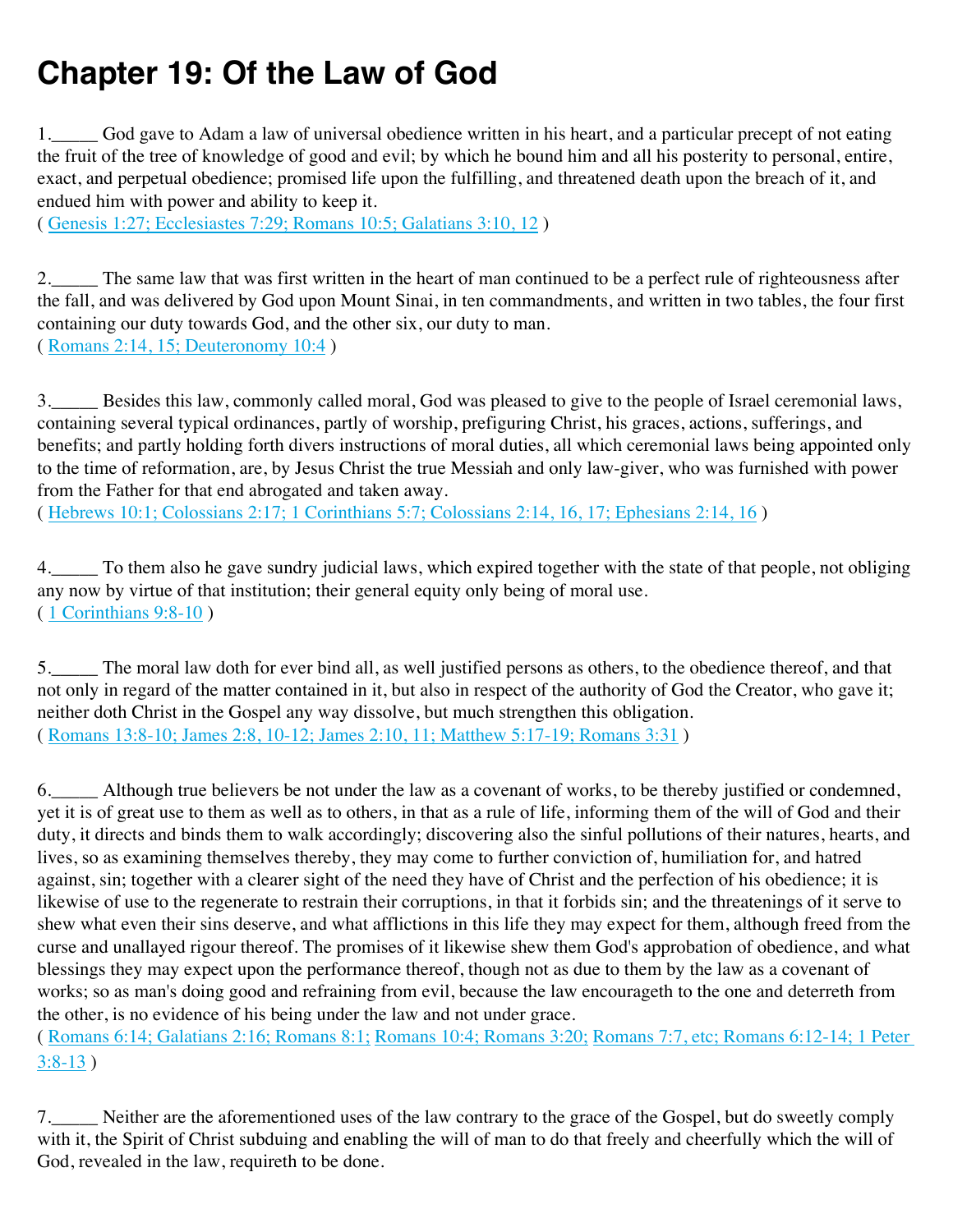# Chapter 19: Of the Law of God

1._____ God gave to Adam a law of universal obedience written in his heart, and a particular precept of not eating the fruit of the tree of knowledge of good and evil; by which he bound him and all his posterity to personal, entire, exact, and perpetual obedience; promised life upon the fulfilling, and threatened death upon the breach of it, and endued him with power and ability to keep it.
( Genesis 1:27; Ecclesiastes 7:29; Romans 10:5; Galatians 3:10, 12 )

2._____ The same law that was first written in the heart of man continued to be a perfect rule of righteousness after the fall, and was delivered by God upon Mount Sinai, in ten commandments, and written in two tables, the four first containing our duty towards God, and the other six, our duty to man.
( Romans 2:14, 15; Deuteronomy 10:4 )

3._____ Besides this law, commonly called moral, God was pleased to give to the people of Israel ceremonial laws, containing several typical ordinances, partly of worship, prefiguring Christ, his graces, actions, sufferings, and benefits; and partly holding forth divers instructions of moral duties, all which ceremonial laws being appointed only to the time of reformation, are, by Jesus Christ the true Messiah and only law-giver, who was furnished with power from the Father for that end abrogated and taken away.
( Hebrews 10:1; Colossians 2:17; 1 Corinthians 5:7; Colossians 2:14, 16, 17; Ephesians 2:14, 16 )

4._____ To them also he gave sundry judicial laws, which expired together with the state of that people, not obliging any now by virtue of that institution; their general equity only being of moral use.
( 1 Corinthians 9:8-10 )

5._____ The moral law doth for ever bind all, as well justified persons as others, to the obedience thereof, and that not only in regard of the matter contained in it, but also in respect of the authority of God the Creator, who gave it; neither doth Christ in the Gospel any way dissolve, but much strengthen this obligation.
( Romans 13:8-10; James 2:8, 10-12; James 2:10, 11; Matthew 5:17-19; Romans 3:31 )

6._____ Although true believers be not under the law as a covenant of works, to be thereby justified or condemned, yet it is of great use to them as well as to others, in that as a rule of life, informing them of the will of God and their duty, it directs and binds them to walk accordingly; discovering also the sinful pollutions of their natures, hearts, and lives, so as examining themselves thereby, they may come to further conviction of, humiliation for, and hatred against, sin; together with a clearer sight of the need they have of Christ and the perfection of his obedience; it is likewise of use to the regenerate to restrain their corruptions, in that it forbids sin; and the threatenings of it serve to shew what even their sins deserve, and what afflictions in this life they may expect for them, although freed from the curse and unallayed rigour thereof. The promises of it likewise shew them God's approbation of obedience, and what blessings they may expect upon the performance thereof, though not as due to them by the law as a covenant of works; so as man's doing good and refraining from evil, because the law encourageth to the one and deterreth from the other, is no evidence of his being under the law and not under grace.
( Romans 6:14; Galatians 2:16; Romans 8:1; Romans 10:4; Romans 3:20; Romans 7:7, etc; Romans 6:12-14; 1 Peter 3:8-13 )

7._____ Neither are the aforementioned uses of the law contrary to the grace of the Gospel, but do sweetly comply with it, the Spirit of Christ subduing and enabling the will of man to do that freely and cheerfully which the will of God, revealed in the law, requireth to be done.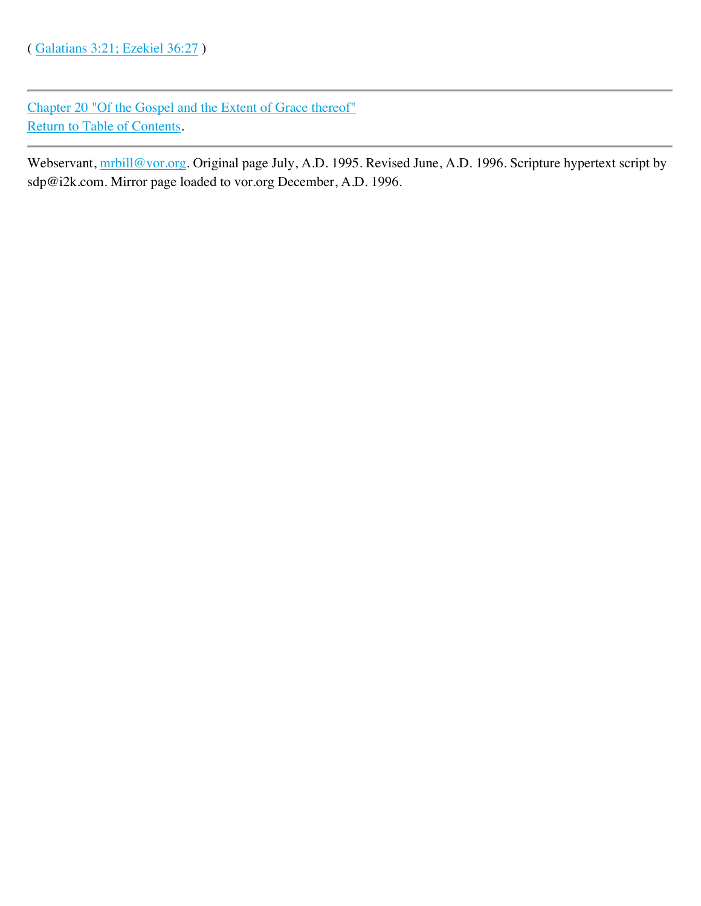( Galatians 3:21; Ezekiel 36:27 )

---

Chapter 20 "Of the Gospel and the Extent of Grace thereof"
Return to Table of Contents.

---

Webservant, mrbill@vor.org. Original page July, A.D. 1995. Revised June, A.D. 1996. Scripture hypertext script by sdp@i2k.com. Mirror page loaded to vor.org December, A.D. 1996.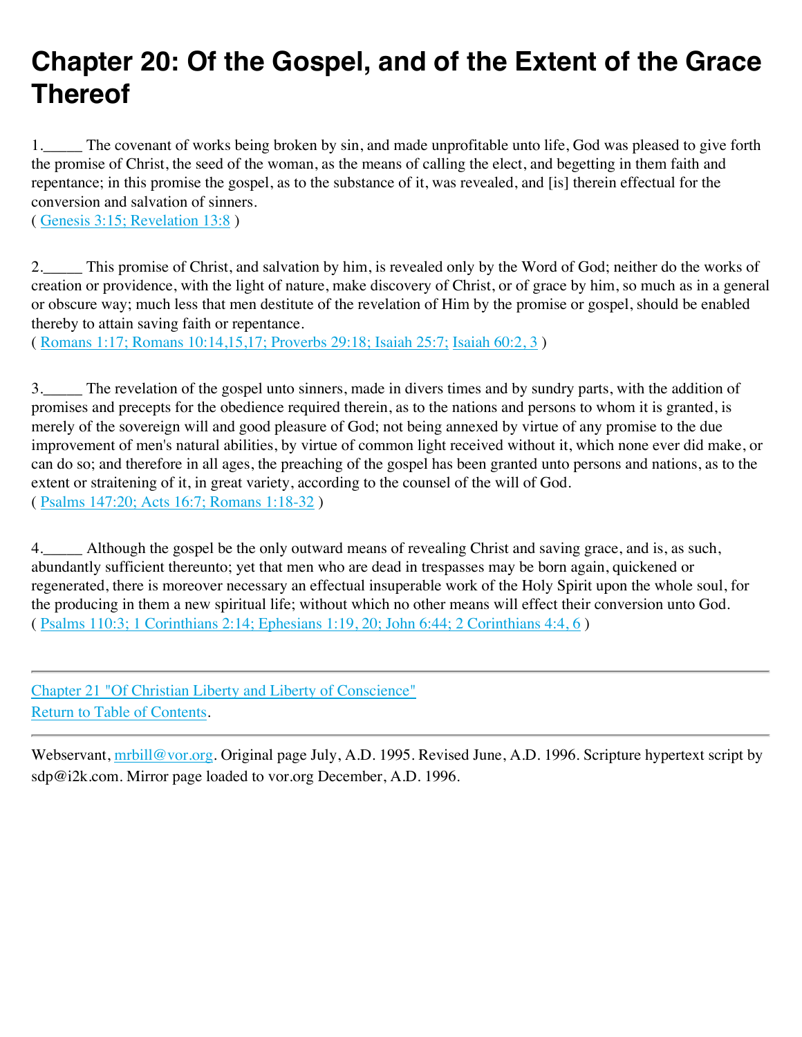# Chapter 20: Of the Gospel, and of the Extent of the Grace Thereof

1._____ The covenant of works being broken by sin, and made unprofitable unto life, God was pleased to give forth the promise of Christ, the seed of the woman, as the means of calling the elect, and begetting in them faith and repentance; in this promise the gospel, as to the substance of it, was revealed, and [is] therein effectual for the conversion and salvation of sinners.
( Genesis 3:15; Revelation 13:8 )

2._____ This promise of Christ, and salvation by him, is revealed only by the Word of God; neither do the works of creation or providence, with the light of nature, make discovery of Christ, or of grace by him, so much as in a general or obscure way; much less that men destitute of the revelation of Him by the promise or gospel, should be enabled thereby to attain saving faith or repentance.
( Romans 1:17; Romans 10:14,15,17; Proverbs 29:18; Isaiah 25:7; Isaiah 60:2, 3 )

3._____ The revelation of the gospel unto sinners, made in divers times and by sundry parts, with the addition of promises and precepts for the obedience required therein, as to the nations and persons to whom it is granted, is merely of the sovereign will and good pleasure of God; not being annexed by virtue of any promise to the due improvement of men's natural abilities, by virtue of common light received without it, which none ever did make, or can do so; and therefore in all ages, the preaching of the gospel has been granted unto persons and nations, as to the extent or straitening of it, in great variety, according to the counsel of the will of God.
( Psalms 147:20; Acts 16:7; Romans 1:18-32 )

4._____ Although the gospel be the only outward means of revealing Christ and saving grace, and is, as such, abundantly sufficient thereunto; yet that men who are dead in trespasses may be born again, quickened or regenerated, there is moreover necessary an effectual insuperable work of the Holy Spirit upon the whole soul, for the producing in them a new spiritual life; without which no other means will effect their conversion unto God.
( Psalms 110:3; 1 Corinthians 2:14; Ephesians 1:19, 20; John 6:44; 2 Corinthians 4:4, 6 )

---

Chapter 21 "Of Christian Liberty and Liberty of Conscience"
Return to Table of Contents.

---

Webservant, mrbill@vor.org. Original page July, A.D. 1995. Revised June, A.D. 1996. Scripture hypertext script by sdp@i2k.com. Mirror page loaded to vor.org December, A.D. 1996.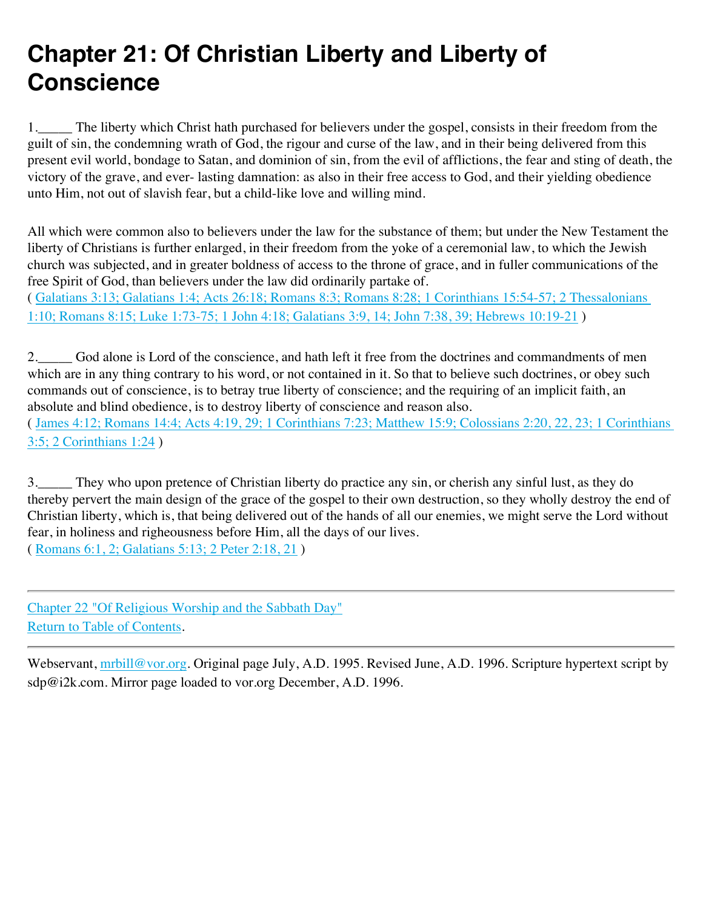# Chapter 21: Of Christian Liberty and Liberty of Conscience

1._____ The liberty which Christ hath purchased for believers under the gospel, consists in their freedom from the guilt of sin, the condemning wrath of God, the rigour and curse of the law, and in their being delivered from this present evil world, bondage to Satan, and dominion of sin, from the evil of afflictions, the fear and sting of death, the victory of the grave, and ever- lasting damnation: as also in their free access to God, and their yielding obedience unto Him, not out of slavish fear, but a child-like love and willing mind.

All which were common also to believers under the law for the substance of them; but under the New Testament the liberty of Christians is further enlarged, in their freedom from the yoke of a ceremonial law, to which the Jewish church was subjected, and in greater boldness of access to the throne of grace, and in fuller communications of the free Spirit of God, than believers under the law did ordinarily partake of.
( Galatians 3:13; Galatians 1:4; Acts 26:18; Romans 8:3; Romans 8:28; 1 Corinthians 15:54-57; 2 Thessalonians 1:10; Romans 8:15; Luke 1:73-75; 1 John 4:18; Galatians 3:9, 14; John 7:38, 39; Hebrews 10:19-21 )

2._____ God alone is Lord of the conscience, and hath left it free from the doctrines and commandments of men which are in any thing contrary to his word, or not contained in it. So that to believe such doctrines, or obey such commands out of conscience, is to betray true liberty of conscience; and the requiring of an implicit faith, an absolute and blind obedience, is to destroy liberty of conscience and reason also.
( James 4:12; Romans 14:4; Acts 4:19, 29; 1 Corinthians 7:23; Matthew 15:9; Colossians 2:20, 22, 23; 1 Corinthians 3:5; 2 Corinthians 1:24 )

3._____ They who upon pretence of Christian liberty do practice any sin, or cherish any sinful lust, as they do thereby pervert the main design of the grace of the gospel to their own destruction, so they wholly destroy the end of Christian liberty, which is, that being delivered out of the hands of all our enemies, we might serve the Lord without fear, in holiness and righeousness before Him, all the days of our lives.
( Romans 6:1, 2; Galatians 5:13; 2 Peter 2:18, 21 )

---

Chapter 22 "Of Religious Worship and the Sabbath Day"
Return to Table of Contents.

---

Webservant, mrbill@vor.org. Original page July, A.D. 1995. Revised June, A.D. 1996. Scripture hypertext script by sdp@i2k.com. Mirror page loaded to vor.org December, A.D. 1996.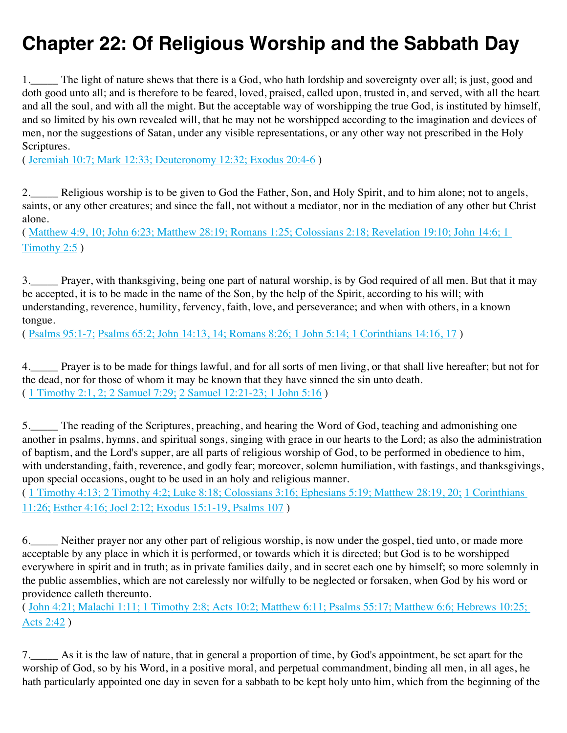# Chapter 22: Of Religious Worship and the Sabbath Day

1._____ The light of nature shews that there is a God, who hath lordship and sovereignty over all; is just, good and doth good unto all; and is therefore to be feared, loved, praised, called upon, trusted in, and served, with all the heart and all the soul, and with all the might. But the acceptable way of worshipping the true God, is instituted by himself, and so limited by his own revealed will, that he may not be worshipped according to the imagination and devices of men, nor the suggestions of Satan, under any visible representations, or any other way not prescribed in the Holy Scriptures.
( Jeremiah 10:7; Mark 12:33; Deuteronomy 12:32; Exodus 20:4-6 )

2._____ Religious worship is to be given to God the Father, Son, and Holy Spirit, and to him alone; not to angels, saints, or any other creatures; and since the fall, not without a mediator, nor in the mediation of any other but Christ alone.
( Matthew 4:9, 10; John 6:23; Matthew 28:19; Romans 1:25; Colossians 2:18; Revelation 19:10; John 14:6; 1 Timothy 2:5 )

3._____ Prayer, with thanksgiving, being one part of natural worship, is by God required of all men. But that it may be accepted, it is to be made in the name of the Son, by the help of the Spirit, according to his will; with understanding, reverence, humility, fervency, faith, love, and perseverance; and when with others, in a known tongue.
( Psalms 95:1-7; Psalms 65:2; John 14:13, 14; Romans 8:26; 1 John 5:14; 1 Corinthians 14:16, 17 )

4._____ Prayer is to be made for things lawful, and for all sorts of men living, or that shall live hereafter; but not for the dead, nor for those of whom it may be known that they have sinned the sin unto death.
( 1 Timothy 2:1, 2; 2 Samuel 7:29; 2 Samuel 12:21-23; 1 John 5:16 )

5._____ The reading of the Scriptures, preaching, and hearing the Word of God, teaching and admonishing one another in psalms, hymns, and spiritual songs, singing with grace in our hearts to the Lord; as also the administration of baptism, and the Lord's supper, are all parts of religious worship of God, to be performed in obedience to him, with understanding, faith, reverence, and godly fear; moreover, solemn humiliation, with fastings, and thanksgivings, upon special occasions, ought to be used in an holy and religious manner.
( 1 Timothy 4:13; 2 Timothy 4:2; Luke 8:18; Colossians 3:16; Ephesians 5:19; Matthew 28:19, 20; 1 Corinthians 11:26; Esther 4:16; Joel 2:12; Exodus 15:1-19, Psalms 107 )

6._____ Neither prayer nor any other part of religious worship, is now under the gospel, tied unto, or made more acceptable by any place in which it is performed, or towards which it is directed; but God is to be worshipped everywhere in spirit and in truth; as in private families daily, and in secret each one by himself; so more solemnly in the public assemblies, which are not carelessly nor wilfully to be neglected or forsaken, when God by his word or providence calleth thereunto.
( John 4:21; Malachi 1:11; 1 Timothy 2:8; Acts 10:2; Matthew 6:11; Psalms 55:17; Matthew 6:6; Hebrews 10:25; Acts 2:42 )

7._____ As it is the law of nature, that in general a proportion of time, by God's appointment, be set apart for the worship of God, so by his Word, in a positive moral, and perpetual commandment, binding all men, in all ages, he hath particularly appointed one day in seven for a sabbath to be kept holy unto him, which from the beginning of the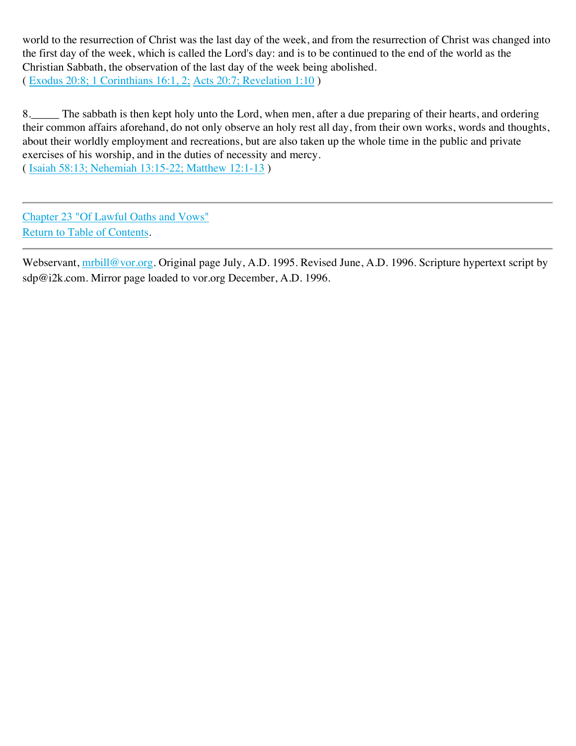world to the resurrection of Christ was the last day of the week, and from the resurrection of Christ was changed into the first day of the week, which is called the Lord's day: and is to be continued to the end of the world as the Christian Sabbath, the observation of the last day of the week being abolished.
( Exodus 20:8; 1 Corinthians 16:1, 2; Acts 20:7; Revelation 1:10 )

8._____ The sabbath is then kept holy unto the Lord, when men, after a due preparing of their hearts, and ordering their common affairs aforehand, do not only observe an holy rest all day, from their own works, words and thoughts, about their worldly employment and recreations, but are also taken up the whole time in the public and private exercises of his worship, and in the duties of necessity and mercy.
( Isaiah 58:13; Nehemiah 13:15-22; Matthew 12:1-13 )

---

Chapter 23 "Of Lawful Oaths and Vows"
Return to Table of Contents.

---

Webservant, mrbill@vor.org. Original page July, A.D. 1995. Revised June, A.D. 1996. Scripture hypertext script by sdp@i2k.com. Mirror page loaded to vor.org December, A.D. 1996.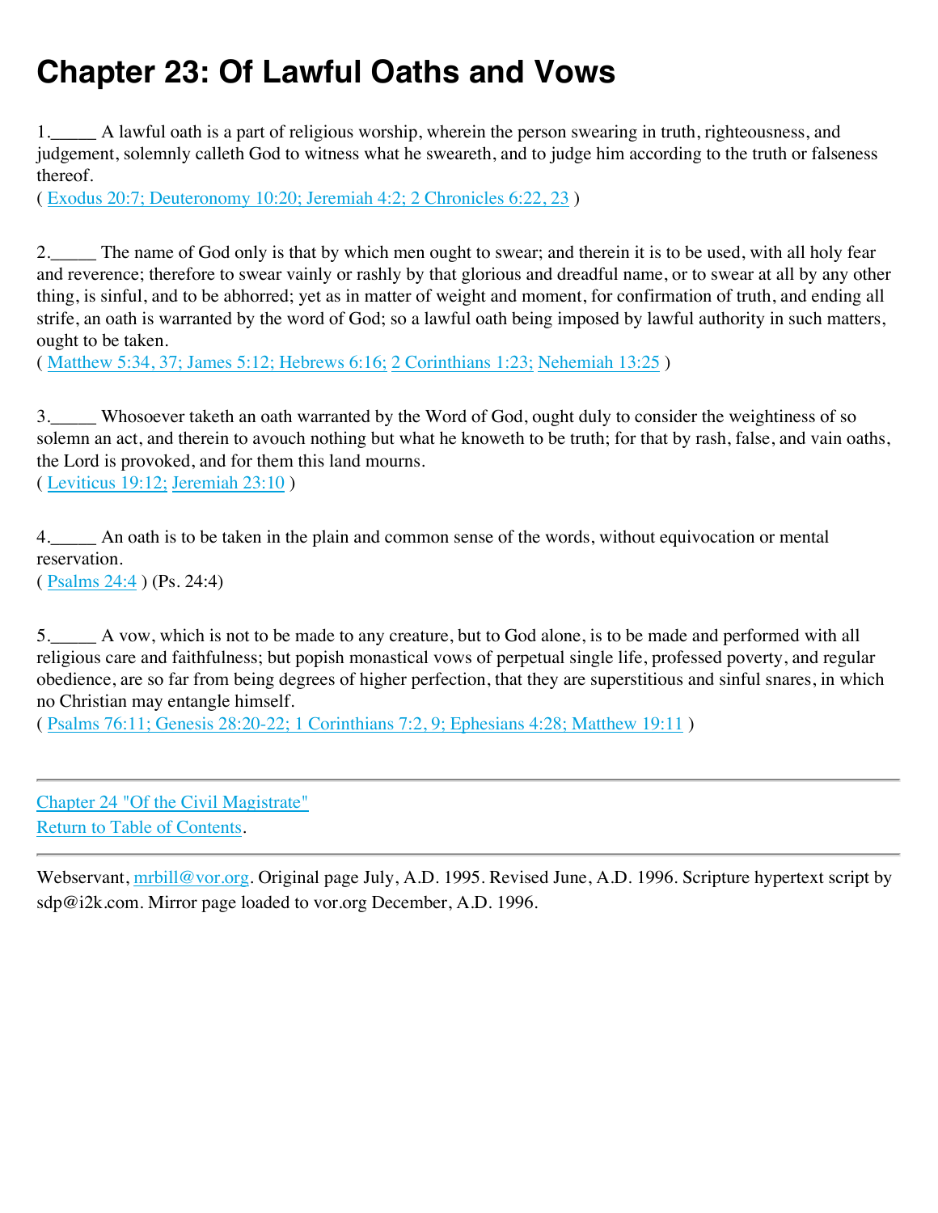# Chapter 23: Of Lawful Oaths and Vows

1._____ A lawful oath is a part of religious worship, wherein the person swearing in truth, righteousness, and judgement, solemnly calleth God to witness what he sweareth, and to judge him according to the truth or falseness thereof.
( Exodus 20:7; Deuteronomy 10:20; Jeremiah 4:2; 2 Chronicles 6:22, 23 )

2._____ The name of God only is that by which men ought to swear; and therein it is to be used, with all holy fear and reverence; therefore to swear vainly or rashly by that glorious and dreadful name, or to swear at all by any other thing, is sinful, and to be abhorred; yet as in matter of weight and moment, for confirmation of truth, and ending all strife, an oath is warranted by the word of God; so a lawful oath being imposed by lawful authority in such matters, ought to be taken.
( Matthew 5:34, 37; James 5:12; Hebrews 6:16; 2 Corinthians 1:23; Nehemiah 13:25 )

3._____ Whosoever taketh an oath warranted by the Word of God, ought duly to consider the weightiness of so solemn an act, and therein to avouch nothing but what he knoweth to be truth; for that by rash, false, and vain oaths, the Lord is provoked, and for them this land mourns.
( Leviticus 19:12; Jeremiah 23:10 )

4._____ An oath is to be taken in the plain and common sense of the words, without equivocation or mental reservation.
( Psalms 24:4 ) (Ps. 24:4)

5._____ A vow, which is not to be made to any creature, but to God alone, is to be made and performed with all religious care and faithfulness; but popish monastical vows of perpetual single life, professed poverty, and regular obedience, are so far from being degrees of higher perfection, that they are superstitious and sinful snares, in which no Christian may entangle himself.
( Psalms 76:11; Genesis 28:20-22; 1 Corinthians 7:2, 9; Ephesians 4:28; Matthew 19:11 )

---

Chapter 24 "Of the Civil Magistrate"
Return to Table of Contents.

---

Webservant, mrbill@vor.org. Original page July, A.D. 1995. Revised June, A.D. 1996. Scripture hypertext script by sdp@i2k.com. Mirror page loaded to vor.org December, A.D. 1996.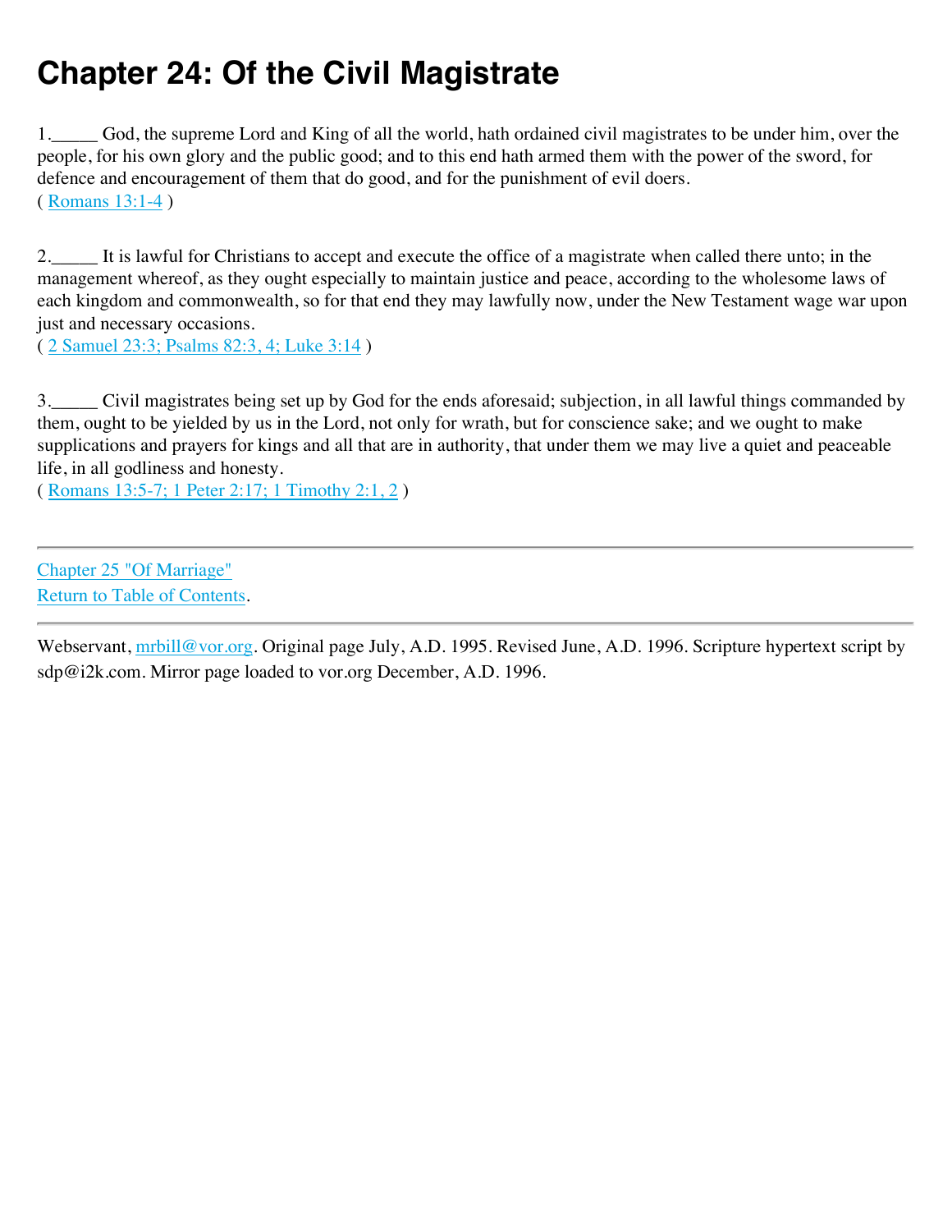# Chapter 24: Of the Civil Magistrate

1._____ God, the supreme Lord and King of all the world, hath ordained civil magistrates to be under him, over the people, for his own glory and the public good; and to this end hath armed them with the power of the sword, for defence and encouragement of them that do good, and for the punishment of evil doers.
( Romans 13:1-4 )

2._____ It is lawful for Christians to accept and execute the office of a magistrate when called there unto; in the management whereof, as they ought especially to maintain justice and peace, according to the wholesome laws of each kingdom and commonwealth, so for that end they may lawfully now, under the New Testament wage war upon just and necessary occasions.
( 2 Samuel 23:3; Psalms 82:3, 4; Luke 3:14 )

3._____ Civil magistrates being set up by God for the ends aforesaid; subjection, in all lawful things commanded by them, ought to be yielded by us in the Lord, not only for wrath, but for conscience sake; and we ought to make supplications and prayers for kings and all that are in authority, that under them we may live a quiet and peaceable life, in all godliness and honesty.
( Romans 13:5-7; 1 Peter 2:17; 1 Timothy 2:1, 2 )

---

Chapter 25 "Of Marriage"
Return to Table of Contents.

---

Webservant, mrbill@vor.org. Original page July, A.D. 1995. Revised June, A.D. 1996. Scripture hypertext script by sdp@i2k.com. Mirror page loaded to vor.org December, A.D. 1996.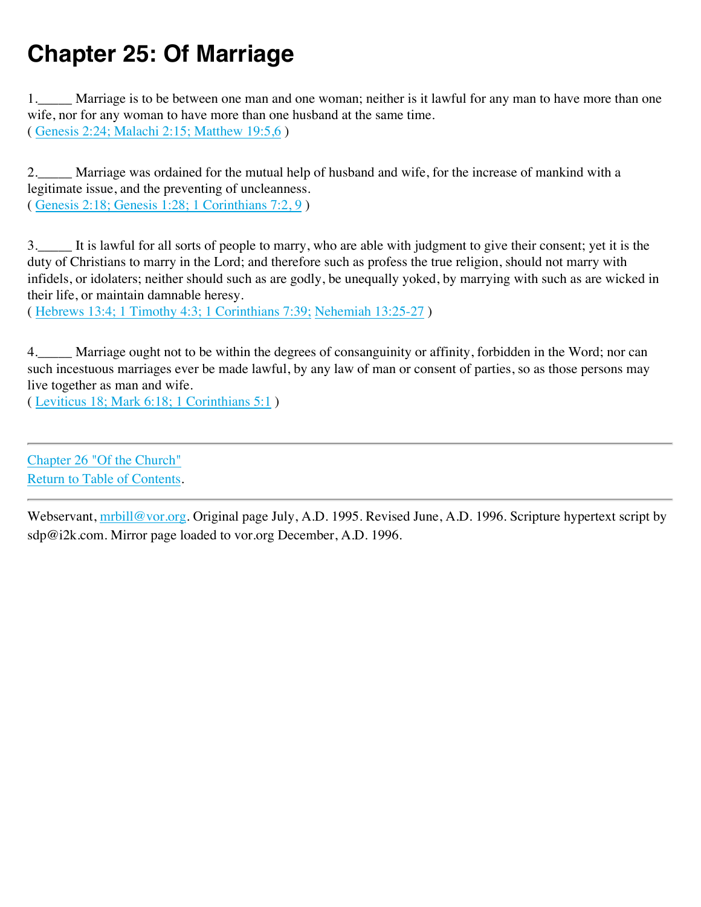# Chapter 25: Of Marriage

1._____ Marriage is to be between one man and one woman; neither is it lawful for any man to have more than one wife, nor for any woman to have more than one husband at the same time.
( Genesis 2:24; Malachi 2:15; Matthew 19:5,6 )

2._____ Marriage was ordained for the mutual help of husband and wife, for the increase of mankind with a legitimate issue, and the preventing of uncleanness.
( Genesis 2:18; Genesis 1:28; 1 Corinthians 7:2, 9 )

3._____ It is lawful for all sorts of people to marry, who are able with judgment to give their consent; yet it is the duty of Christians to marry in the Lord; and therefore such as profess the true religion, should not marry with infidels, or idolaters; neither should such as are godly, be unequally yoked, by marrying with such as are wicked in their life, or maintain damnable heresy.
( Hebrews 13:4; 1 Timothy 4:3; 1 Corinthians 7:39; Nehemiah 13:25-27 )

4._____ Marriage ought not to be within the degrees of consanguinity or affinity, forbidden in the Word; nor can such incestuous marriages ever be made lawful, by any law of man or consent of parties, so as those persons may live together as man and wife.
( Leviticus 18; Mark 6:18; 1 Corinthians 5:1 )

---

Chapter 26 "Of the Church"
Return to Table of Contents.

---

Webservant, mrbill@vor.org. Original page July, A.D. 1995. Revised June, A.D. 1996. Scripture hypertext script by sdp@i2k.com. Mirror page loaded to vor.org December, A.D. 1996.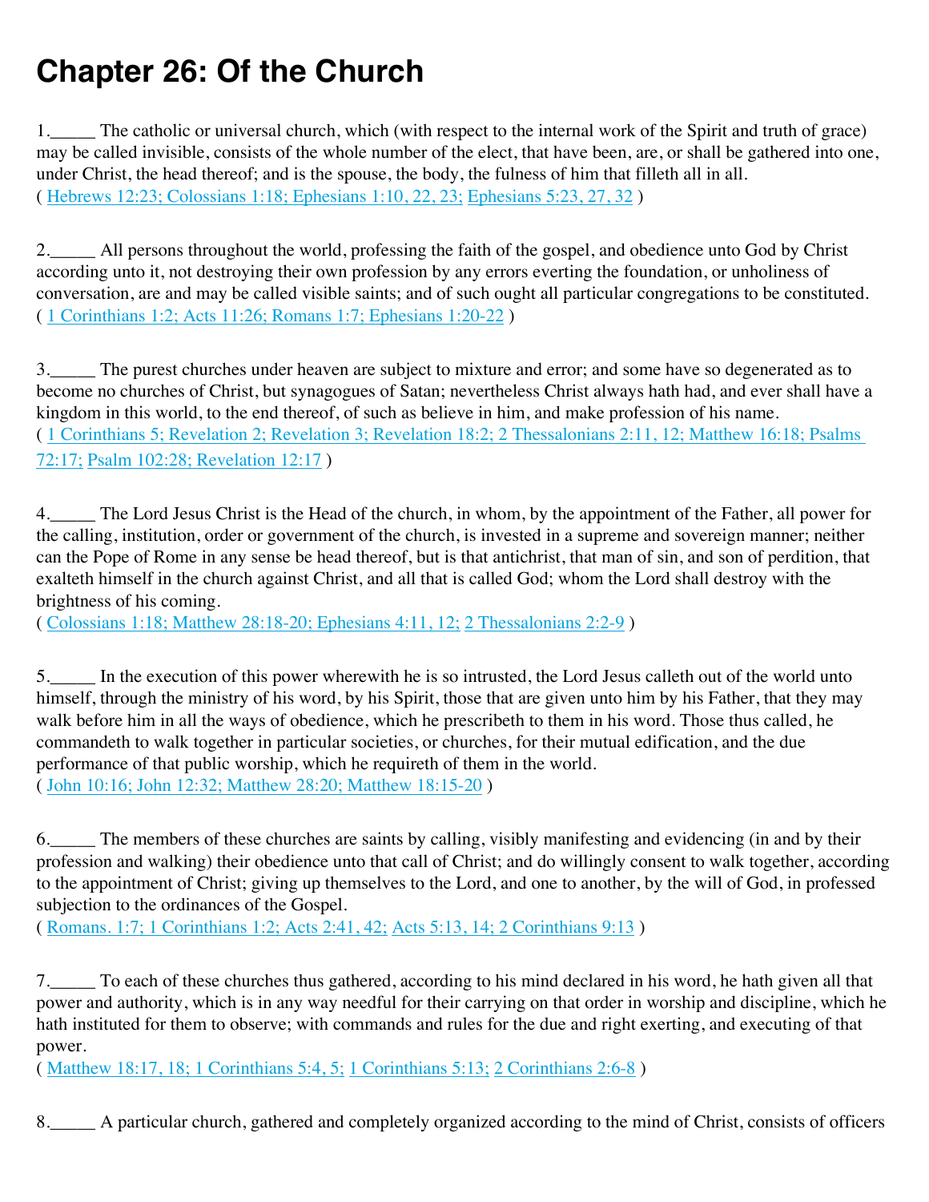# Chapter 26: Of the Church

1._____ The catholic or universal church, which (with respect to the internal work of the Spirit and truth of grace) may be called invisible, consists of the whole number of the elect, that have been, are, or shall be gathered into one, under Christ, the head thereof; and is the spouse, the body, the fulness of him that filleth all in all.
( Hebrews 12:23; Colossians 1:18; Ephesians 1:10, 22, 23; Ephesians 5:23, 27, 32 )

2._____ All persons throughout the world, professing the faith of the gospel, and obedience unto God by Christ according unto it, not destroying their own profession by any errors everting the foundation, or unholiness of conversation, are and may be called visible saints; and of such ought all particular congregations to be constituted.
( 1 Corinthians 1:2; Acts 11:26; Romans 1:7; Ephesians 1:20-22 )

3._____ The purest churches under heaven are subject to mixture and error; and some have so degenerated as to become no churches of Christ, but synagogues of Satan; nevertheless Christ always hath had, and ever shall have a kingdom in this world, to the end thereof, of such as believe in him, and make profession of his name.
( 1 Corinthians 5; Revelation 2; Revelation 3; Revelation 18:2; 2 Thessalonians 2:11, 12; Matthew 16:18; Psalms 72:17; Psalm 102:28; Revelation 12:17 )

4._____ The Lord Jesus Christ is the Head of the church, in whom, by the appointment of the Father, all power for the calling, institution, order or government of the church, is invested in a supreme and sovereign manner; neither can the Pope of Rome in any sense be head thereof, but is that antichrist, that man of sin, and son of perdition, that exalteth himself in the church against Christ, and all that is called God; whom the Lord shall destroy with the brightness of his coming.
( Colossians 1:18; Matthew 28:18-20; Ephesians 4:11, 12; 2 Thessalonians 2:2-9 )

5._____ In the execution of this power wherewith he is so intrusted, the Lord Jesus calleth out of the world unto himself, through the ministry of his word, by his Spirit, those that are given unto him by his Father, that they may walk before him in all the ways of obedience, which he prescribeth to them in his word. Those thus called, he commandeth to walk together in particular societies, or churches, for their mutual edification, and the due performance of that public worship, which he requireth of them in the world.
( John 10:16; John 12:32; Matthew 28:20; Matthew 18:15-20 )

6._____ The members of these churches are saints by calling, visibly manifesting and evidencing (in and by their profession and walking) their obedience unto that call of Christ; and do willingly consent to walk together, according to the appointment of Christ; giving up themselves to the Lord, and one to another, by the will of God, in professed subjection to the ordinances of the Gospel.
( Romans. 1:7; 1 Corinthians 1:2; Acts 2:41, 42; Acts 5:13, 14; 2 Corinthians 9:13 )

7._____ To each of these churches thus gathered, according to his mind declared in his word, he hath given all that power and authority, which is in any way needful for their carrying on that order in worship and discipline, which he hath instituted for them to observe; with commands and rules for the due and right exerting, and executing of that power.
( Matthew 18:17, 18; 1 Corinthians 5:4, 5; 1 Corinthians 5:13; 2 Corinthians 2:6-8 )

8._____ A particular church, gathered and completely organized according to the mind of Christ, consists of officers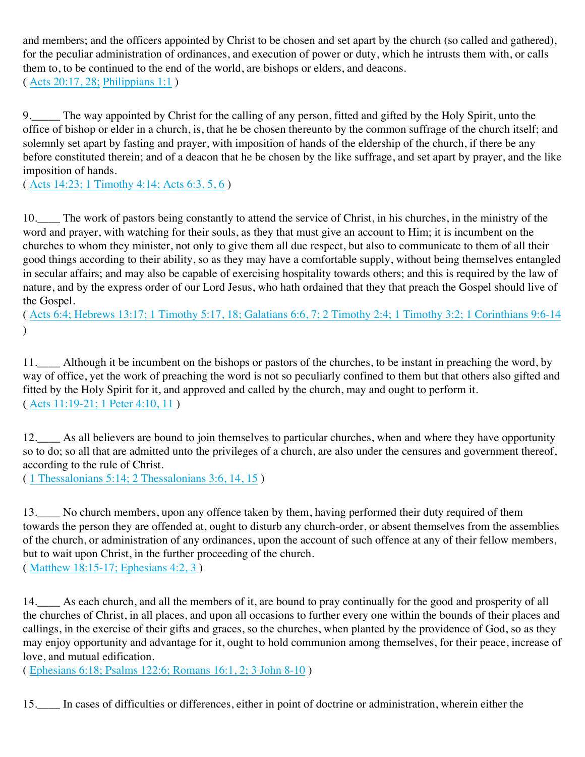and members; and the officers appointed by Christ to be chosen and set apart by the church (so called and gathered), for the peculiar administration of ordinances, and execution of power or duty, which he intrusts them with, or calls them to, to be continued to the end of the world, are bishops or elders, and deacons.
( Acts 20:17, 28; Philippians 1:1 )

9._____ The way appointed by Christ for the calling of any person, fitted and gifted by the Holy Spirit, unto the office of bishop or elder in a church, is, that he be chosen thereunto by the common suffrage of the church itself; and solemnly set apart by fasting and prayer, with imposition of hands of the eldership of the church, if there be any before constituted therein; and of a deacon that he be chosen by the like suffrage, and set apart by prayer, and the like imposition of hands.
( Acts 14:23; 1 Timothy 4:14; Acts 6:3, 5, 6 )

10.____ The work of pastors being constantly to attend the service of Christ, in his churches, in the ministry of the word and prayer, with watching for their souls, as they that must give an account to Him; it is incumbent on the churches to whom they minister, not only to give them all due respect, but also to communicate to them of all their good things according to their ability, so as they may have a comfortable supply, without being themselves entangled in secular affairs; and may also be capable of exercising hospitality towards others; and this is required by the law of nature, and by the express order of our Lord Jesus, who hath ordained that they that preach the Gospel should live of the Gospel.
( Acts 6:4; Hebrews 13:17; 1 Timothy 5:17, 18; Galatians 6:6, 7; 2 Timothy 2:4; 1 Timothy 3:2; 1 Corinthians 9:6-14 )

11.____ Although it be incumbent on the bishops or pastors of the churches, to be instant in preaching the word, by way of office, yet the work of preaching the word is not so peculiarly confined to them but that others also gifted and fitted by the Holy Spirit for it, and approved and called by the church, may and ought to perform it.
( Acts 11:19-21; 1 Peter 4:10, 11 )

12.____ As all believers are bound to join themselves to particular churches, when and where they have opportunity so to do; so all that are admitted unto the privileges of a church, are also under the censures and government thereof, according to the rule of Christ.
( 1 Thessalonians 5:14; 2 Thessalonians 3:6, 14, 15 )

13.____ No church members, upon any offence taken by them, having performed their duty required of them towards the person they are offended at, ought to disturb any church-order, or absent themselves from the assemblies of the church, or administration of any ordinances, upon the account of such offence at any of their fellow members, but to wait upon Christ, in the further proceeding of the church.
( Matthew 18:15-17; Ephesians 4:2, 3 )

14.____ As each church, and all the members of it, are bound to pray continually for the good and prosperity of all the churches of Christ, in all places, and upon all occasions to further every one within the bounds of their places and callings, in the exercise of their gifts and graces, so the churches, when planted by the providence of God, so as they may enjoy opportunity and advantage for it, ought to hold communion among themselves, for their peace, increase of love, and mutual edification.
( Ephesians 6:18; Psalms 122:6; Romans 16:1, 2; 3 John 8-10 )

15.____ In cases of difficulties or differences, either in point of doctrine or administration, wherein either the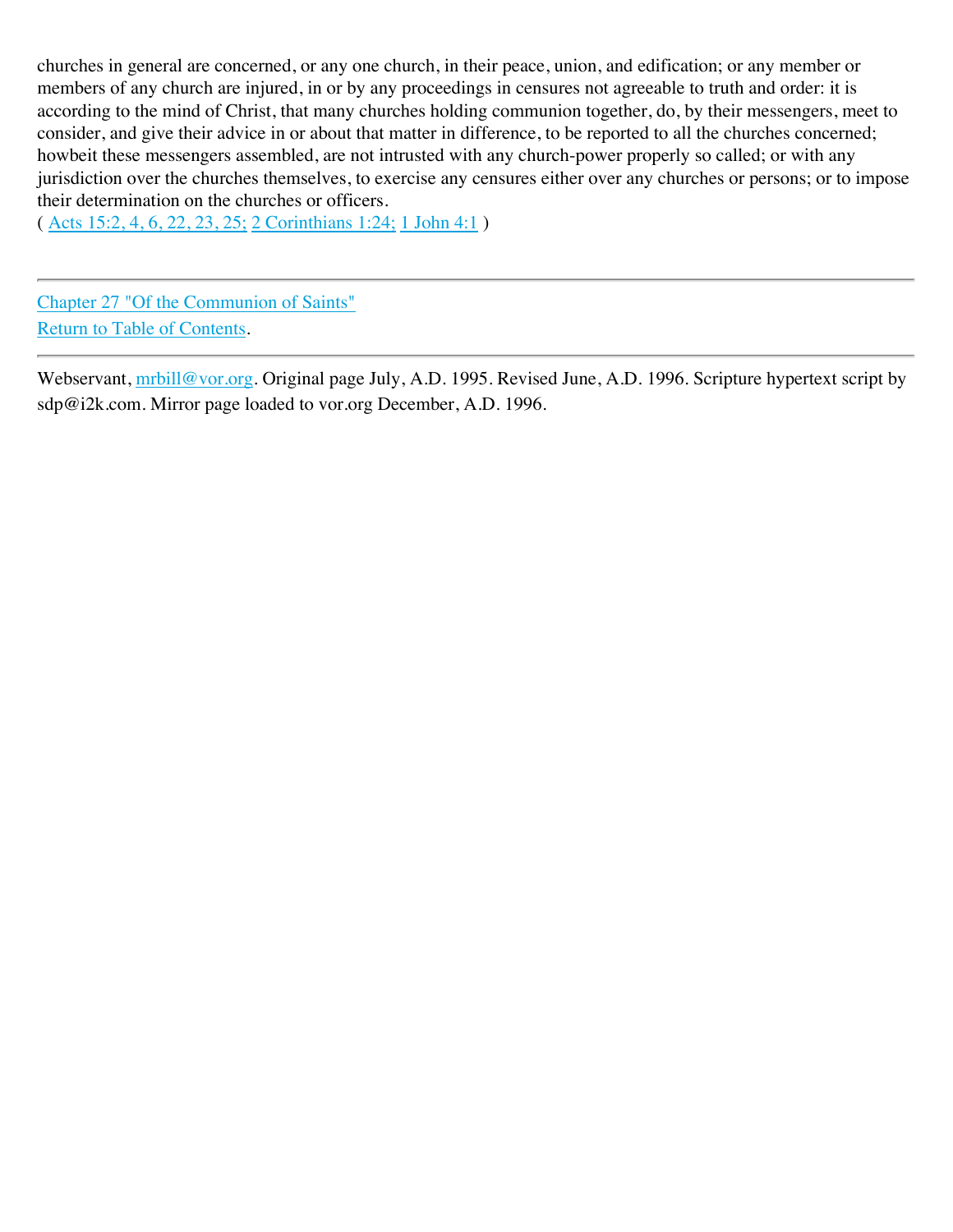churches in general are concerned, or any one church, in their peace, union, and edification; or any member or members of any church are injured, in or by any proceedings in censures not agreeable to truth and order: it is according to the mind of Christ, that many churches holding communion together, do, by their messengers, meet to consider, and give their advice in or about that matter in difference, to be reported to all the churches concerned; howbeit these messengers assembled, are not intrusted with any church-power properly so called; or with any jurisdiction over the churches themselves, to exercise any censures either over any churches or persons; or to impose their determination on the churches or officers.
( Acts 15:2, 4, 6, 22, 23, 25; 2 Corinthians 1:24; 1 John 4:1 )

---

Chapter 27 "Of the Communion of Saints"
Return to Table of Contents.

---

Webservant, mrbill@vor.org. Original page July, A.D. 1995. Revised June, A.D. 1996. Scripture hypertext script by sdp@i2k.com. Mirror page loaded to vor.org December, A.D. 1996.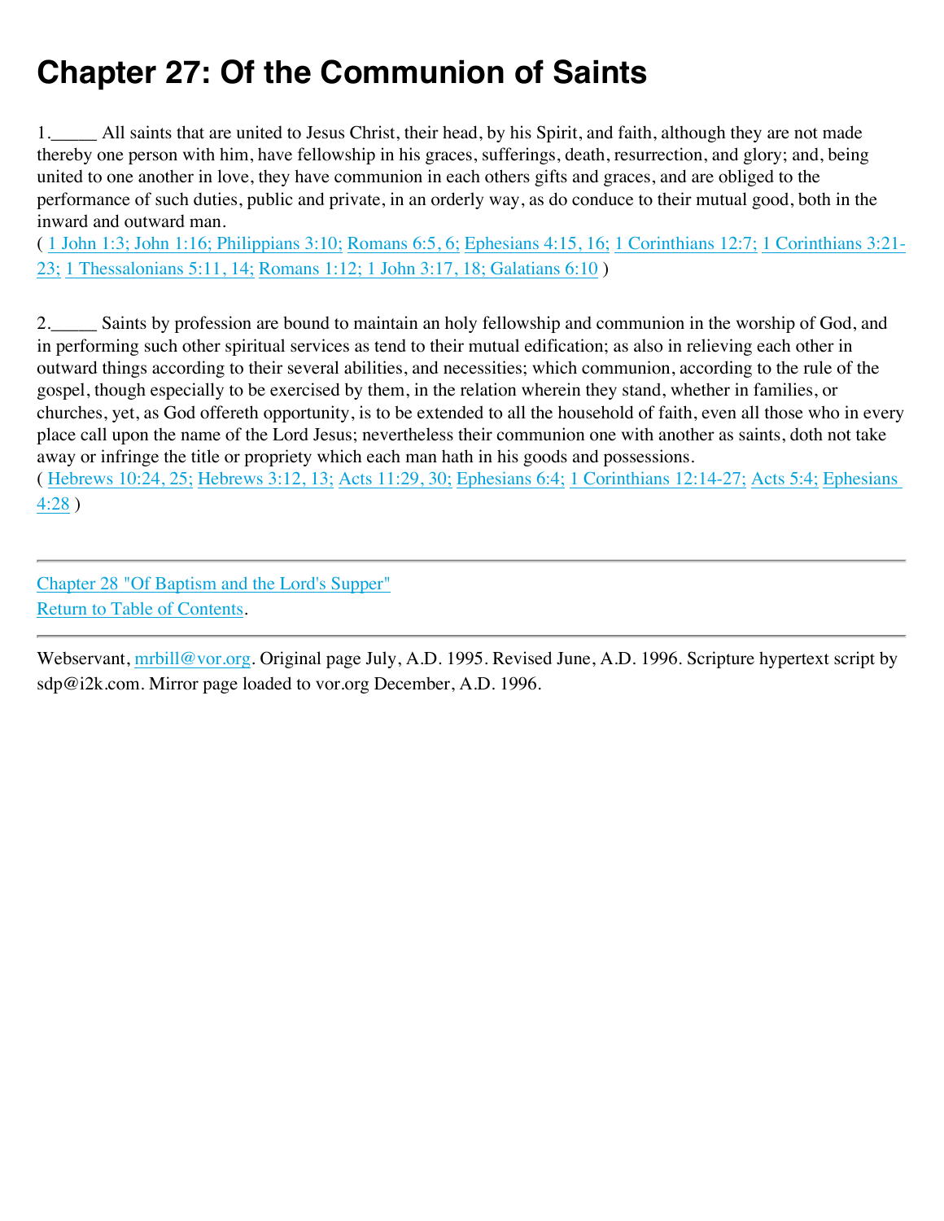# Chapter 27: Of the Communion of Saints

1.\_\_\_\_\_ All saints that are united to Jesus Christ, their head, by his Spirit, and faith, although they are not made thereby one person with him, have fellowship in his graces, sufferings, death, resurrection, and glory; and, being united to one another in love, they have communion in each others gifts and graces, and are obliged to the performance of such duties, public and private, in an orderly way, as do conduce to their mutual good, both in the inward and outward man.
( 1 John 1:3; John 1:16; Philippians 3:10; Romans 6:5, 6; Ephesians 4:15, 16; 1 Corinthians 12:7; 1 Corinthians 3:21-23; 1 Thessalonians 5:11, 14; Romans 1:12; 1 John 3:17, 18; Galatians 6:10 )

2.\_\_\_\_\_ Saints by profession are bound to maintain an holy fellowship and communion in the worship of God, and in performing such other spiritual services as tend to their mutual edification; as also in relieving each other in outward things according to their several abilities, and necessities; which communion, according to the rule of the gospel, though especially to be exercised by them, in the relation wherein they stand, whether in families, or churches, yet, as God offereth opportunity, is to be extended to all the household of faith, even all those who in every place call upon the name of the Lord Jesus; nevertheless their communion one with another as saints, doth not take away or infringe the title or propriety which each man hath in his goods and possessions.
( Hebrews 10:24, 25; Hebrews 3:12, 13; Acts 11:29, 30; Ephesians 6:4; 1 Corinthians 12:14-27; Acts 5:4; Ephesians 4:28 )

---

Chapter 28 "Of Baptism and the Lord's Supper"
Return to Table of Contents.

---

Webservant, mrbill@vor.org. Original page July, A.D. 1995. Revised June, A.D. 1996. Scripture hypertext script by sdp@i2k.com. Mirror page loaded to vor.org December, A.D. 1996.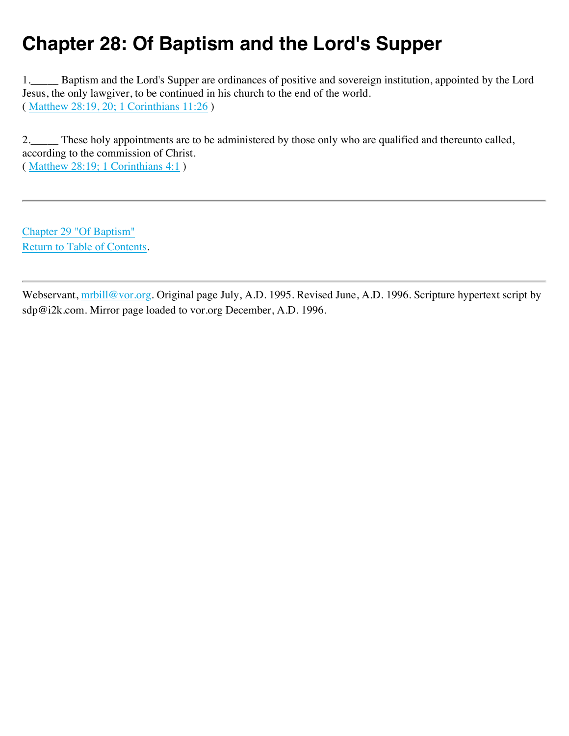# Chapter 28: Of Baptism and the Lord's Supper

1._____ Baptism and the Lord's Supper are ordinances of positive and sovereign institution, appointed by the Lord Jesus, the only lawgiver, to be continued in his church to the end of the world.
( Matthew 28:19, 20; 1 Corinthians 11:26 )

2._____ These holy appointments are to be administered by those only who are qualified and thereunto called, according to the commission of Christ.
( Matthew 28:19; 1 Corinthians 4:1 )

---

Chapter 29 "Of Baptism"
Return to Table of Contents.

---

Webservant, mrbill@vor.org. Original page July, A.D. 1995. Revised June, A.D. 1996. Scripture hypertext script by sdp@i2k.com. Mirror page loaded to vor.org December, A.D. 1996.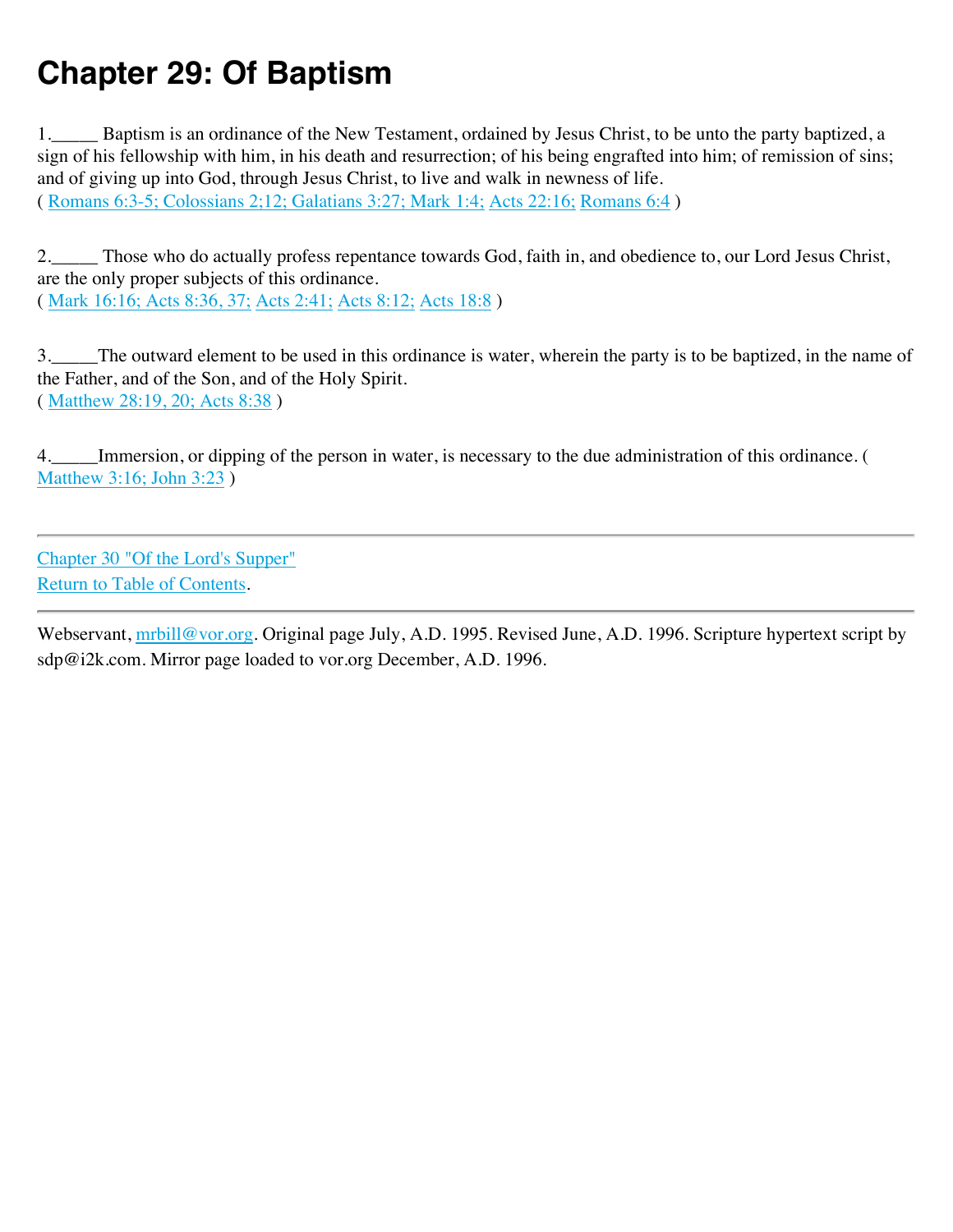# Chapter 29: Of Baptism

1._____ Baptism is an ordinance of the New Testament, ordained by Jesus Christ, to be unto the party baptized, a sign of his fellowship with him, in his death and resurrection; of his being engrafted into him; of remission of sins; and of giving up into God, through Jesus Christ, to live and walk in newness of life.
( Romans 6:3-5; Colossians 2;12; Galatians 3:27; Mark 1:4; Acts 22:16; Romans 6:4 )

2._____ Those who do actually profess repentance towards God, faith in, and obedience to, our Lord Jesus Christ, are the only proper subjects of this ordinance.
( Mark 16:16; Acts 8:36, 37; Acts 2:41; Acts 8:12; Acts 18:8 )

3._____The outward element to be used in this ordinance is water, wherein the party is to be baptized, in the name of the Father, and of the Son, and of the Holy Spirit.
( Matthew 28:19, 20; Acts 8:38 )

4._____Immersion, or dipping of the person in water, is necessary to the due administration of this ordinance. ( Matthew 3:16; John 3:23 )

---

Chapter 30 "Of the Lord's Supper"
Return to Table of Contents.

---

Webservant, mrbill@vor.org. Original page July, A.D. 1995. Revised June, A.D. 1996. Scripture hypertext script by sdp@i2k.com. Mirror page loaded to vor.org December, A.D. 1996.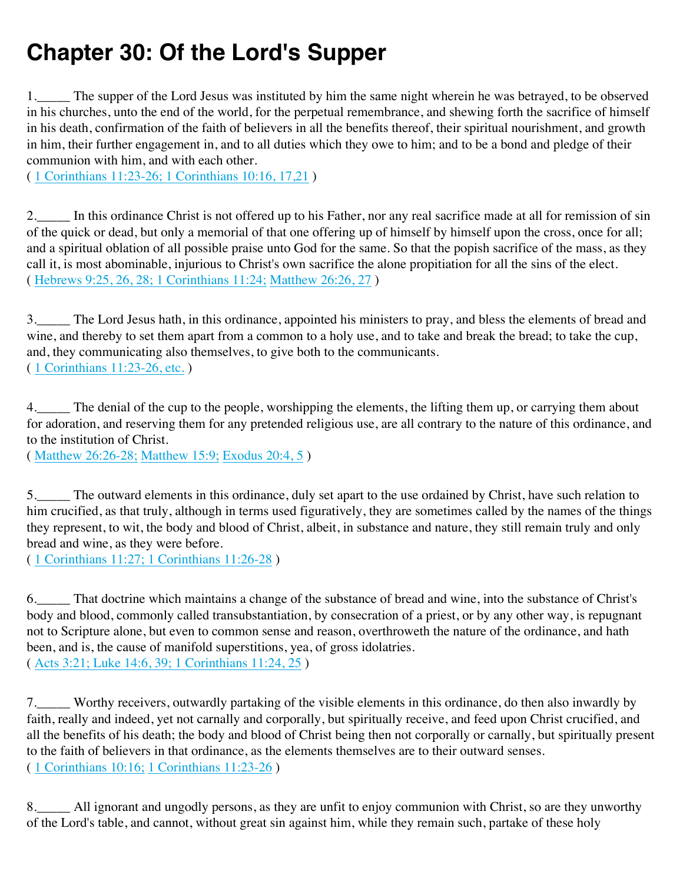# Chapter 30: Of the Lord's Supper

1._____ The supper of the Lord Jesus was instituted by him the same night wherein he was betrayed, to be observed in his churches, unto the end of the world, for the perpetual remembrance, and shewing forth the sacrifice of himself in his death, confirmation of the faith of believers in all the benefits thereof, their spiritual nourishment, and growth in him, their further engagement in, and to all duties which they owe to him; and to be a bond and pledge of their communion with him, and with each other.
( 1 Corinthians 11:23-26; 1 Corinthians 10:16, 17,21 )

2._____ In this ordinance Christ is not offered up to his Father, nor any real sacrifice made at all for remission of sin of the quick or dead, but only a memorial of that one offering up of himself by himself upon the cross, once for all; and a spiritual oblation of all possible praise unto God for the same. So that the popish sacrifice of the mass, as they call it, is most abominable, injurious to Christ's own sacrifice the alone propitiation for all the sins of the elect.
( Hebrews 9:25, 26, 28; 1 Corinthians 11:24; Matthew 26:26, 27 )

3._____ The Lord Jesus hath, in this ordinance, appointed his ministers to pray, and bless the elements of bread and wine, and thereby to set them apart from a common to a holy use, and to take and break the bread; to take the cup, and, they communicating also themselves, to give both to the communicants.
( 1 Corinthians 11:23-26, etc. )

4._____ The denial of the cup to the people, worshipping the elements, the lifting them up, or carrying them about for adoration, and reserving them for any pretended religious use, are all contrary to the nature of this ordinance, and to the institution of Christ.
( Matthew 26:26-28; Matthew 15:9; Exodus 20:4, 5 )

5._____ The outward elements in this ordinance, duly set apart to the use ordained by Christ, have such relation to him crucified, as that truly, although in terms used figuratively, they are sometimes called by the names of the things they represent, to wit, the body and blood of Christ, albeit, in substance and nature, they still remain truly and only bread and wine, as they were before.
( 1 Corinthians 11:27; 1 Corinthians 11:26-28 )

6._____ That doctrine which maintains a change of the substance of bread and wine, into the substance of Christ's body and blood, commonly called transubstantiation, by consecration of a priest, or by any other way, is repugnant not to Scripture alone, but even to common sense and reason, overthroweth the nature of the ordinance, and hath been, and is, the cause of manifold superstitions, yea, of gross idolatries.
( Acts 3:21; Luke 14:6, 39; 1 Corinthians 11:24, 25 )

7._____ Worthy receivers, outwardly partaking of the visible elements in this ordinance, do then also inwardly by faith, really and indeed, yet not carnally and corporally, but spiritually receive, and feed upon Christ crucified, and all the benefits of his death; the body and blood of Christ being then not corporally or carnally, but spiritually present to the faith of believers in that ordinance, as the elements themselves are to their outward senses.
( 1 Corinthians 10:16; 1 Corinthians 11:23-26 )

8._____ All ignorant and ungodly persons, as they are unfit to enjoy communion with Christ, so are they unworthy of the Lord's table, and cannot, without great sin against him, while they remain such, partake of these holy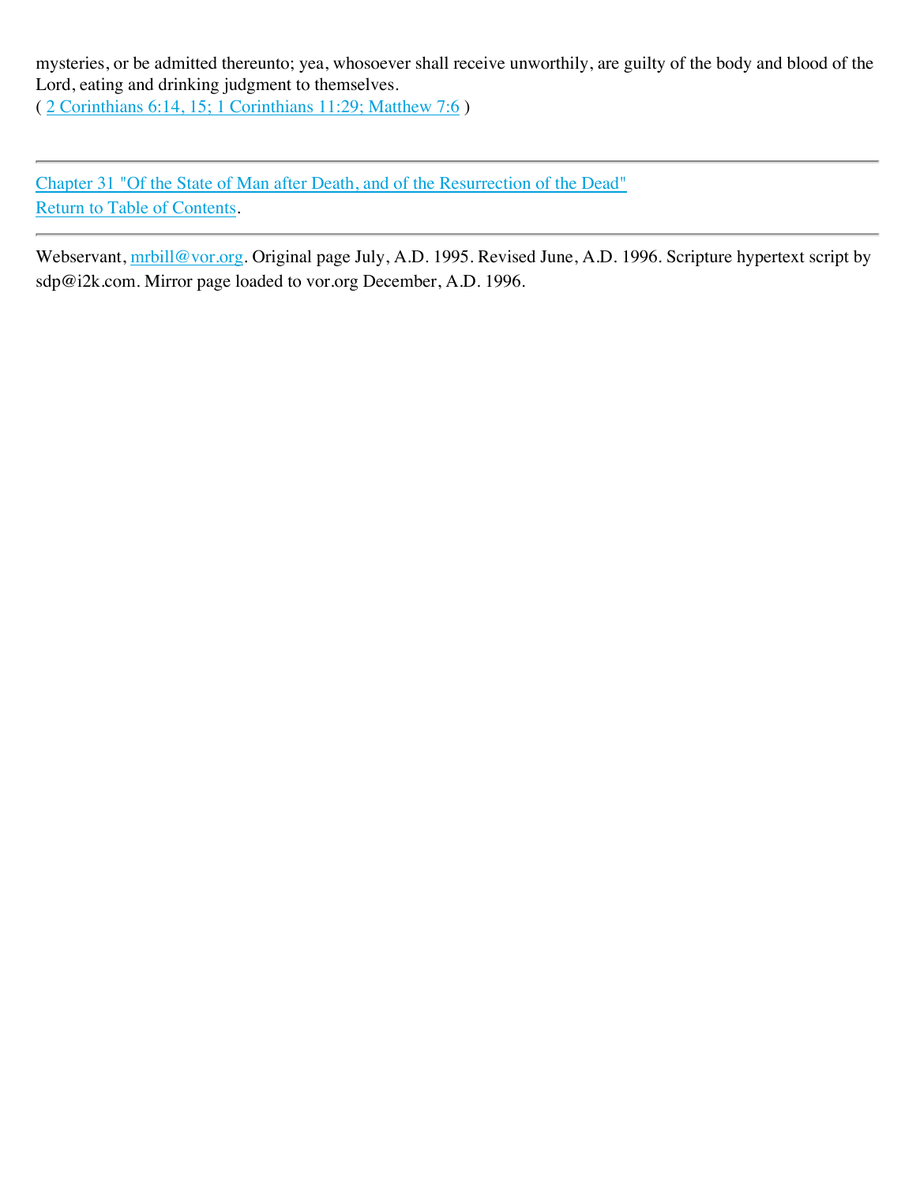mysteries, or be admitted thereunto; yea, whosoever shall receive unworthily, are guilty of the body and blood of the Lord, eating and drinking judgment to themselves.
( 2 Corinthians 6:14, 15; 1 Corinthians 11:29; Matthew 7:6 )

---

Chapter 31 "Of the State of Man after Death, and of the Resurrection of the Dead"
Return to Table of Contents.

---

Webservant, mrbill@vor.org. Original page July, A.D. 1995. Revised June, A.D. 1996. Scripture hypertext script by sdp@i2k.com. Mirror page loaded to vor.org December, A.D. 1996.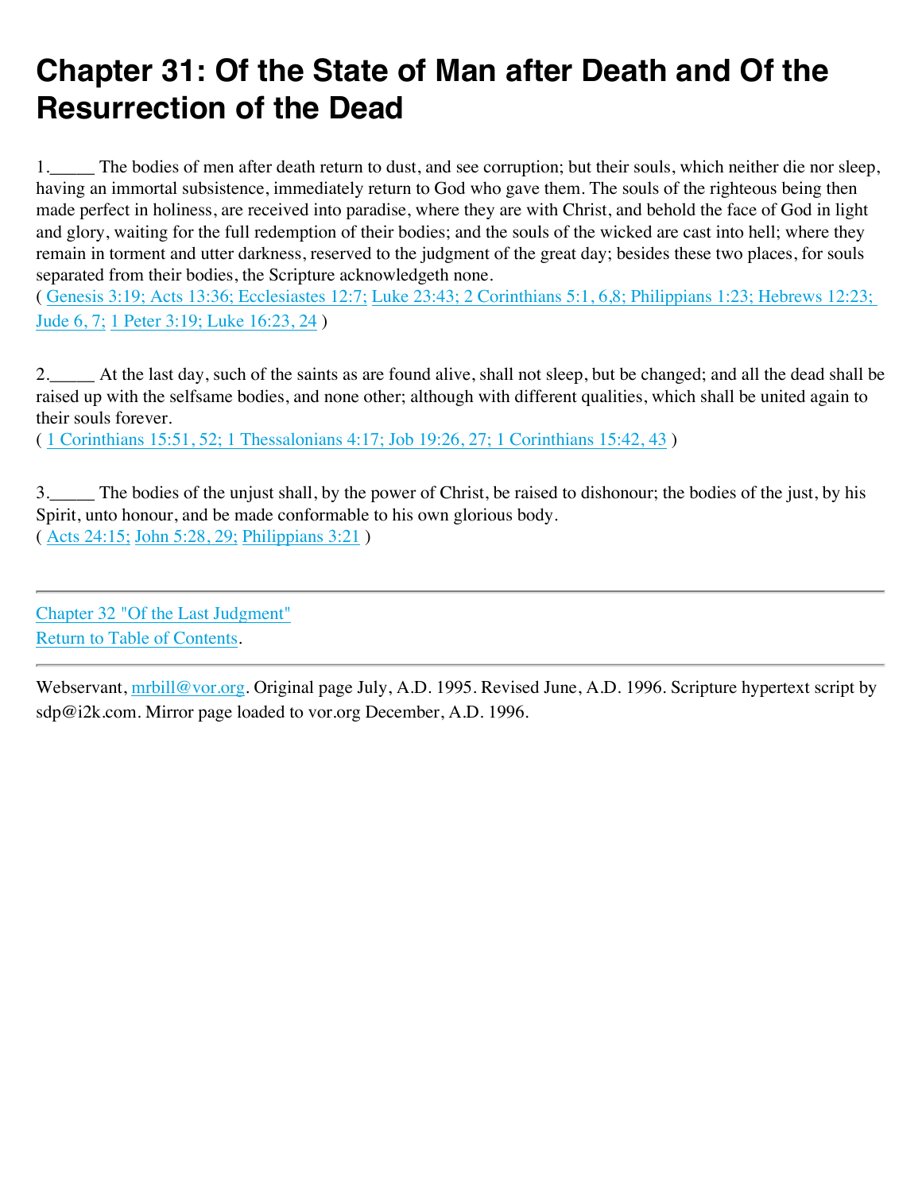# Chapter 31: Of the State of Man after Death and Of the Resurrection of the Dead

1._____ The bodies of men after death return to dust, and see corruption; but their souls, which neither die nor sleep, having an immortal subsistence, immediately return to God who gave them. The souls of the righteous being then made perfect in holiness, are received into paradise, where they are with Christ, and behold the face of God in light and glory, waiting for the full redemption of their bodies; and the souls of the wicked are cast into hell; where they remain in torment and utter darkness, reserved to the judgment of the great day; besides these two places, for souls separated from their bodies, the Scripture acknowledgeth none.
( Genesis 3:19; Acts 13:36; Ecclesiastes 12:7; Luke 23:43; 2 Corinthians 5:1, 6,8; Philippians 1:23; Hebrews 12:23; Jude 6, 7; 1 Peter 3:19; Luke 16:23, 24 )

2._____ At the last day, such of the saints as are found alive, shall not sleep, but be changed; and all the dead shall be raised up with the selfsame bodies, and none other; although with different qualities, which shall be united again to their souls forever.
( 1 Corinthians 15:51, 52; 1 Thessalonians 4:17; Job 19:26, 27; 1 Corinthians 15:42, 43 )

3._____ The bodies of the unjust shall, by the power of Christ, be raised to dishonour; the bodies of the just, by his Spirit, unto honour, and be made conformable to his own glorious body.
( Acts 24:15; John 5:28, 29; Philippians 3:21 )

---

Chapter 32 "Of the Last Judgment"
Return to Table of Contents.

---

Webservant, mrbill@vor.org. Original page July, A.D. 1995. Revised June, A.D. 1996. Scripture hypertext script by sdp@i2k.com. Mirror page loaded to vor.org December, A.D. 1996.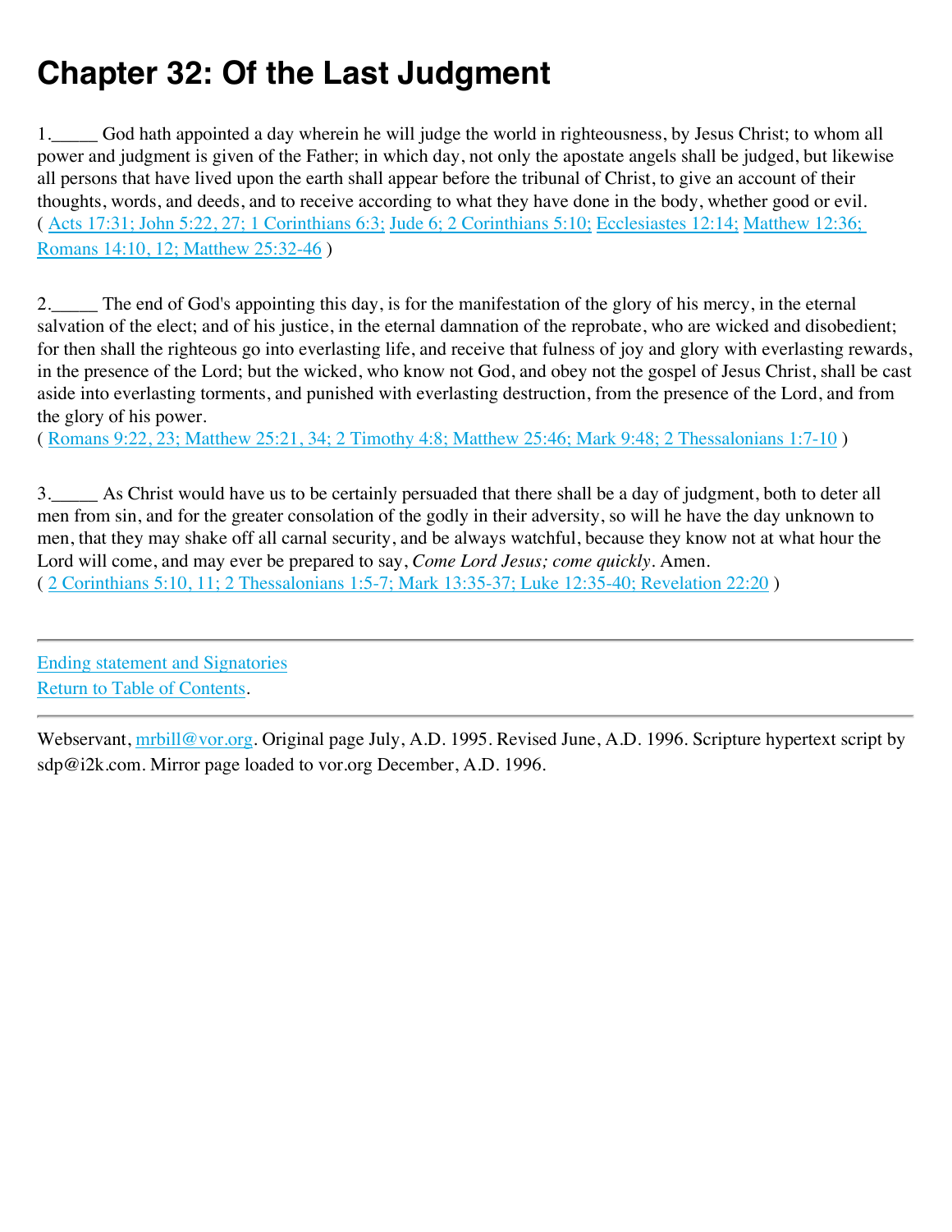# Chapter 32: Of the Last Judgment

1._____ God hath appointed a day wherein he will judge the world in righteousness, by Jesus Christ; to whom all power and judgment is given of the Father; in which day, not only the apostate angels shall be judged, but likewise all persons that have lived upon the earth shall appear before the tribunal of Christ, to give an account of their thoughts, words, and deeds, and to receive according to what they have done in the body, whether good or evil.
( Acts 17:31; John 5:22, 27; 1 Corinthians 6:3; Jude 6; 2 Corinthians 5:10; Ecclesiastes 12:14; Matthew 12:36; Romans 14:10, 12; Matthew 25:32-46 )

2._____ The end of God's appointing this day, is for the manifestation of the glory of his mercy, in the eternal salvation of the elect; and of his justice, in the eternal damnation of the reprobate, who are wicked and disobedient; for then shall the righteous go into everlasting life, and receive that fulness of joy and glory with everlasting rewards, in the presence of the Lord; but the wicked, who know not God, and obey not the gospel of Jesus Christ, shall be cast aside into everlasting torments, and punished with everlasting destruction, from the presence of the Lord, and from the glory of his power.
( Romans 9:22, 23; Matthew 25:21, 34; 2 Timothy 4:8; Matthew 25:46; Mark 9:48; 2 Thessalonians 1:7-10 )

3._____ As Christ would have us to be certainly persuaded that there shall be a day of judgment, both to deter all men from sin, and for the greater consolation of the godly in their adversity, so will he have the day unknown to men, that they may shake off all carnal security, and be always watchful, because they know not at what hour the Lord will come, and may ever be prepared to say, *Come Lord Jesus; come quickly*. Amen.
( 2 Corinthians 5:10, 11; 2 Thessalonians 1:5-7; Mark 13:35-37; Luke 12:35-40; Revelation 22:20 )

---

Ending statement and Signatories
Return to Table of Contents.

---

Webservant, mrbill@vor.org. Original page July, A.D. 1995. Revised June, A.D. 1996. Scripture hypertext script by sdp@i2k.com. Mirror page loaded to vor.org December, A.D. 1996.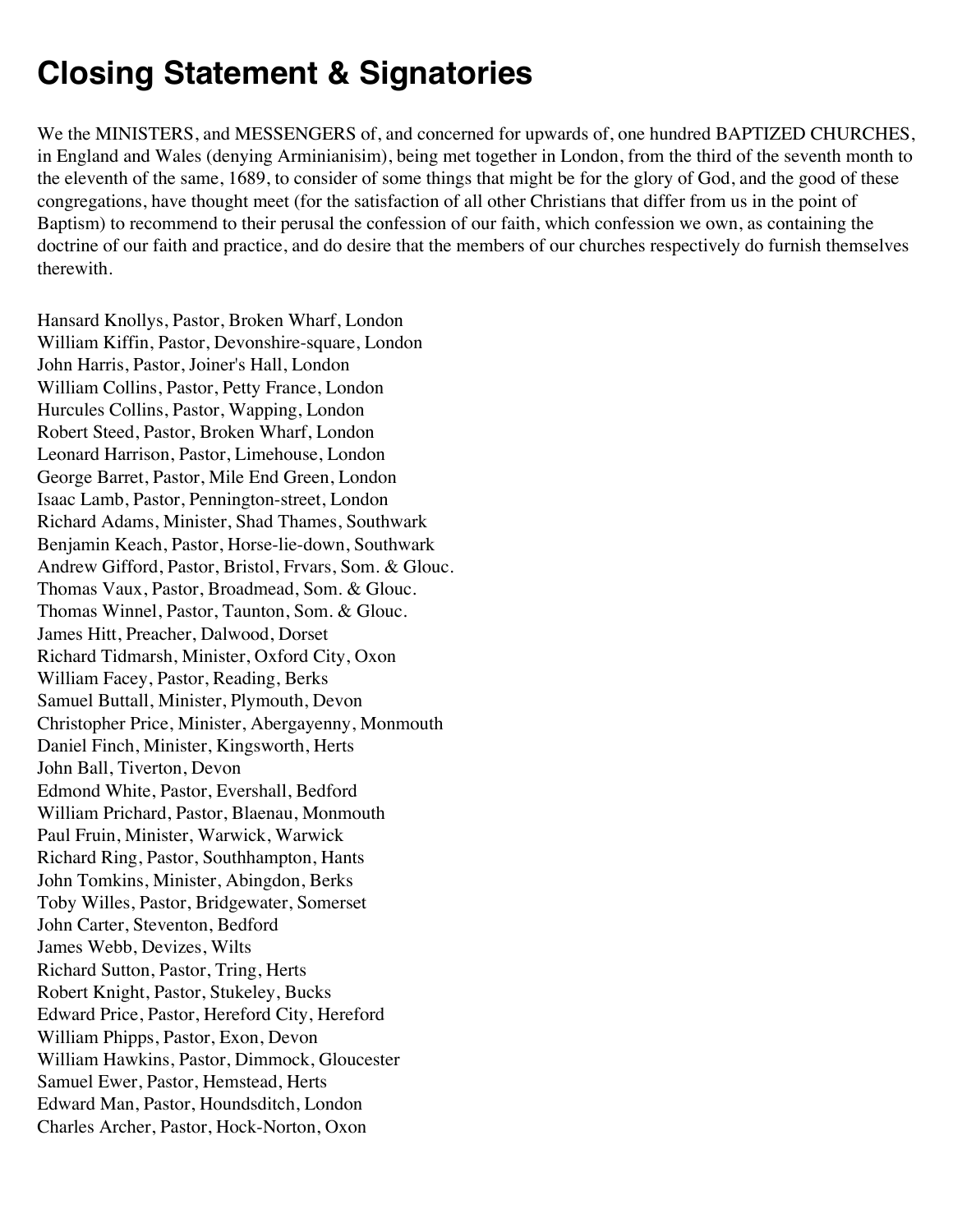# Closing Statement & Signatories

We the MINISTERS, and MESSENGERS of, and concerned for upwards of, one hundred BAPTIZED CHURCHES, in England and Wales (denying Arminianisim), being met together in London, from the third of the seventh month to the eleventh of the same, 1689, to consider of some things that might be for the glory of God, and the good of these congregations, have thought meet (for the satisfaction of all other Christians that differ from us in the point of Baptism) to recommend to their perusal the confession of our faith, which confession we own, as containing the doctrine of our faith and practice, and do desire that the members of our churches respectively do furnish themselves therewith.

Hansard Knollys, Pastor, Broken Wharf, London  
William Kiffin, Pastor, Devonshire-square, London  
John Harris, Pastor, Joiner's Hall, London  
William Collins, Pastor, Petty France, London  
Hurcules Collins, Pastor, Wapping, London  
Robert Steed, Pastor, Broken Wharf, London  
Leonard Harrison, Pastor, Limehouse, London  
George Barret, Pastor, Mile End Green, London  
Isaac Lamb, Pastor, Pennington-street, London  
Richard Adams, Minister, Shad Thames, Southwark  
Benjamin Keach, Pastor, Horse-lie-down, Southwark  
Andrew Gifford, Pastor, Bristol, Frvars, Som. & Glouc.  
Thomas Vaux, Pastor, Broadmead, Som. & Glouc.  
Thomas Winnel, Pastor, Taunton, Som. & Glouc.  
James Hitt, Preacher, Dalwood, Dorset  
Richard Tidmarsh, Minister, Oxford City, Oxon  
William Facey, Pastor, Reading, Berks  
Samuel Buttall, Minister, Plymouth, Devon  
Christopher Price, Minister, Abergayenny, Monmouth  
Daniel Finch, Minister, Kingsworth, Herts  
John Ball, Tiverton, Devon  
Edmond White, Pastor, Evershall, Bedford  
William Prichard, Pastor, Blaenau, Monmouth  
Paul Fruin, Minister, Warwick, Warwick  
Richard Ring, Pastor, Southhampton, Hants  
John Tomkins, Minister, Abingdon, Berks  
Toby Willes, Pastor, Bridgewater, Somerset  
John Carter, Steventon, Bedford  
James Webb, Devizes, Wilts  
Richard Sutton, Pastor, Tring, Herts  
Robert Knight, Pastor, Stukeley, Bucks  
Edward Price, Pastor, Hereford City, Hereford  
William Phipps, Pastor, Exon, Devon  
William Hawkins, Pastor, Dimmock, Gloucester  
Samuel Ewer, Pastor, Hemstead, Herts  
Edward Man, Pastor, Houndsditch, London  
Charles Archer, Pastor, Hock-Norton, Oxon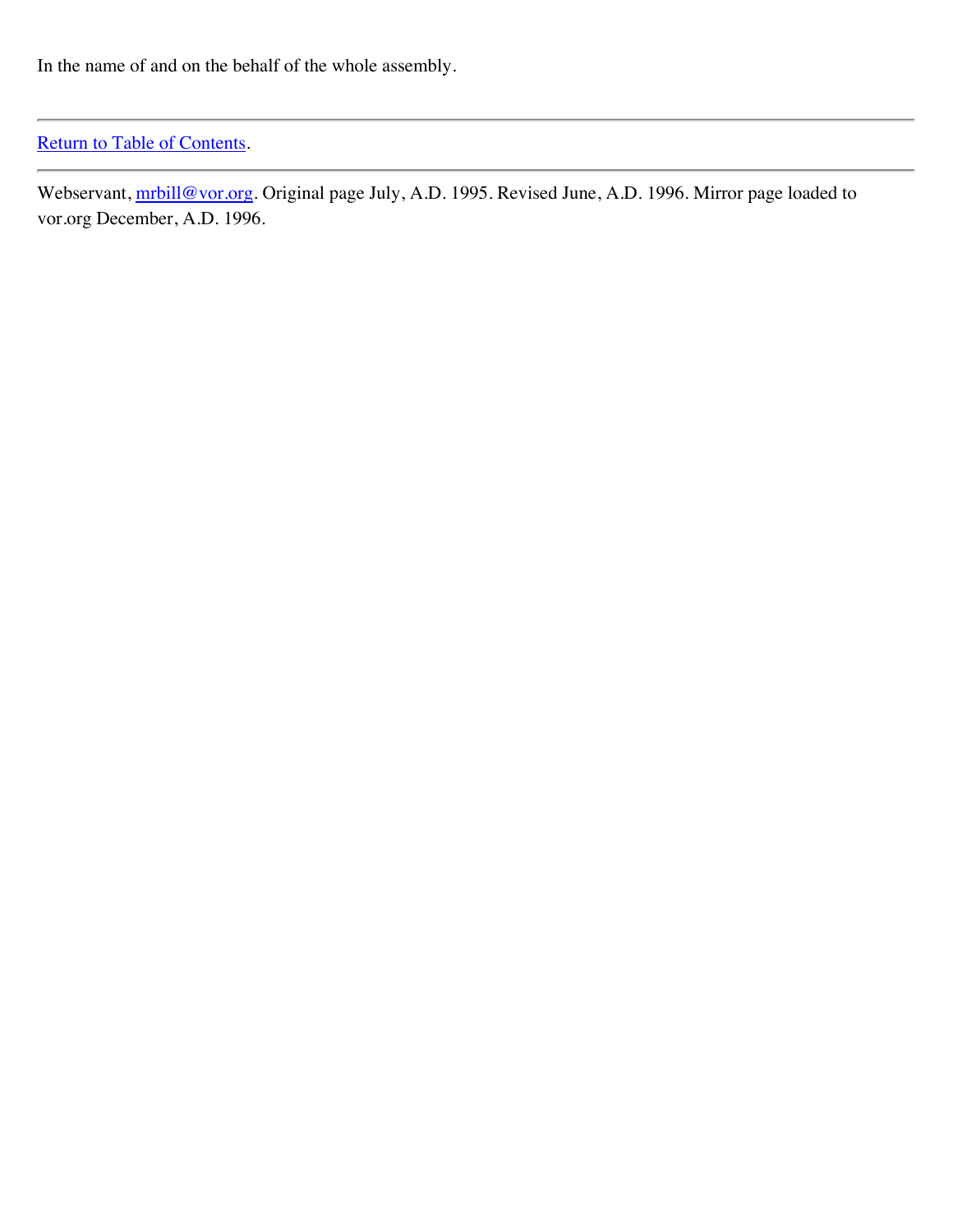In the name of and on the behalf of the whole assembly.

---

Return to Table of Contents.

---

Webservant, mrbill@vor.org. Original page July, A.D. 1995. Revised June, A.D. 1996. Mirror page loaded to vor.org December, A.D. 1996.